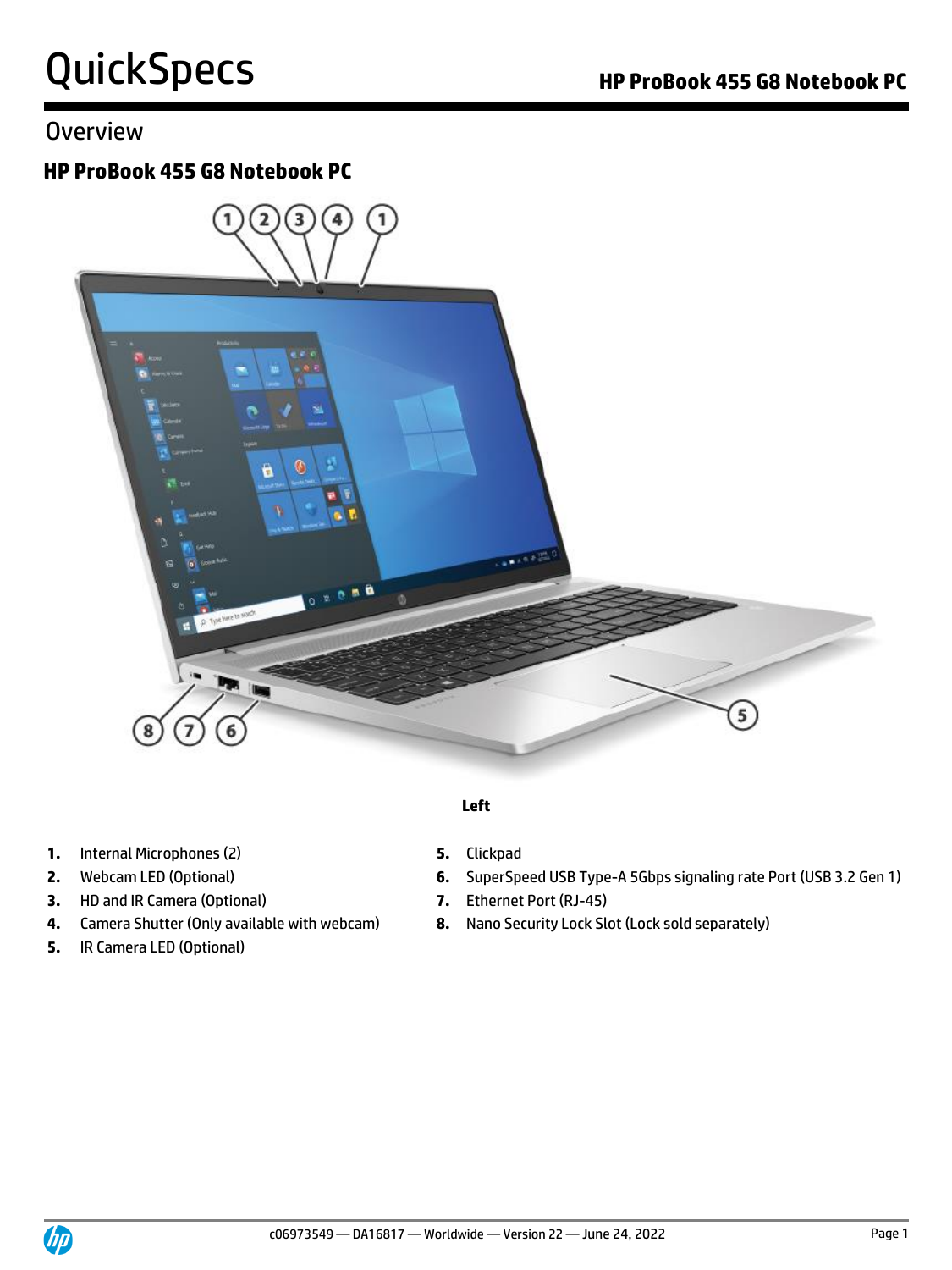# QuickSpecs

## Overview

### HP ProBook 455 G8 Notebook PC

**Left**

1. Internal Microphones (2)
2. Webcam LED (Optional)
3. HD and IR Camera (Optional)
4. Camera Shutter (Only available with webcam)
5. IR Camera LED (Optional)
5. Clickpad
6. SuperSpeed USB Type-A 5Gbps signaling rate Port (USB 3.2 Gen 1)
7. Ethernet Port (RJ-45)
8. Nano Security Lock Slot (Lock sold separately)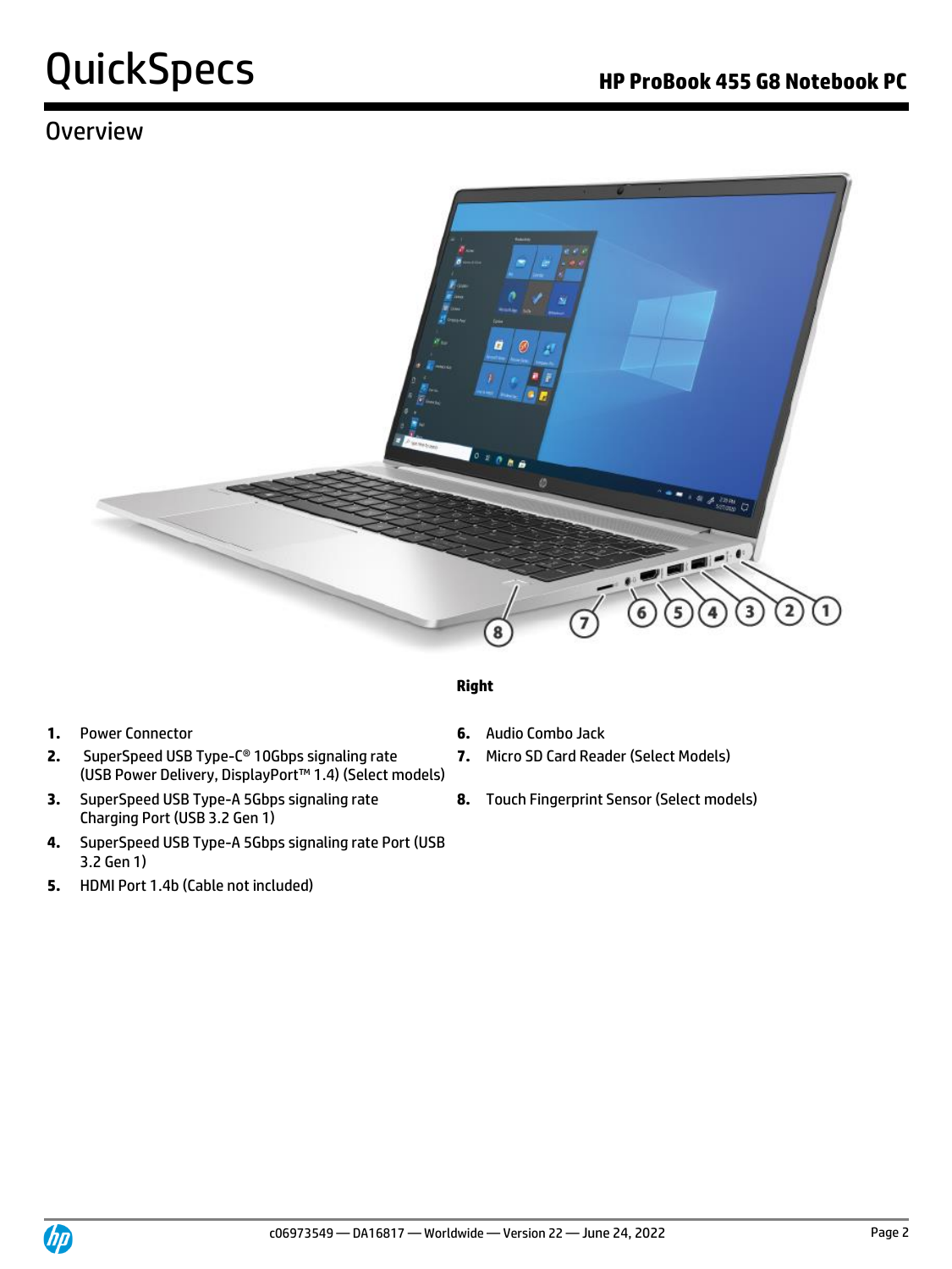# Overview

**Right**

1. Power Connector
2. SuperSpeed USB Type-C® 10Gbps signaling rate (USB Power Delivery, DisplayPort™ 1.4) (Select models)
3. SuperSpeed USB Type-A 5Gbps signaling rate Charging Port (USB 3.2 Gen 1)
4. SuperSpeed USB Type-A 5Gbps signaling rate Port (USB 3.2 Gen 1)
5. HDMI Port 1.4b (Cable not included)
6. Audio Combo Jack
7. Micro SD Card Reader (Select Models)
8. Touch Fingerprint Sensor (Select models)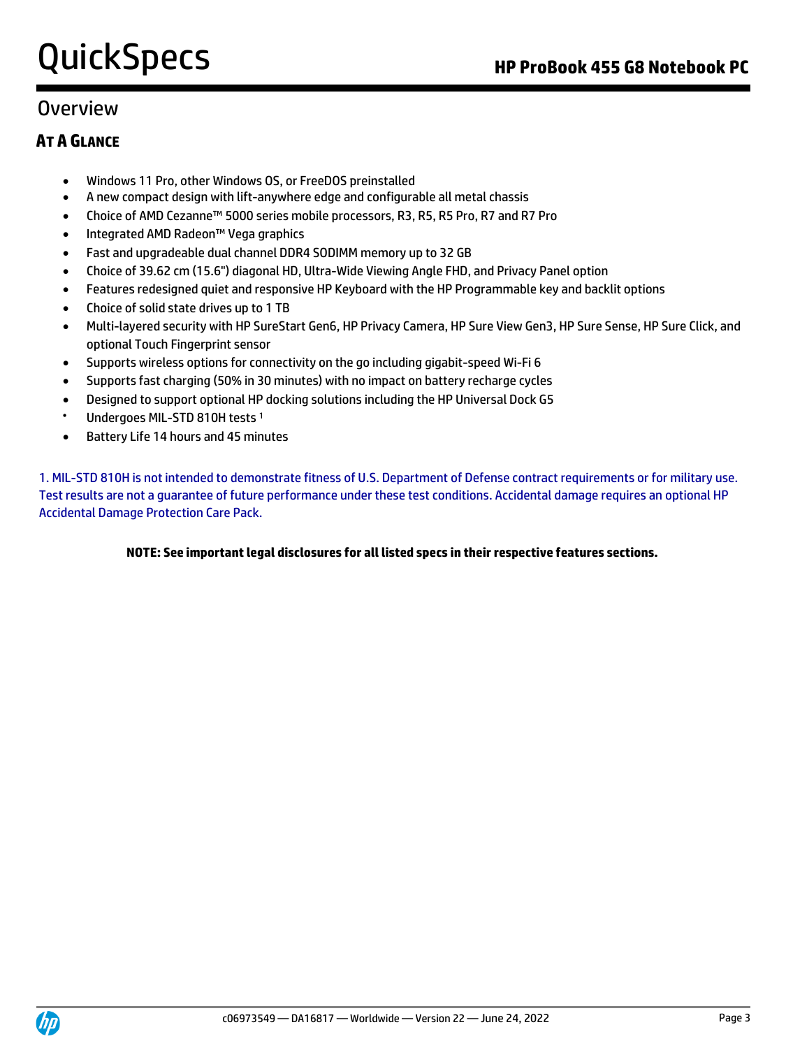## Overview

### At a Glance

- Windows 11 Pro, other Windows OS, or FreeDOS preinstalled
- A new compact design with lift-anywhere edge and configurable all metal chassis
- Choice of AMD Cezanne™ 5000 series mobile processors, R3, R5, R5 Pro, R7 and R7 Pro
- Integrated AMD Radeon™ Vega graphics
- Fast and upgradeable dual channel DDR4 SODIMM memory up to 32 GB
- Choice of 39.62 cm (15.6") diagonal HD, Ultra-Wide Viewing Angle FHD, and Privacy Panel option
- Features redesigned quiet and responsive HP Keyboard with the HP Programmable key and backlit options
- Choice of solid state drives up to 1 TB
- Multi-layered security with HP SureStart Gen6, HP Privacy Camera, HP Sure View Gen3, HP Sure Sense, HP Sure Click, and optional Touch Fingerprint sensor
- Supports wireless options for connectivity on the go including gigabit-speed Wi-Fi 6
- Supports fast charging (50% in 30 minutes) with no impact on battery recharge cycles
- Designed to support optional HP docking solutions including the HP Universal Dock G5
- Undergoes MIL-STD 810H tests [1]
- Battery Life 14 hours and 45 minutes

1. MIL-STD 810H is not intended to demonstrate fitness of U.S. Department of Defense contract requirements or for military use. Test results are not a guarantee of future performance under these test conditions. Accidental damage requires an optional HP Accidental Damage Protection Care Pack.

**NOTE: See important legal disclosures for all listed specs in their respective features sections.**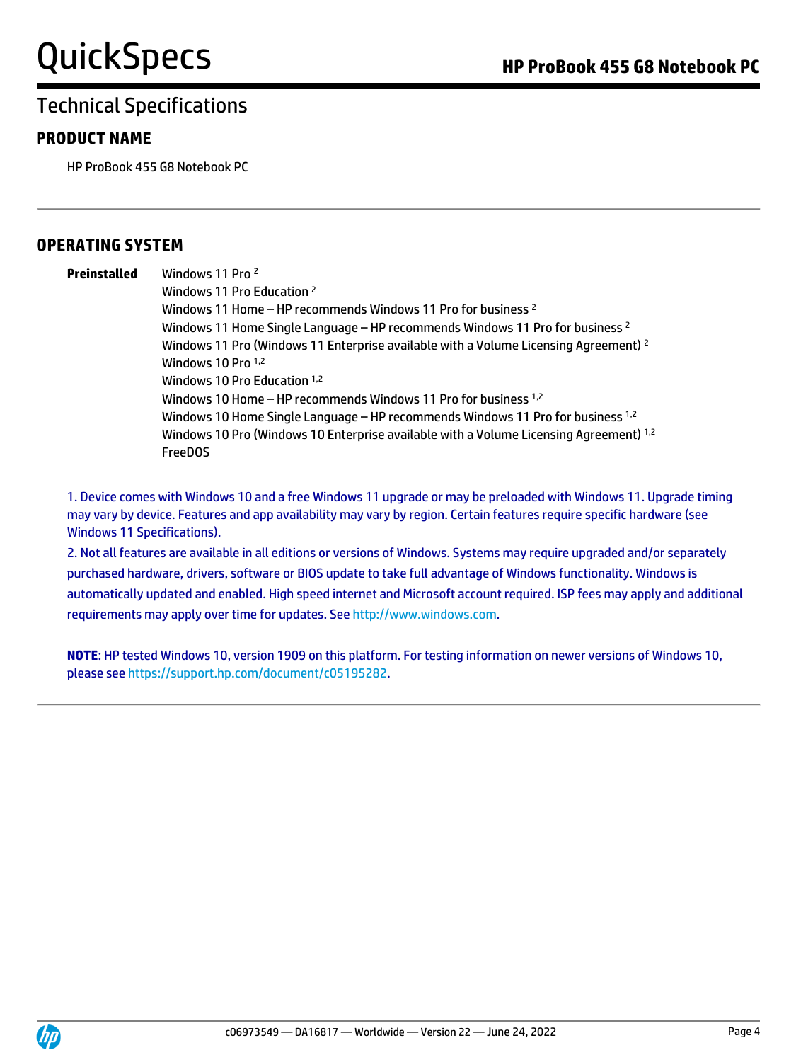# Technical Specifications

## PRODUCT NAME

HP ProBook 455 G8 Notebook PC

## OPERATING SYSTEM

**Preinstalled**

Windows 11 Pro [2]
Windows 11 Pro Education [2]
Windows 11 Home – HP recommends Windows 11 Pro for business [2]
Windows 11 Home Single Language – HP recommends Windows 11 Pro for business [2]
Windows 11 Pro (Windows 11 Enterprise available with a Volume Licensing Agreement) [2]
Windows 10 Pro [1,2]
Windows 10 Pro Education [1,2]
Windows 10 Home – HP recommends Windows 11 Pro for business [1,2]
Windows 10 Home Single Language – HP recommends Windows 11 Pro for business [1,2]
Windows 10 Pro (Windows 10 Enterprise available with a Volume Licensing Agreement) [1,2]
FreeDOS

1. Device comes with Windows 10 and a free Windows 11 upgrade or may be preloaded with Windows 11. Upgrade timing may vary by device. Features and app availability may vary by region. Certain features require specific hardware (see Windows 11 Specifications).
2. Not all features are available in all editions or versions of Windows. Systems may require upgraded and/or separately purchased hardware, drivers, software or BIOS update to take full advantage of Windows functionality. Windows is automatically updated and enabled. High speed internet and Microsoft account required. ISP fees may apply and additional requirements may apply over time for updates. See http://www.windows.com.

**NOTE**: HP tested Windows 10, version 1909 on this platform. For testing information on newer versions of Windows 10, please see https://support.hp.com/document/c05195282.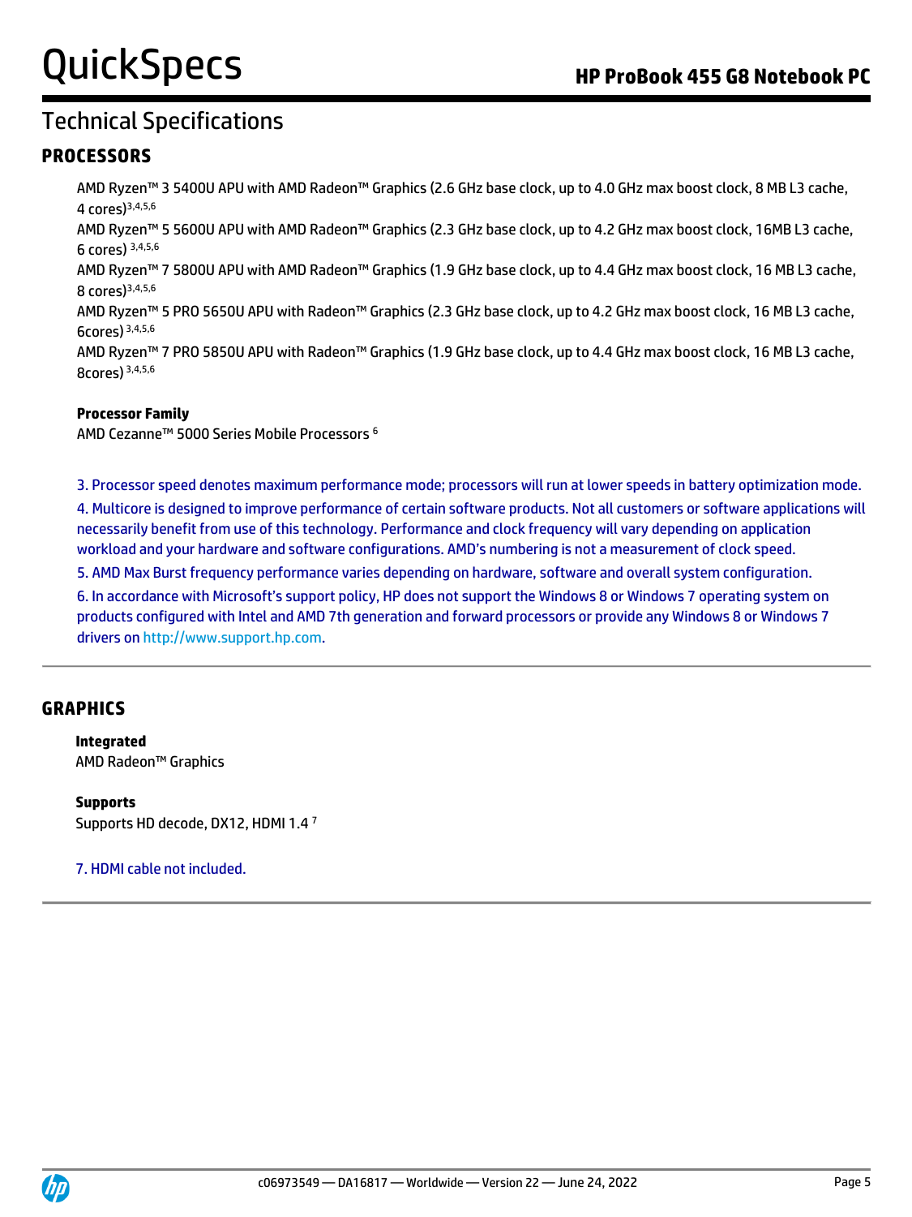## Technical Specifications

### PROCESSORS

AMD Ryzen™ 3 5400U APU with AMD Radeon™ Graphics (2.6 GHz base clock, up to 4.0 GHz max boost clock, 8 MB L3 cache, 4 cores)[3,4,5,6]

AMD Ryzen™ 5 5600U APU with AMD Radeon™ Graphics (2.3 GHz base clock, up to 4.2 GHz max boost clock, 16MB L3 cache, 6 cores) [3,4,5,6]

AMD Ryzen™ 7 5800U APU with AMD Radeon™ Graphics (1.9 GHz base clock, up to 4.4 GHz max boost clock, 16 MB L3 cache, 8 cores)[3,4,5,6]

AMD Ryzen™ 5 PRO 5650U APU with Radeon™ Graphics (2.3 GHz base clock, up to 4.2 GHz max boost clock, 16 MB L3 cache, 6cores) [3,4,5,6]

AMD Ryzen™ 7 PRO 5850U APU with Radeon™ Graphics (1.9 GHz base clock, up to 4.4 GHz max boost clock, 16 MB L3 cache, 8cores) [3,4,5,6]

**Processor Family**

AMD Cezanne™ 5000 Series Mobile Processors [6]

3. Processor speed denotes maximum performance mode; processors will run at lower speeds in battery optimization mode.

4. Multicore is designed to improve performance of certain software products. Not all customers or software applications will necessarily benefit from use of this technology. Performance and clock frequency will vary depending on application workload and your hardware and software configurations. AMD's numbering is not a measurement of clock speed.

5. AMD Max Burst frequency performance varies depending on hardware, software and overall system configuration.

6. In accordance with Microsoft's support policy, HP does not support the Windows 8 or Windows 7 operating system on products configured with Intel and AMD 7th generation and forward processors or provide any Windows 8 or Windows 7 drivers on http://www.support.hp.com.

### GRAPHICS

**Integrated**

AMD Radeon™ Graphics

**Supports**

Supports HD decode, DX12, HDMI 1.4 [7]

7. HDMI cable not included.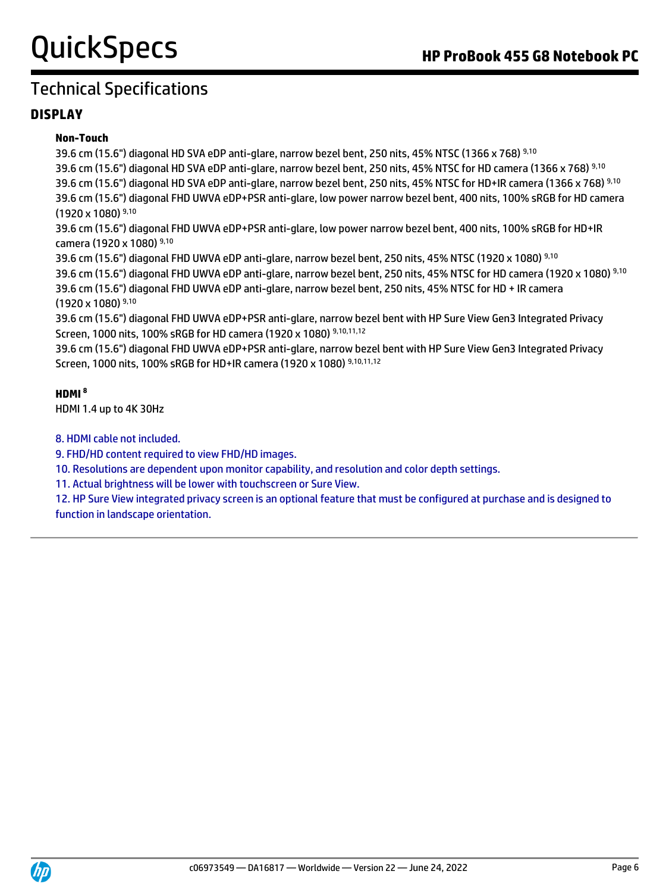## Technical Specifications

### DISPLAY

**Non-Touch**

39.6 cm (15.6") diagonal HD SVA eDP anti-glare, narrow bezel bent, 250 nits, 45% NTSC (1366 x 768) [9,10]

39.6 cm (15.6") diagonal HD SVA eDP anti-glare, narrow bezel bent, 250 nits, 45% NTSC for HD camera (1366 x 768) [9,10]

39.6 cm (15.6") diagonal HD SVA eDP anti-glare, narrow bezel bent, 250 nits, 45% NTSC for HD+IR camera (1366 x 768) [9,10]

39.6 cm (15.6") diagonal FHD UWVA eDP+PSR anti-glare, low power narrow bezel bent, 400 nits, 100% sRGB for HD camera (1920 x 1080) [9,10]

39.6 cm (15.6") diagonal FHD UWVA eDP+PSR anti-glare, low power narrow bezel bent, 400 nits, 100% sRGB for HD+IR camera (1920 x 1080) [9,10]

39.6 cm (15.6") diagonal FHD UWVA eDP anti-glare, narrow bezel bent, 250 nits, 45% NTSC (1920 x 1080) [9,10]

39.6 cm (15.6") diagonal FHD UWVA eDP anti-glare, narrow bezel bent, 250 nits, 45% NTSC for HD camera (1920 x 1080) [9,10]

39.6 cm (15.6") diagonal FHD UWVA eDP anti-glare, narrow bezel bent, 250 nits, 45% NTSC for HD + IR camera (1920 x 1080) [9,10]

39.6 cm (15.6") diagonal FHD UWVA eDP+PSR anti-glare, narrow bezel bent with HP Sure View Gen3 Integrated Privacy Screen, 1000 nits, 100% sRGB for HD camera (1920 x 1080) [9,10,11,12]

39.6 cm (15.6") diagonal FHD UWVA eDP+PSR anti-glare, narrow bezel bent with HP Sure View Gen3 Integrated Privacy Screen, 1000 nits, 100% sRGB for HD+IR camera (1920 x 1080) [9,10,11,12]

**HDMI** [8]

HDMI 1.4 up to 4K 30Hz

8. HDMI cable not included.
9. FHD/HD content required to view FHD/HD images.
10. Resolutions are dependent upon monitor capability, and resolution and color depth settings.
11. Actual brightness will be lower with touchscreen or Sure View.
12. HP Sure View integrated privacy screen is an optional feature that must be configured at purchase and is designed to function in landscape orientation.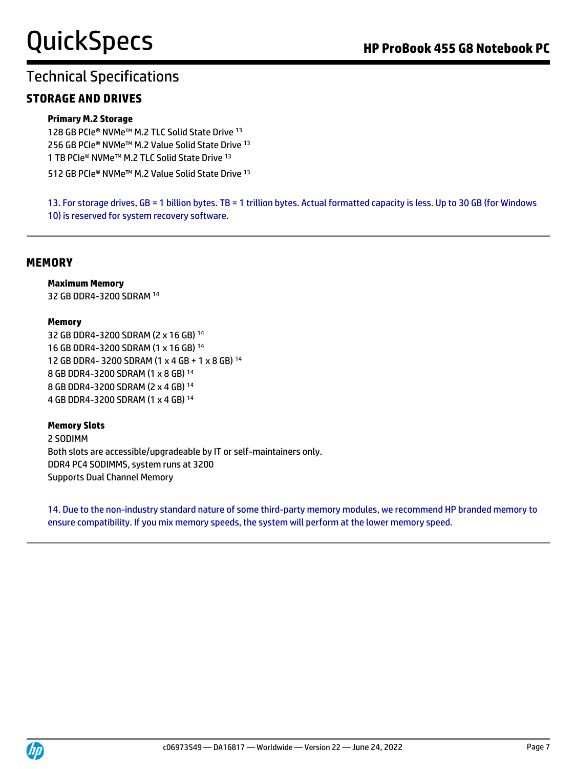## Technical Specifications

### STORAGE AND DRIVES

**Primary M.2 Storage**

128 GB PCIe® NVMe™ M.2 TLC Solid State Drive [13]
256 GB PCIe® NVMe™ M.2 Value Solid State Drive [13]
1 TB PCIe® NVMe™ M.2 TLC Solid State Drive [13]
512 GB PCIe® NVMe™ M.2 Value Solid State Drive [13]

13. For storage drives, GB = 1 billion bytes. TB = 1 trillion bytes. Actual formatted capacity is less. Up to 30 GB (for Windows 10) is reserved for system recovery software.

### MEMORY

**Maximum Memory**

32 GB DDR4-3200 SDRAM [14]

**Memory**

32 GB DDR4-3200 SDRAM (2 x 16 GB) [14]
16 GB DDR4-3200 SDRAM (1 x 16 GB) [14]
12 GB DDR4- 3200 SDRAM (1 x 4 GB + 1 x 8 GB) [14]
8 GB DDR4-3200 SDRAM (1 x 8 GB) [14]
8 GB DDR4-3200 SDRAM (2 x 4 GB) [14]
4 GB DDR4-3200 SDRAM (1 x 4 GB) [14]

**Memory Slots**

2 SODIMM
Both slots are accessible/upgradeable by IT or self-maintainers only.
DDR4 PC4 SODIMMS, system runs at 3200
Supports Dual Channel Memory

14. Due to the non-industry standard nature of some third-party memory modules, we recommend HP branded memory to ensure compatibility. If you mix memory speeds, the system will perform at the lower memory speed.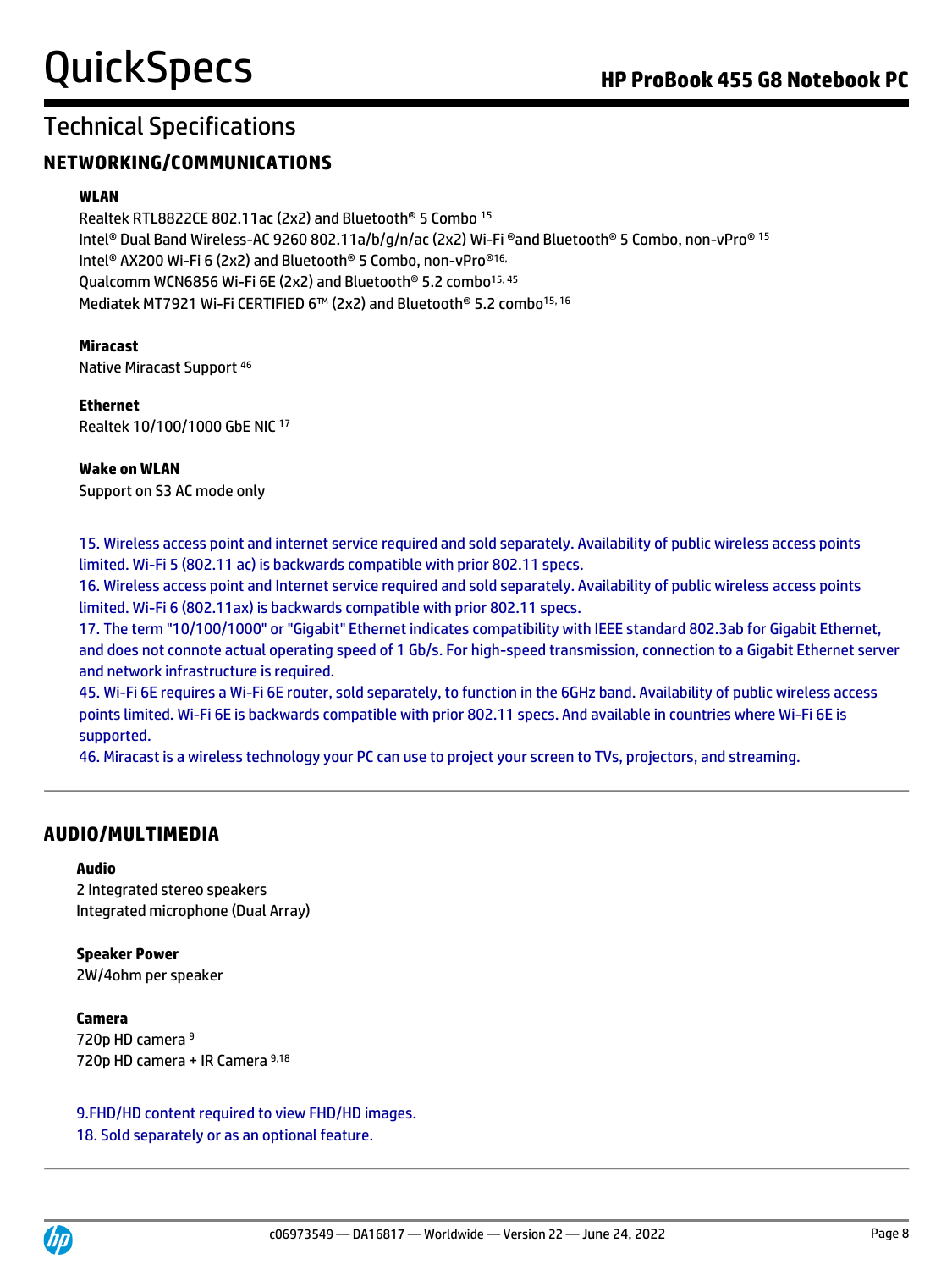## Technical Specifications

### NETWORKING/COMMUNICATIONS

**WLAN**

Realtek RTL8822CE 802.11ac (2x2) and Bluetooth® 5 Combo [15]
Intel® Dual Band Wireless-AC 9260 802.11a/b/g/n/ac (2x2) Wi-Fi ®and Bluetooth® 5 Combo, non-vPro® [15]
Intel® AX200 Wi-Fi 6 (2x2) and Bluetooth® 5 Combo, non-vPro®[16],
Qualcomm WCN6856 Wi-Fi 6E (2x2) and Bluetooth® 5.2 combo[15, 45]
Mediatek MT7921 Wi-Fi CERTIFIED 6™ (2x2) and Bluetooth® 5.2 combo[15, 16]

**Miracast**

Native Miracast Support [46]

**Ethernet**

Realtek 10/100/1000 GbE NIC [17]

**Wake on WLAN**

Support on S3 AC mode only

15. Wireless access point and internet service required and sold separately. Availability of public wireless access points limited. Wi-Fi 5 (802.11 ac) is backwards compatible with prior 802.11 specs.
16. Wireless access point and Internet service required and sold separately. Availability of public wireless access points limited. Wi-Fi 6 (802.11ax) is backwards compatible with prior 802.11 specs.
17. The term "10/100/1000" or "Gigabit" Ethernet indicates compatibility with IEEE standard 802.3ab for Gigabit Ethernet, and does not connote actual operating speed of 1 Gb/s. For high-speed transmission, connection to a Gigabit Ethernet server and network infrastructure is required.
45. Wi-Fi 6E requires a Wi-Fi 6E router, sold separately, to function in the 6GHz band. Availability of public wireless access points limited. Wi-Fi 6E is backwards compatible with prior 802.11 specs. And available in countries where Wi-Fi 6E is supported.
46. Miracast is a wireless technology your PC can use to project your screen to TVs, projectors, and streaming.

### AUDIO/MULTIMEDIA

**Audio**

2 Integrated stereo speakers
Integrated microphone (Dual Array)

**Speaker Power**

2W/4ohm per speaker

**Camera**

720p HD camera [9]
720p HD camera + IR Camera [9,18]

9.FHD/HD content required to view FHD/HD images.
18. Sold separately or as an optional feature.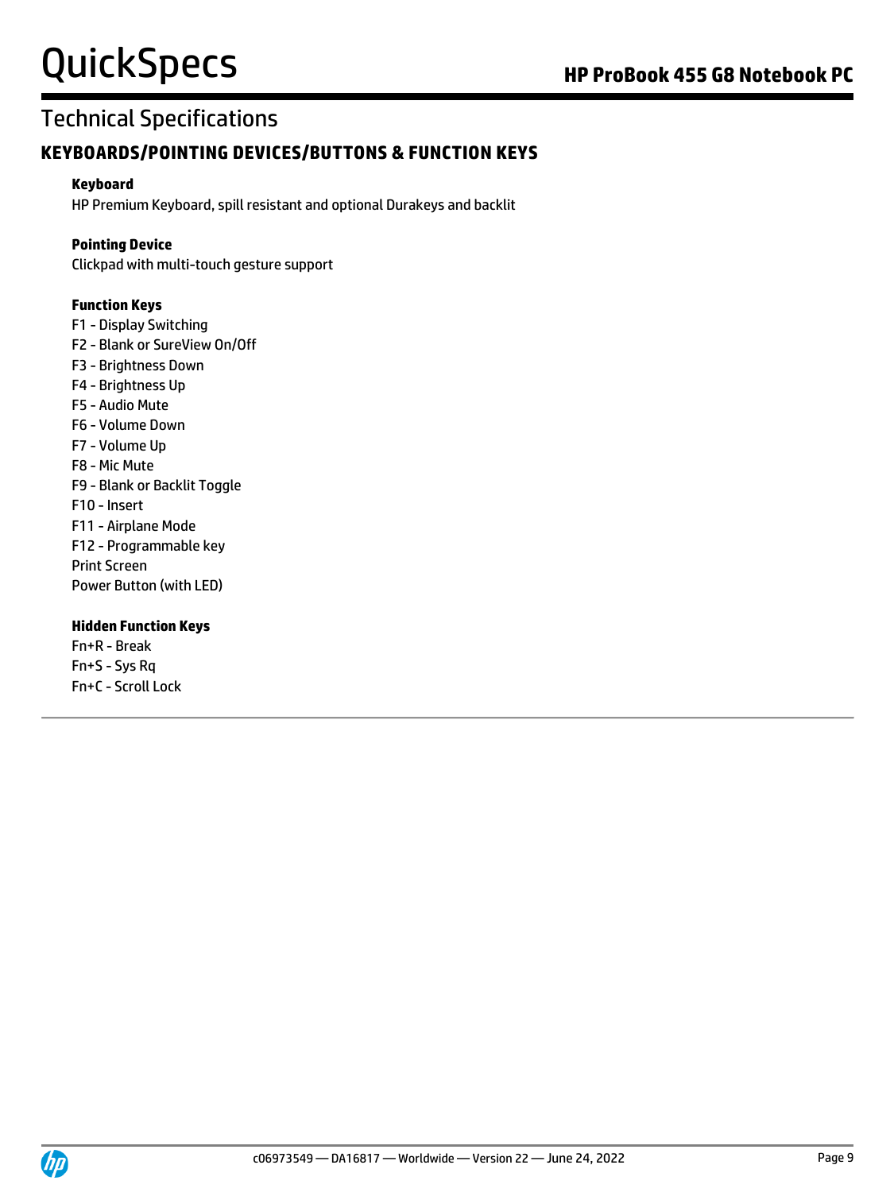## Technical Specifications

### KEYBOARDS/POINTING DEVICES/BUTTONS & FUNCTION KEYS

**Keyboard**

HP Premium Keyboard, spill resistant and optional Durakeys and backlit

**Pointing Device**

Clickpad with multi-touch gesture support

**Function Keys**

F1 - Display Switching
F2 - Blank or SureView On/Off
F3 - Brightness Down
F4 - Brightness Up
F5 - Audio Mute
F6 - Volume Down
F7 - Volume Up
F8 - Mic Mute
F9 - Blank or Backlit Toggle
F10 - Insert
F11 - Airplane Mode
F12 - Programmable key
Print Screen
Power Button (with LED)

**Hidden Function Keys**

Fn+R - Break
Fn+S - Sys Rq
Fn+C - Scroll Lock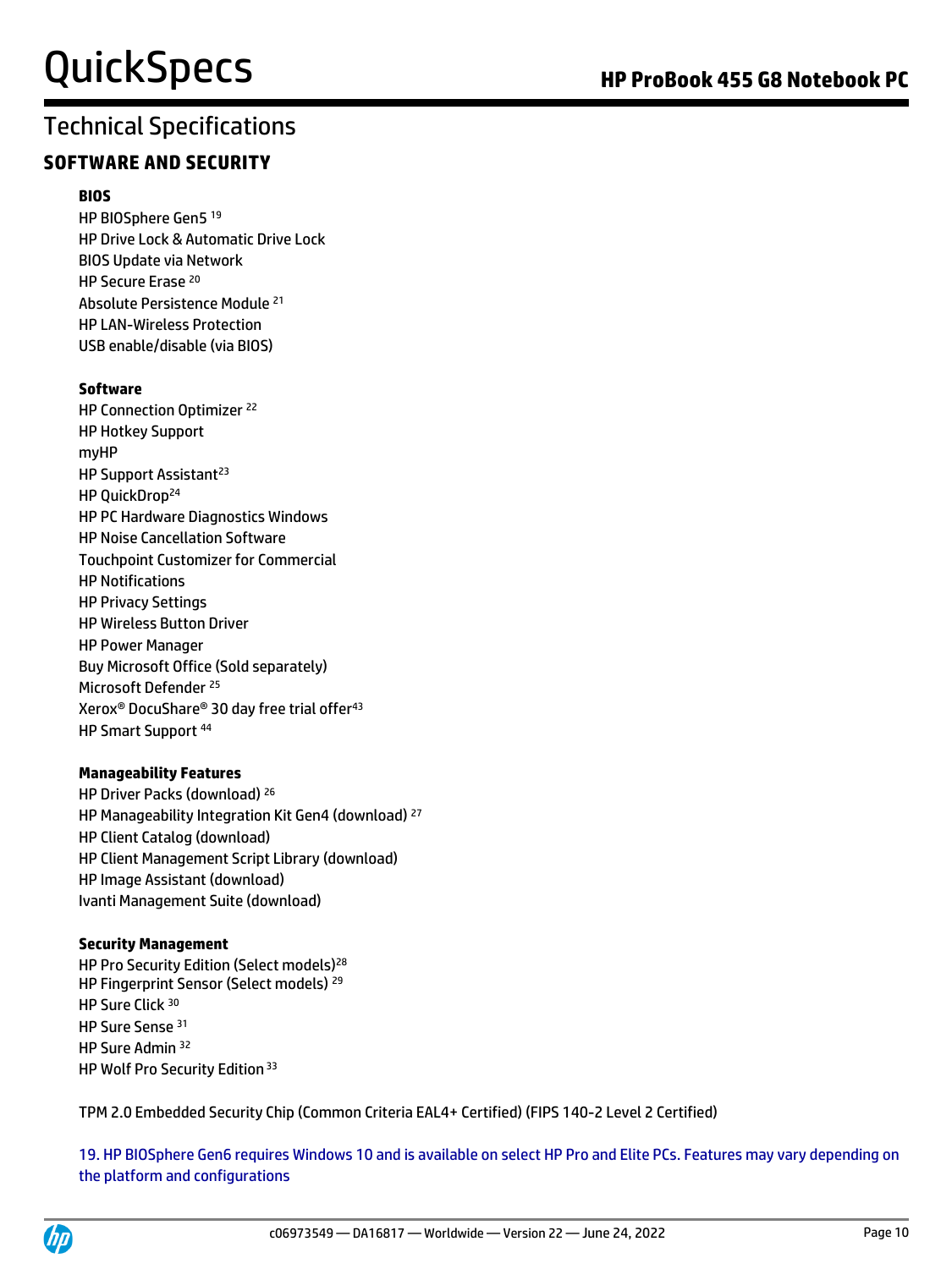## Technical Specifications

### SOFTWARE AND SECURITY

**BIOS**

HP BIOSphere Gen5 [19]
HP Drive Lock & Automatic Drive Lock
BIOS Update via Network
HP Secure Erase [20]
Absolute Persistence Module [21]
HP LAN-Wireless Protection
USB enable/disable (via BIOS)

**Software**

HP Connection Optimizer [22]
HP Hotkey Support
myHP
HP Support Assistant[23]
HP QuickDrop[24]
HP PC Hardware Diagnostics Windows
HP Noise Cancellation Software
Touchpoint Customizer for Commercial
HP Notifications
HP Privacy Settings
HP Wireless Button Driver
HP Power Manager
Buy Microsoft Office (Sold separately)
Microsoft Defender [25]
Xerox® DocuShare® 30 day free trial offer[43]
HP Smart Support [44]

**Manageability Features**

HP Driver Packs (download) [26]
HP Manageability Integration Kit Gen4 (download) [27]
HP Client Catalog (download)
HP Client Management Script Library (download)
HP Image Assistant (download)
Ivanti Management Suite (download)

**Security Management**

HP Pro Security Edition (Select models)[28]
HP Fingerprint Sensor (Select models) [29]
HP Sure Click [30]
HP Sure Sense [31]
HP Sure Admin [32]
HP Wolf Pro Security Edition [33]

TPM 2.0 Embedded Security Chip (Common Criteria EAL4+ Certified) (FIPS 140-2 Level 2 Certified)

19. HP BIOSphere Gen6 requires Windows 10 and is available on select HP Pro and Elite PCs. Features may vary depending on the platform and configurations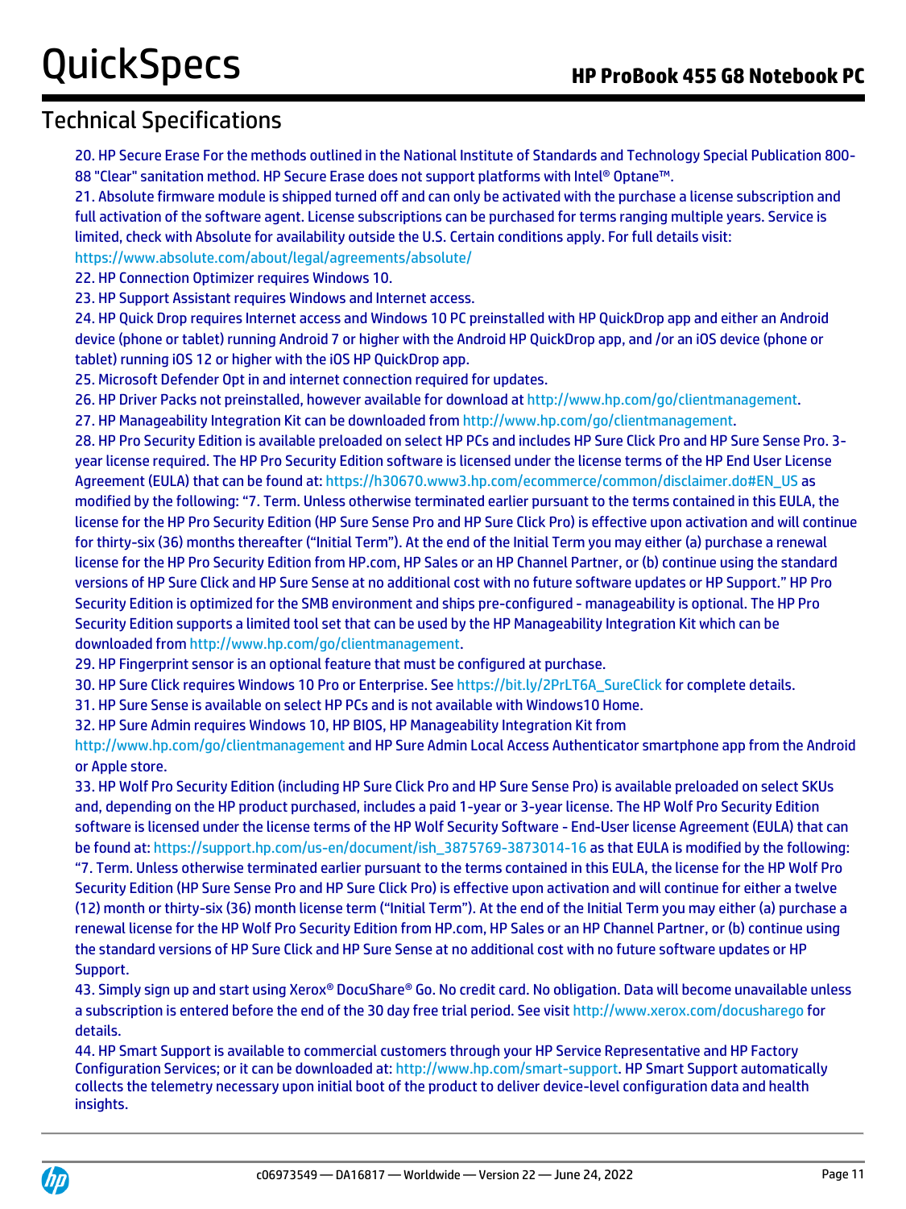## Technical Specifications

20. HP Secure Erase For the methods outlined in the National Institute of Standards and Technology Special Publication 800-88 "Clear" sanitation method. HP Secure Erase does not support platforms with Intel® Optane™.

21. Absolute firmware module is shipped turned off and can only be activated with the purchase a license subscription and full activation of the software agent. License subscriptions can be purchased for terms ranging multiple years. Service is limited, check with Absolute for availability outside the U.S. Certain conditions apply. For full details visit: https://www.absolute.com/about/legal/agreements/absolute/

22. HP Connection Optimizer requires Windows 10.

23. HP Support Assistant requires Windows and Internet access.

24. HP Quick Drop requires Internet access and Windows 10 PC preinstalled with HP QuickDrop app and either an Android device (phone or tablet) running Android 7 or higher with the Android HP QuickDrop app, and /or an iOS device (phone or tablet) running iOS 12 or higher with the iOS HP QuickDrop app.

25. Microsoft Defender Opt in and internet connection required for updates.

26. HP Driver Packs not preinstalled, however available for download at http://www.hp.com/go/clientmanagement.

27. HP Manageability Integration Kit can be downloaded from http://www.hp.com/go/clientmanagement.

28. HP Pro Security Edition is available preloaded on select HP PCs and includes HP Sure Click Pro and HP Sure Sense Pro. 3-year license required. The HP Pro Security Edition software is licensed under the license terms of the HP End User License Agreement (EULA) that can be found at: https://h30670.www3.hp.com/ecommerce/common/disclaimer.do#EN_US as modified by the following: "7. Term. Unless otherwise terminated earlier pursuant to the terms contained in this EULA, the license for the HP Pro Security Edition (HP Sure Sense Pro and HP Sure Click Pro) is effective upon activation and will continue for thirty-six (36) months thereafter ("Initial Term"). At the end of the Initial Term you may either (a) purchase a renewal license for the HP Pro Security Edition from HP.com, HP Sales or an HP Channel Partner, or (b) continue using the standard versions of HP Sure Click and HP Sure Sense at no additional cost with no future software updates or HP Support." HP Pro Security Edition is optimized for the SMB environment and ships pre-configured - manageability is optional. The HP Pro Security Edition supports a limited tool set that can be used by the HP Manageability Integration Kit which can be downloaded from http://www.hp.com/go/clientmanagement.

29. HP Fingerprint sensor is an optional feature that must be configured at purchase.

30. HP Sure Click requires Windows 10 Pro or Enterprise. See https://bit.ly/2PrLT6A_SureClick for complete details.

31. HP Sure Sense is available on select HP PCs and is not available with Windows10 Home.

32. HP Sure Admin requires Windows 10, HP BIOS, HP Manageability Integration Kit from http://www.hp.com/go/clientmanagement and HP Sure Admin Local Access Authenticator smartphone app from the Android or Apple store.

33. HP Wolf Pro Security Edition (including HP Sure Click Pro and HP Sure Sense Pro) is available preloaded on select SKUs and, depending on the HP product purchased, includes a paid 1-year or 3-year license. The HP Wolf Pro Security Edition software is licensed under the license terms of the HP Wolf Security Software - End-User license Agreement (EULA) that can be found at: https://support.hp.com/us-en/document/ish_3875769-3873014-16 as that EULA is modified by the following: "7. Term. Unless otherwise terminated earlier pursuant to the terms contained in this EULA, the license for the HP Wolf Pro Security Edition (HP Sure Sense Pro and HP Sure Click Pro) is effective upon activation and will continue for either a twelve (12) month or thirty-six (36) month license term ("Initial Term"). At the end of the Initial Term you may either (a) purchase a renewal license for the HP Wolf Pro Security Edition from HP.com, HP Sales or an HP Channel Partner, or (b) continue using the standard versions of HP Sure Click and HP Sure Sense at no additional cost with no future software updates or HP Support.

43. Simply sign up and start using Xerox® DocuShare® Go. No credit card. No obligation. Data will become unavailable unless a subscription is entered before the end of the 30 day free trial period. See visit http://www.xerox.com/docusharego for details.

44. HP Smart Support is available to commercial customers through your HP Service Representative and HP Factory Configuration Services; or it can be downloaded at: http://www.hp.com/smart-support. HP Smart Support automatically collects the telemetry necessary upon initial boot of the product to deliver device-level configuration data and health insights.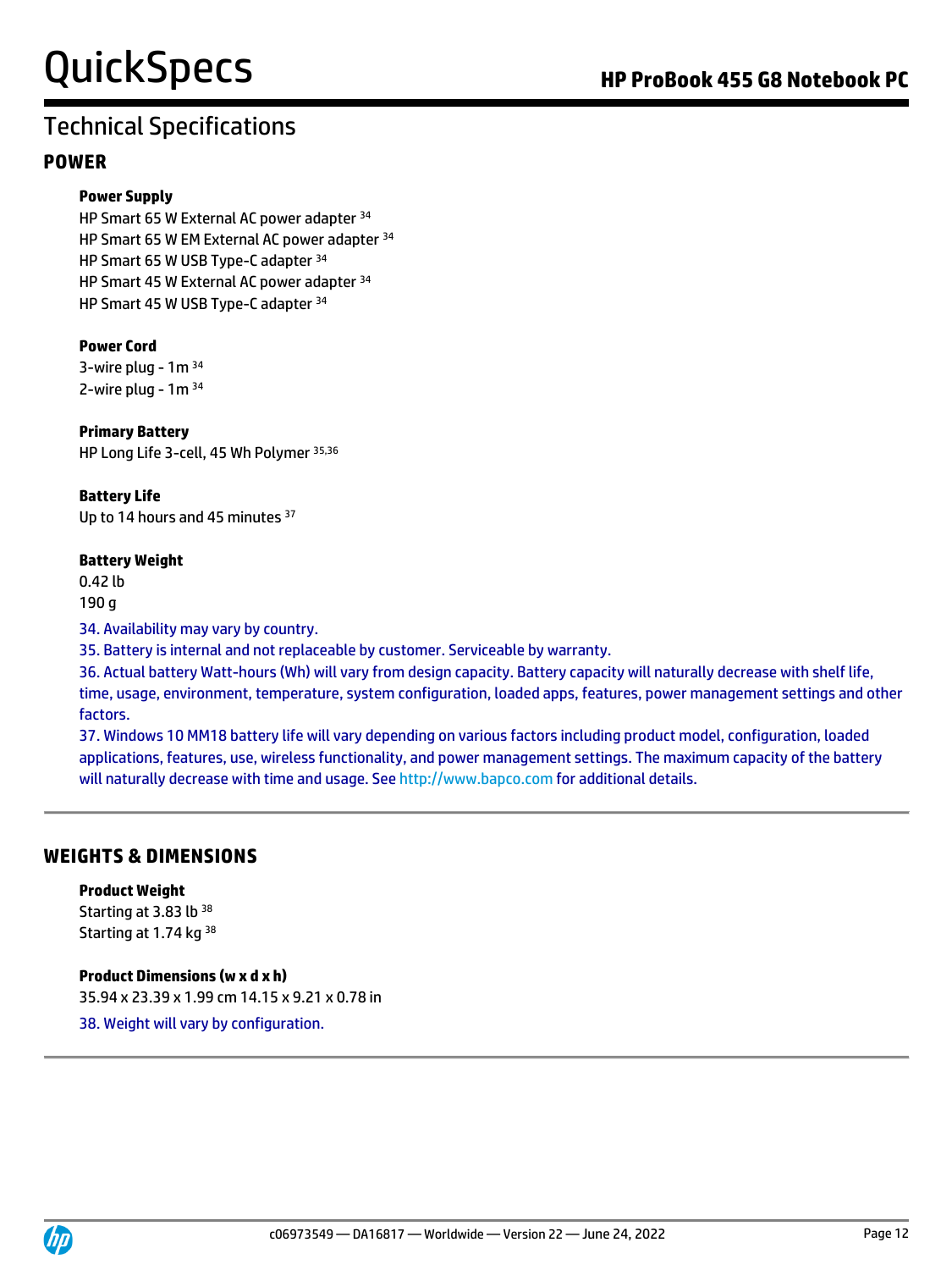# Technical Specifications

## POWER

**Power Supply**

HP Smart 65 W External AC power adapter [34]
HP Smart 65 W EM External AC power adapter [34]
HP Smart 65 W USB Type-C adapter [34]
HP Smart 45 W External AC power adapter [34]
HP Smart 45 W USB Type-C adapter [34]

**Power Cord**

3-wire plug - 1m [34]
2-wire plug - 1m [34]

**Primary Battery**

HP Long Life 3-cell, 45 Wh Polymer [35,36]

**Battery Life**

Up to 14 hours and 45 minutes [37]

**Battery Weight**

0.42 lb
190 g

34. Availability may vary by country.
35. Battery is internal and not replaceable by customer. Serviceable by warranty.
36. Actual battery Watt-hours (Wh) will vary from design capacity. Battery capacity will naturally decrease with shelf life, time, usage, environment, temperature, system configuration, loaded apps, features, power management settings and other factors.
37. Windows 10 MM18 battery life will vary depending on various factors including product model, configuration, loaded applications, features, use, wireless functionality, and power management settings. The maximum capacity of the battery will naturally decrease with time and usage. See http://www.bapco.com for additional details.

## WEIGHTS & DIMENSIONS

**Product Weight**

Starting at 3.83 lb [38]
Starting at 1.74 kg [38]

**Product Dimensions (w x d x h)**

35.94 x 23.39 x 1.99 cm 14.15 x 9.21 x 0.78 in

38. Weight will vary by configuration.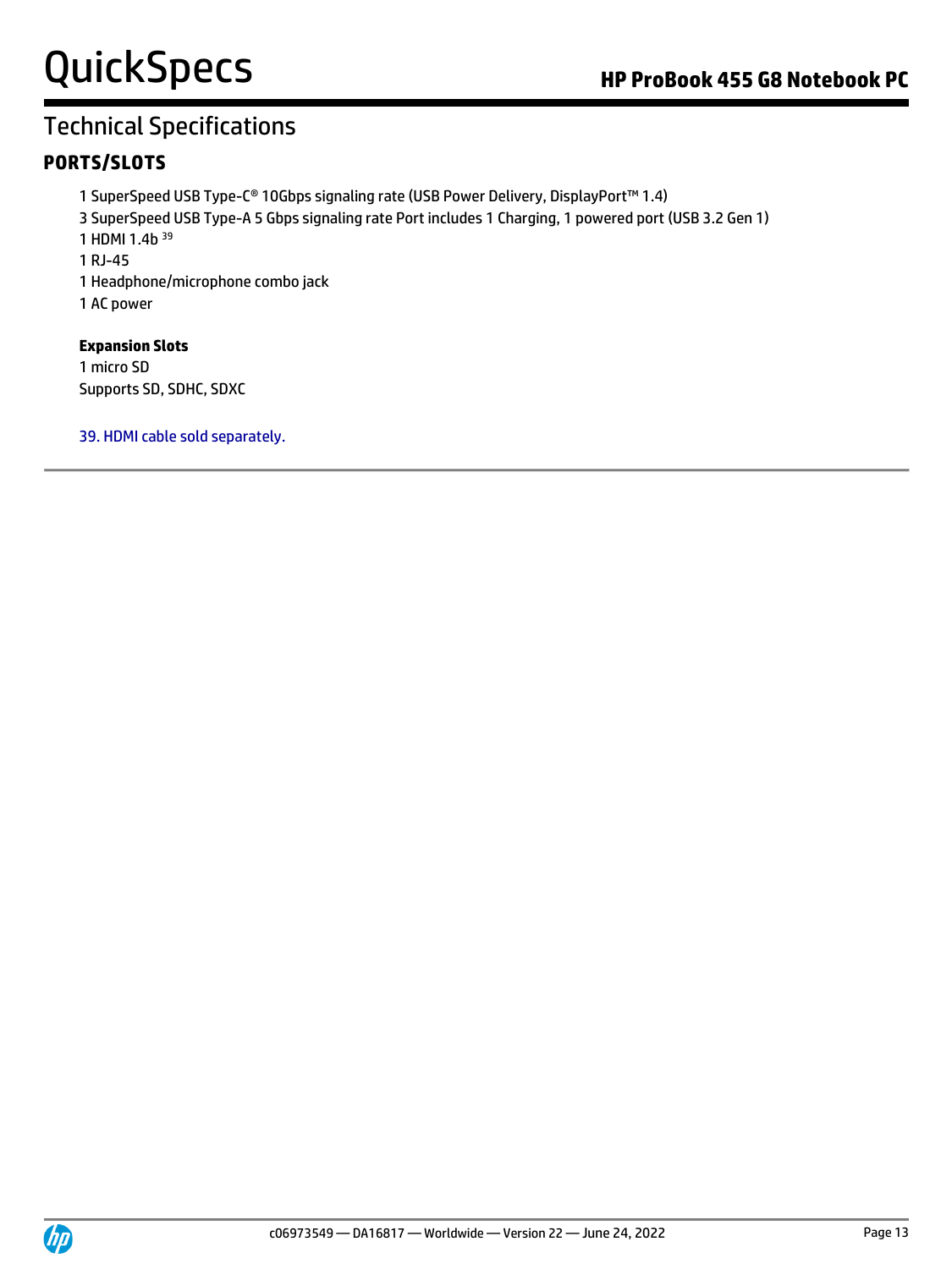# Technical Specifications

## PORTS/SLOTS

1 SuperSpeed USB Type-C® 10Gbps signaling rate (USB Power Delivery, DisplayPort™ 1.4)
3 SuperSpeed USB Type-A 5 Gbps signaling rate Port includes 1 Charging, 1 powered port (USB 3.2 Gen 1)
1 HDMI 1.4b [39]
1 RJ-45
1 Headphone/microphone combo jack
1 AC power

**Expansion Slots**
1 micro SD
Supports SD, SDHC, SDXC

39. HDMI cable sold separately.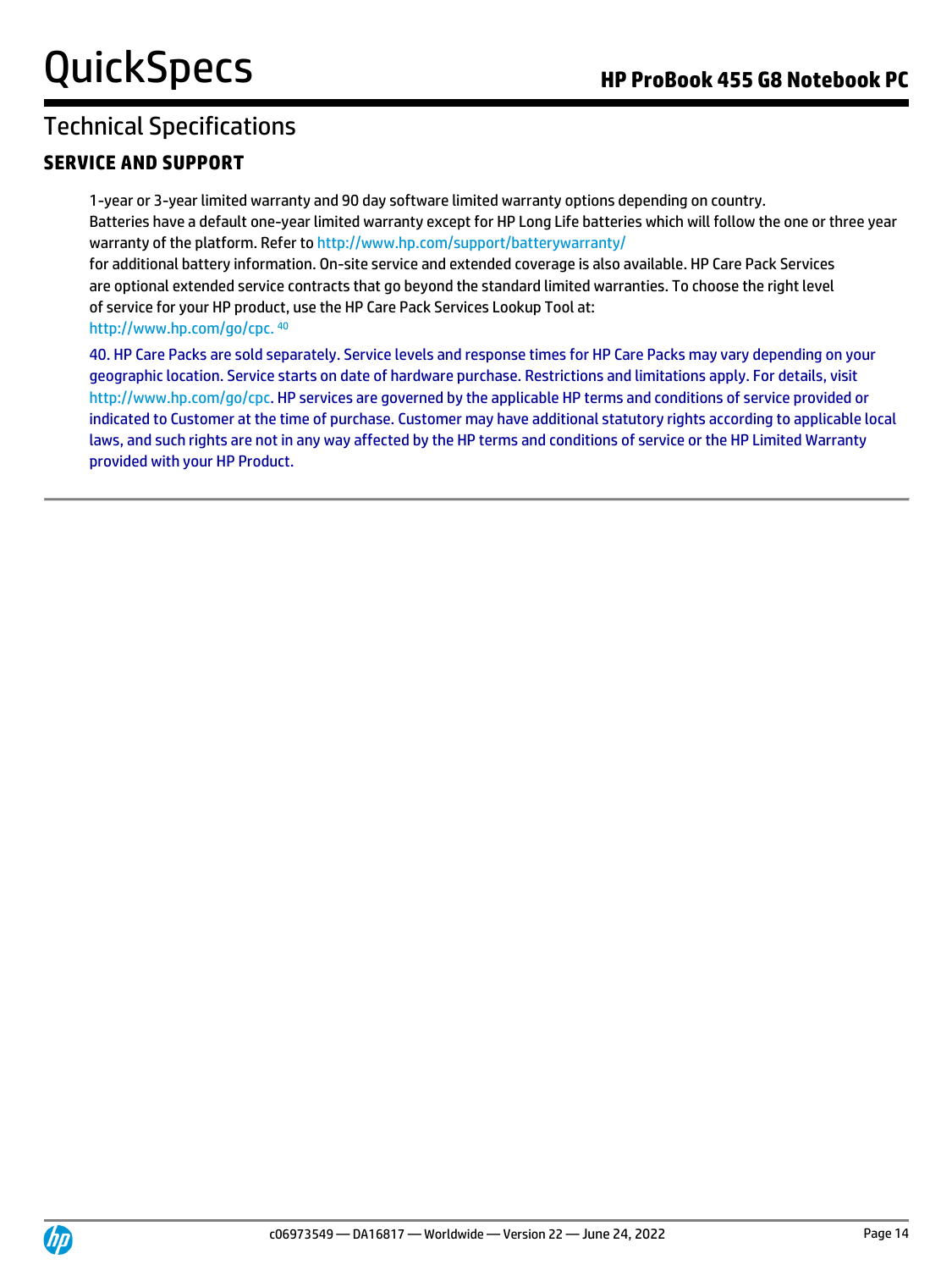## Technical Specifications

### SERVICE AND SUPPORT

1-year or 3-year limited warranty and 90 day software limited warranty options depending on country.
Batteries have a default one-year limited warranty except for HP Long Life batteries which will follow the one or three year warranty of the platform. Refer to http://www.hp.com/support/batterywarranty/
for additional battery information. On-site service and extended coverage is also available. HP Care Pack Services are optional extended service contracts that go beyond the standard limited warranties. To choose the right level of service for your HP product, use the HP Care Pack Services Lookup Tool at:
http://www.hp.com/go/cpc. [40]

40. HP Care Packs are sold separately. Service levels and response times for HP Care Packs may vary depending on your geographic location. Service starts on date of hardware purchase. Restrictions and limitations apply. For details, visit http://www.hp.com/go/cpc. HP services are governed by the applicable HP terms and conditions of service provided or indicated to Customer at the time of purchase. Customer may have additional statutory rights according to applicable local laws, and such rights are not in any way affected by the HP terms and conditions of service or the HP Limited Warranty provided with your HP Product.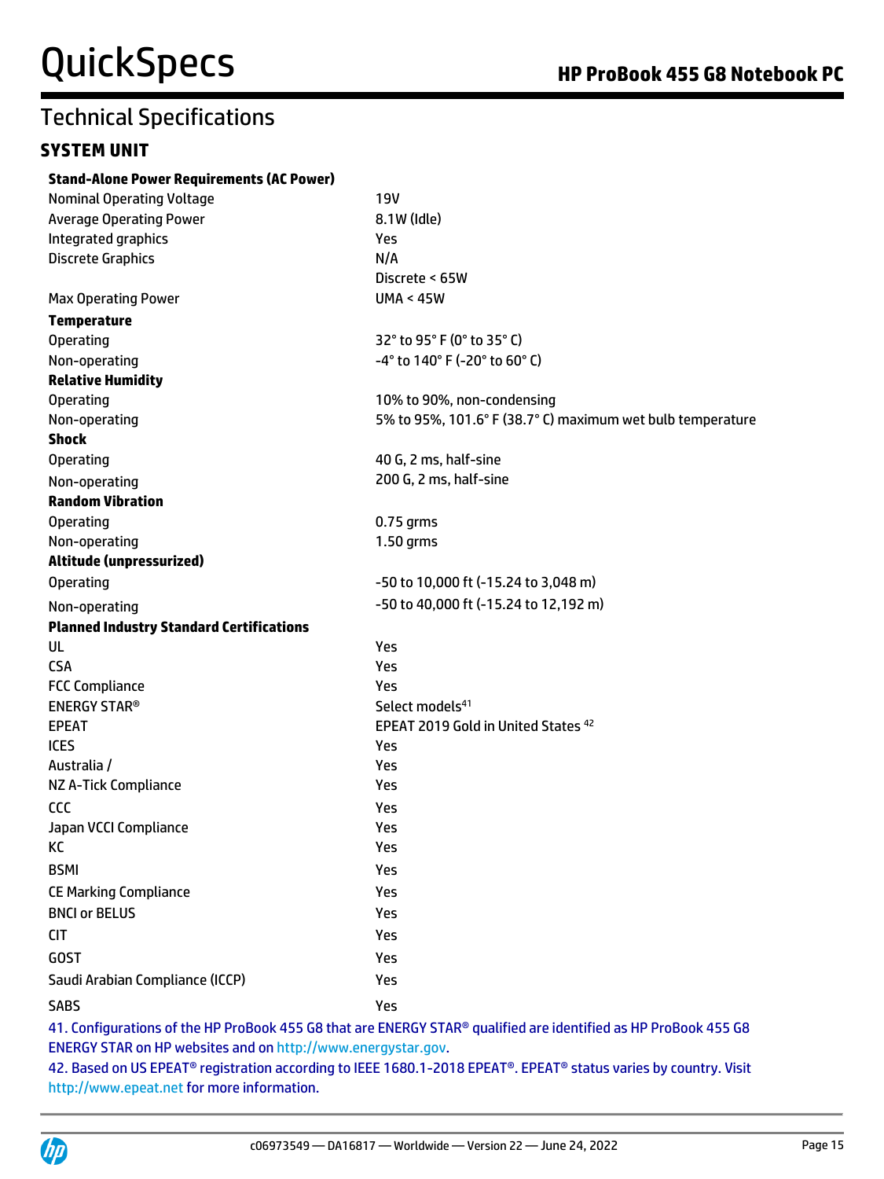# Technical Specifications

## SYSTEM UNIT

| | |
|---|---|
| **Stand-Alone Power Requirements (AC Power)** | |
| Nominal Operating Voltage | 19V |
| Average Operating Power | 8.1W (Idle) |
| Integrated graphics | Yes |
| Discrete Graphics | N/A |
| Max Operating Power | Discrete < 65W<br>UMA < 45W |
| **Temperature** | |
| Operating | 32° to 95° F (0° to 35° C) |
| Non-operating | -4° to 140° F (-20° to 60° C) |
| **Relative Humidity** | |
| Operating | 10% to 90%, non-condensing |
| Non-operating | 5% to 95%, 101.6° F (38.7° C) maximum wet bulb temperature |
| **Shock** | |
| Operating | 40 G, 2 ms, half-sine |
| Non-operating | 200 G, 2 ms, half-sine |
| **Random Vibration** | |
| Operating | 0.75 grms |
| Non-operating | 1.50 grms |
| **Altitude (unpressurized)** | |
| Operating | -50 to 10,000 ft (-15.24 to 3,048 m) |
| Non-operating | -50 to 40,000 ft (-15.24 to 12,192 m) |
| **Planned Industry Standard Certifications** | |
| UL | Yes |
| CSA | Yes |
| FCC Compliance | Yes |
| ENERGY STAR® | Select models[41] |
| EPEAT | EPEAT 2019 Gold in United States [42] |
| ICES | Yes |
| Australia / | Yes |
| NZ A-Tick Compliance | Yes |
| CCC | Yes |
| Japan VCCI Compliance | Yes |
| KC | Yes |
| BSMI | Yes |
| CE Marking Compliance | Yes |
| BNCI or BELUS | Yes |
| CIT | Yes |
| GOST | Yes |
| Saudi Arabian Compliance (ICCP) | Yes |
| SABS | Yes |

41. Configurations of the HP ProBook 455 G8 that are ENERGY STAR® qualified are identified as HP ProBook 455 G8 ENERGY STAR on HP websites and on http://www.energystar.gov.

42. Based on US EPEAT® registration according to IEEE 1680.1-2018 EPEAT®. EPEAT® status varies by country. Visit http://www.epeat.net for more information.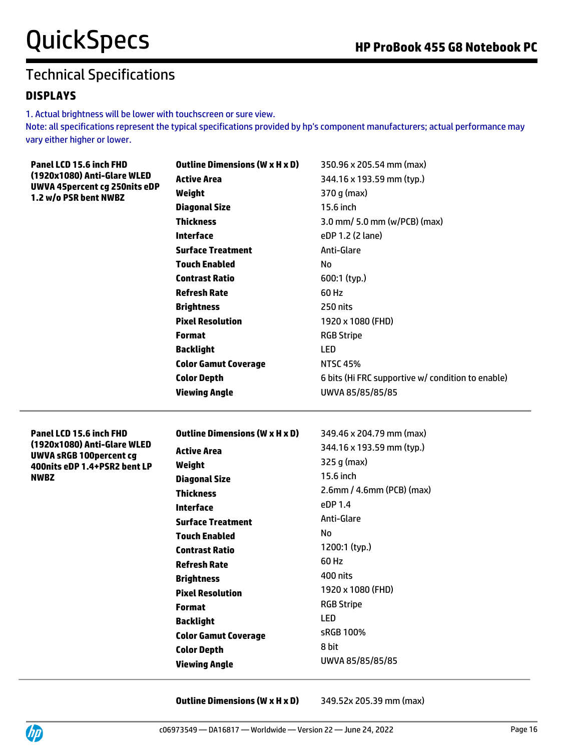# Technical Specifications

## DISPLAYS

1. Actual brightness will be lower with touchscreen or sure view.
Note: all specifications represent the typical specifications provided by hp's component manufacturers; actual performance may vary either higher or lower.

| | | |
|---|---|---|
| **Panel LCD 15.6 inch FHD (1920x1080) Anti-Glare WLED UWVA 45percent cg 250nits eDP 1.2 w/o PSR bent NWBZ** | **Outline Dimensions (W x H x D)** | 350.96 x 205.54 mm (max) |
| | **Active Area** | 344.16 x 193.59 mm (typ.) |
| | **Weight** | 370 g (max) |
| | **Diagonal Size** | 15.6 inch |
| | **Thickness** | 3.0 mm/ 5.0 mm (w/PCB) (max) |
| | **Interface** | eDP 1.2 (2 lane) |
| | **Surface Treatment** | Anti-Glare |
| | **Touch Enabled** | No |
| | **Contrast Ratio** | 600:1 (typ.) |
| | **Refresh Rate** | 60 Hz |
| | **Brightness** | 250 nits |
| | **Pixel Resolution** | 1920 x 1080 (FHD) |
| | **Format** | RGB Stripe |
| | **Backlight** | LED |
| | **Color Gamut Coverage** | NTSC 45% |
| | **Color Depth** | 6 bits (Hi FRC supportive w/ condition to enable) |
| | **Viewing Angle** | UWVA 85/85/85/85 |
| **Panel LCD 15.6 inch FHD (1920x1080) Anti-Glare WLED UWVA sRGB 100percent cg 400nits eDP 1.4+PSR2 bent LP NWBZ** | **Outline Dimensions (W x H x D)** | 349.46 x 204.79 mm (max) |
| | **Active Area** | 344.16 x 193.59 mm (typ.) |
| | **Weight** | 325 g (max) |
| | **Diagonal Size** | 15.6 inch |
| | **Thickness** | 2.6mm / 4.6mm (PCB) (max) |
| | **Interface** | eDP 1.4 |
| | **Surface Treatment** | Anti-Glare |
| | **Touch Enabled** | No |
| | **Contrast Ratio** | 1200:1 (typ.) |
| | **Refresh Rate** | 60 Hz |
| | **Brightness** | 400 nits |
| | **Pixel Resolution** | 1920 x 1080 (FHD) |
| | **Format** | RGB Stripe |
| | **Backlight** | LED |
| | **Color Gamut Coverage** | sRGB 100% |
| | **Color Depth** | 8 bit |
| | **Viewing Angle** | UWVA 85/85/85/85 |
| | **Outline Dimensions (W x H x D)** | 349.52x 205.39 mm (max) |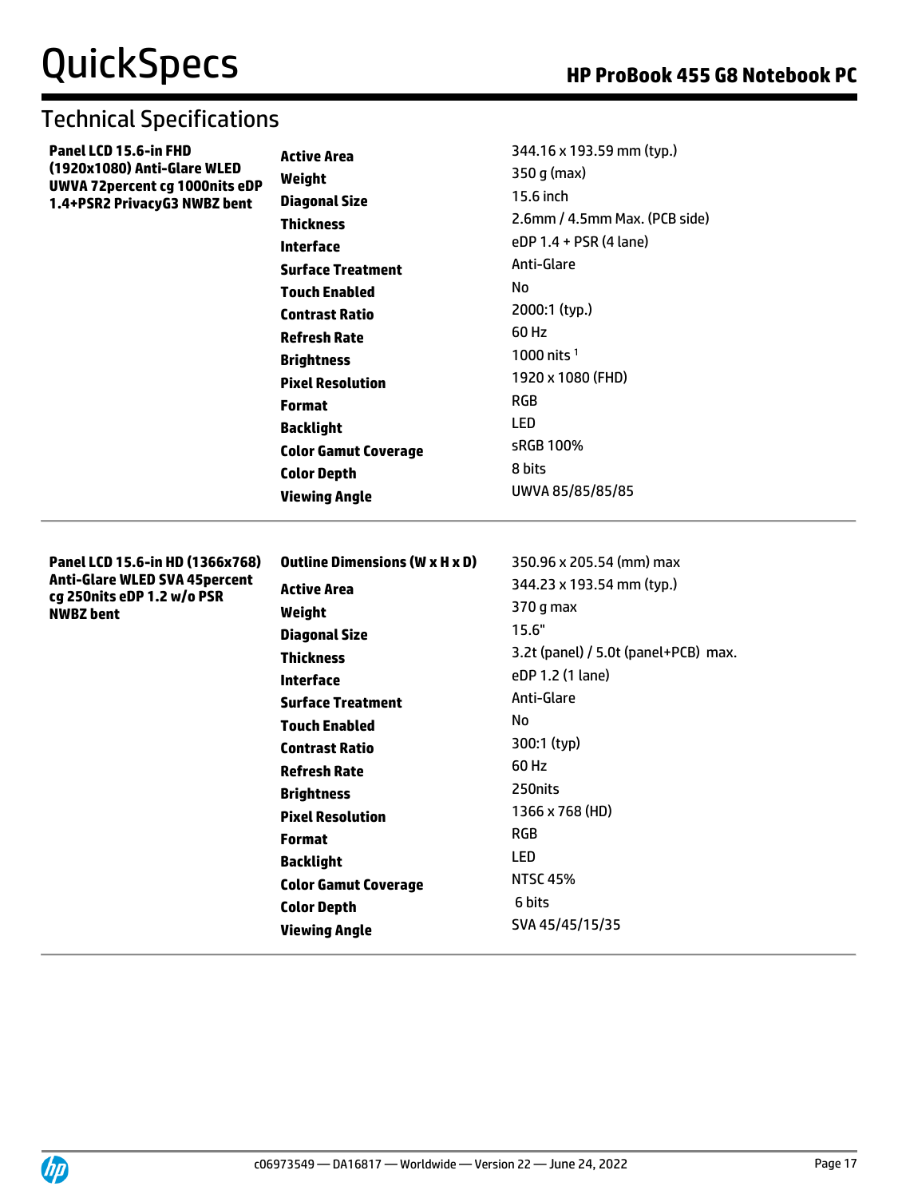## Technical Specifications

| | | |
|---|---|---|
| **Panel LCD 15.6-in FHD (1920x1080) Anti-Glare WLED UWVA 72percent cg 1000nits eDP 1.4+PSR2 PrivacyG3 NWBZ bent** | **Active Area** | 344.16 x 193.59 mm (typ.) |
| | **Weight** | 350 g (max) |
| | **Diagonal Size** | 15.6 inch |
| | **Thickness** | 2.6mm / 4.5mm Max. (PCB side) |
| | **Interface** | eDP 1.4 + PSR (4 lane) |
| | **Surface Treatment** | Anti-Glare |
| | **Touch Enabled** | No |
| | **Contrast Ratio** | 2000:1 (typ.) |
| | **Refresh Rate** | 60 Hz |
| | **Brightness** | 1000 nits [1] |
| | **Pixel Resolution** | 1920 x 1080 (FHD) |
| | **Format** | RGB |
| | **Backlight** | LED |
| | **Color Gamut Coverage** | sRGB 100% |
| | **Color Depth** | 8 bits |
| | **Viewing Angle** | UWVA 85/85/85/85 |

| | | |
|---|---|---|
| **Panel LCD 15.6-in HD (1366x768) Anti-Glare WLED SVA 45percent cg 250nits eDP 1.2 w/o PSR NWBZ bent** | **Outline Dimensions (W x H x D)** | 350.96 x 205.54 (mm) max |
| | **Active Area** | 344.23 x 193.54 mm (typ.) |
| | **Weight** | 370 g max |
| | **Diagonal Size** | 15.6" |
| | **Thickness** | 3.2t (panel) / 5.0t (panel+PCB) max. |
| | **Interface** | eDP 1.2 (1 lane) |
| | **Surface Treatment** | Anti-Glare |
| | **Touch Enabled** | No |
| | **Contrast Ratio** | 300:1 (typ) |
| | **Refresh Rate** | 60 Hz |
| | **Brightness** | 250nits |
| | **Pixel Resolution** | 1366 x 768 (HD) |
| | **Format** | RGB |
| | **Backlight** | LED |
| | **Color Gamut Coverage** | NTSC 45% |
| | **Color Depth** | 6 bits |
| | **Viewing Angle** | SVA 45/45/15/35 |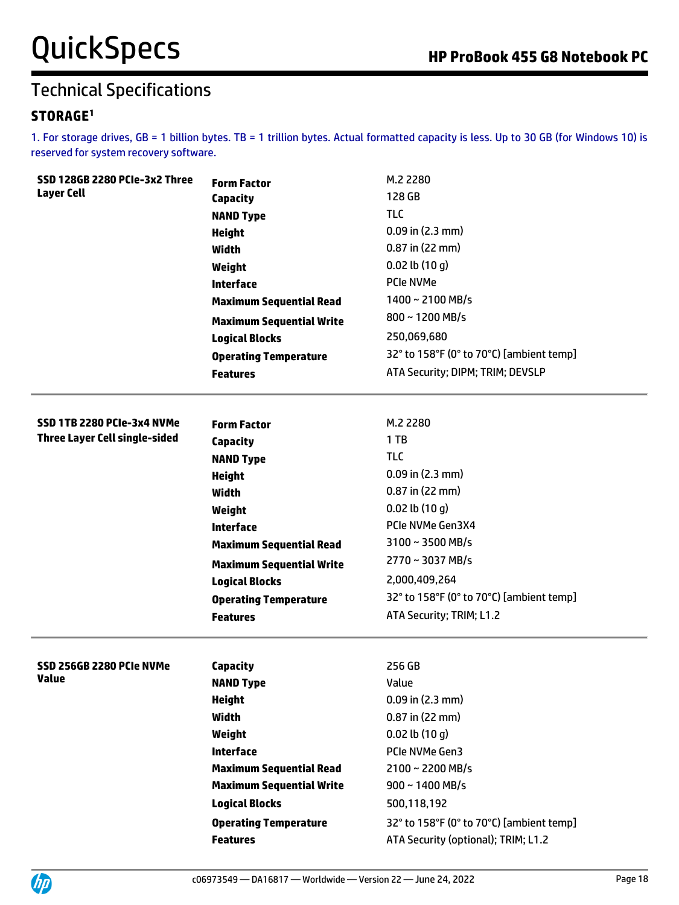## Technical Specifications

### STORAGE[1]

1. For storage drives, GB = 1 billion bytes. TB = 1 trillion bytes. Actual formatted capacity is less. Up to 30 GB (for Windows 10) is reserved for system recovery software.

| | | |
|---|---|---|
| **SSD 128GB 2280 PCIe-3x2 Three Layer Cell** | **Form Factor** | M.2 2280 |
| | **Capacity** | 128 GB |
| | **NAND Type** | TLC |
| | **Height** | 0.09 in (2.3 mm) |
| | **Width** | 0.87 in (22 mm) |
| | **Weight** | 0.02 lb (10 g) |
| | **Interface** | PCIe NVMe |
| | **Maximum Sequential Read** | 1400 ~ 2100 MB/s |
| | **Maximum Sequential Write** | 800 ~ 1200 MB/s |
| | **Logical Blocks** | 250,069,680 |
| | **Operating Temperature** | 32° to 158°F (0° to 70°C) [ambient temp] |
| | **Features** | ATA Security; DIPM; TRIM; DEVSLP |

| | | |
|---|---|---|
| **SSD 1TB 2280 PCIe-3x4 NVMe Three Layer Cell single-sided** | **Form Factor** | M.2 2280 |
| | **Capacity** | 1 TB |
| | **NAND Type** | TLC |
| | **Height** | 0.09 in (2.3 mm) |
| | **Width** | 0.87 in (22 mm) |
| | **Weight** | 0.02 lb (10 g) |
| | **Interface** | PCIe NVMe Gen3X4 |
| | **Maximum Sequential Read** | 3100 ~ 3500 MB/s |
| | **Maximum Sequential Write** | 2770 ~ 3037 MB/s |
| | **Logical Blocks** | 2,000,409,264 |
| | **Operating Temperature** | 32° to 158°F (0° to 70°C) [ambient temp] |
| | **Features** | ATA Security; TRIM; L1.2 |

| | | |
|---|---|---|
| **SSD 256GB 2280 PCIe NVMe Value** | **Capacity** | 256 GB |
| | **NAND Type** | Value |
| | **Height** | 0.09 in (2.3 mm) |
| | **Width** | 0.87 in (22 mm) |
| | **Weight** | 0.02 lb (10 g) |
| | **Interface** | PCIe NVMe Gen3 |
| | **Maximum Sequential Read** | 2100 ~ 2200 MB/s |
| | **Maximum Sequential Write** | 900 ~ 1400 MB/s |
| | **Logical Blocks** | 500,118,192 |
| | **Operating Temperature** | 32° to 158°F (0° to 70°C) [ambient temp] |
| | **Features** | ATA Security (optional); TRIM; L1.2 |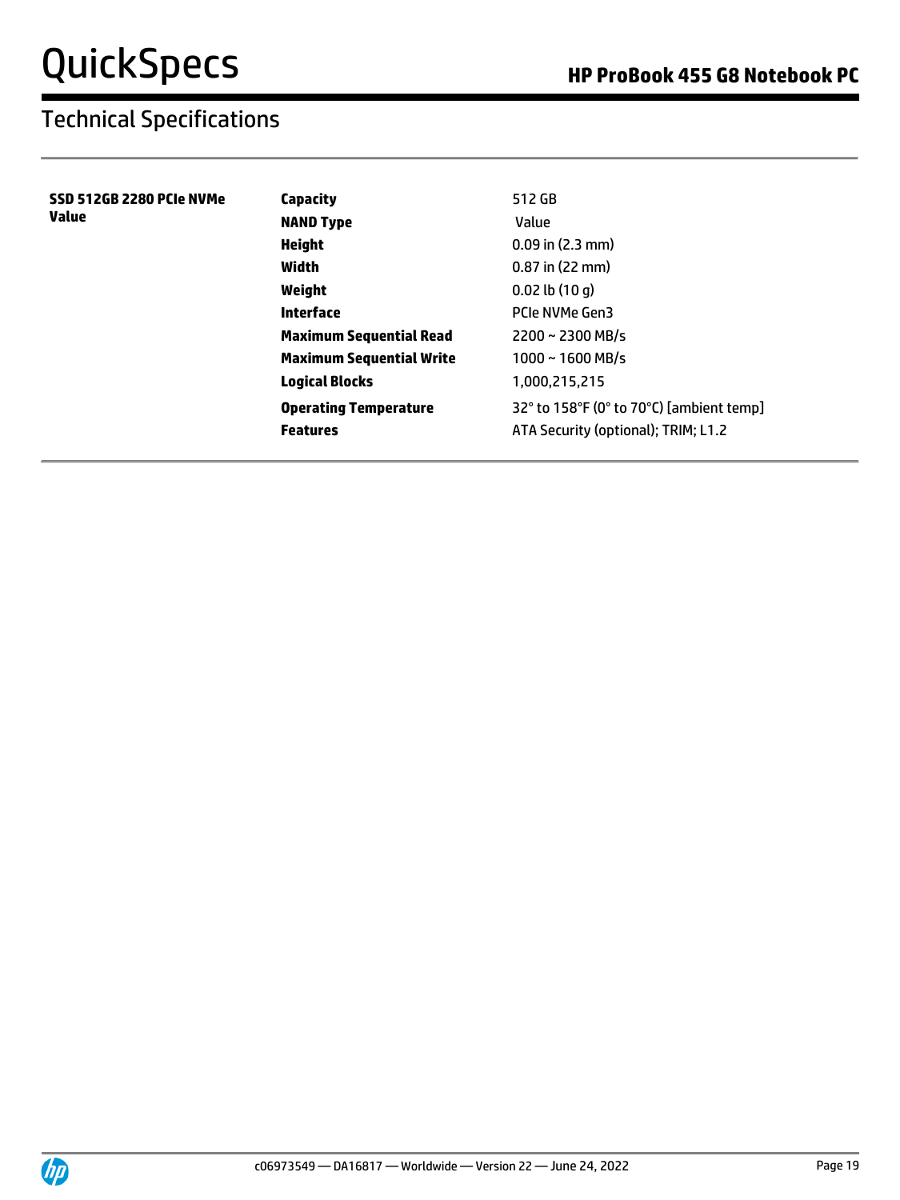## Technical Specifications

| | | |
|---|---|---|
| **SSD 512GB 2280 PCIe NVMe Value** | **Capacity** | 512 GB |
| | **NAND Type** | Value |
| | **Height** | 0.09 in (2.3 mm) |
| | **Width** | 0.87 in (22 mm) |
| | **Weight** | 0.02 lb (10 g) |
| | **Interface** | PCIe NVMe Gen3 |
| | **Maximum Sequential Read** | 2200 ~ 2300 MB/s |
| | **Maximum Sequential Write** | 1000 ~ 1600 MB/s |
| | **Logical Blocks** | 1,000,215,215 |
| | **Operating Temperature** | 32° to 158°F (0° to 70°C) [ambient temp] |
| | **Features** | ATA Security (optional); TRIM; L1.2 |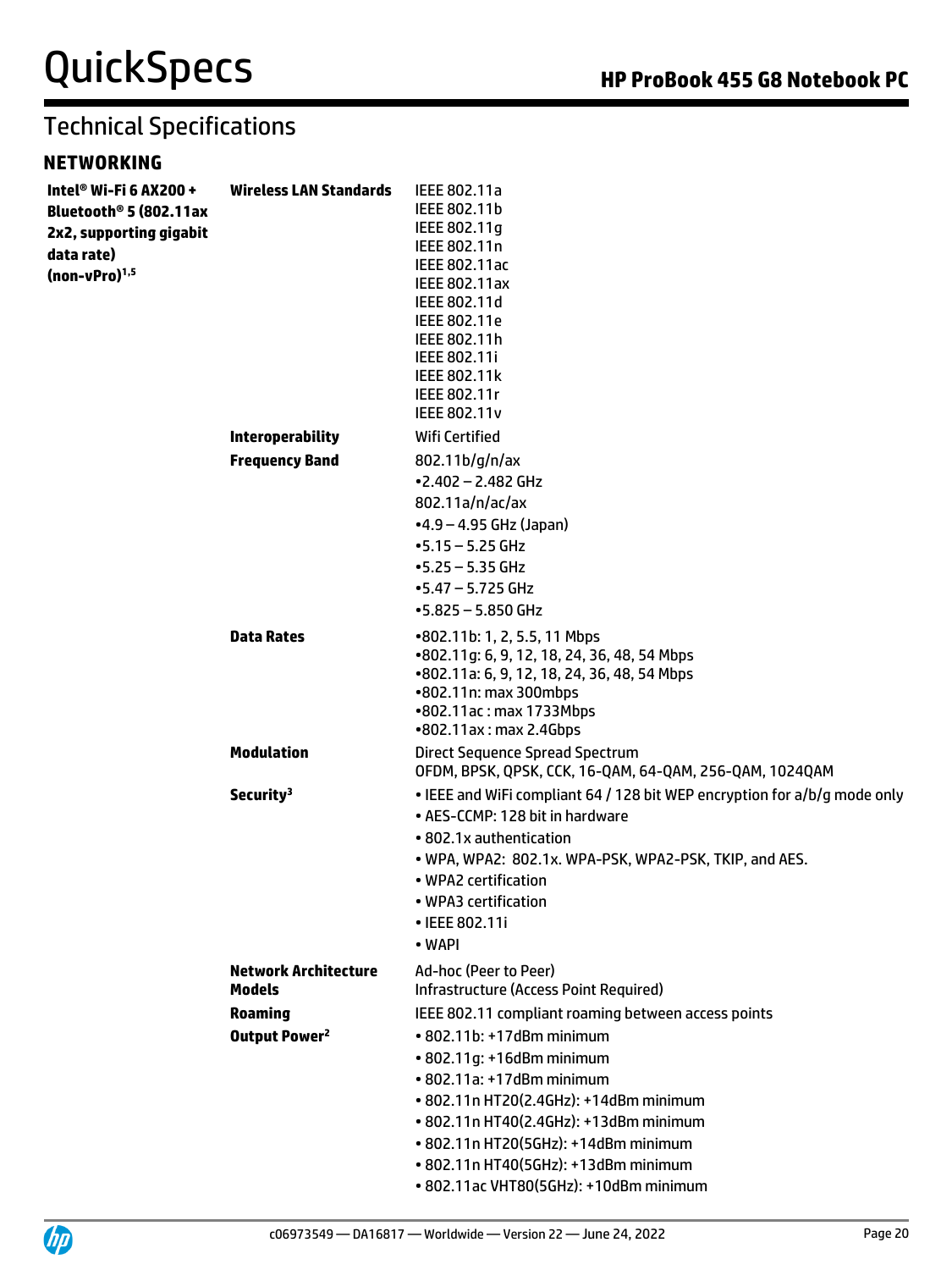# Technical Specifications

## NETWORKING

| | | |
|---|---|---|
| **Intel® Wi-Fi 6 AX200 + Bluetooth® 5 (802.11ax 2x2, supporting gigabit data rate) (non-vPro)[1,5]** | **Wireless LAN Standards** | IEEE 802.11a<br>IEEE 802.11b<br>IEEE 802.11g<br>IEEE 802.11n<br>IEEE 802.11ac<br>IEEE 802.11ax<br>IEEE 802.11d<br>IEEE 802.11e<br>IEEE 802.11h<br>IEEE 802.11i<br>IEEE 802.11k<br>IEEE 802.11r<br>IEEE 802.11v |
| | **Interoperability** | Wifi Certified |
| | **Frequency Band** | 802.11b/g/n/ax<br>•2.402 – 2.482 GHz<br>802.11a/n/ac/ax<br>•4.9 – 4.95 GHz (Japan)<br>•5.15 – 5.25 GHz<br>•5.25 – 5.35 GHz<br>•5.47 – 5.725 GHz<br>•5.825 – 5.850 GHz |
| | **Data Rates** | •802.11b: 1, 2, 5.5, 11 Mbps<br>•802.11g: 6, 9, 12, 18, 24, 36, 48, 54 Mbps<br>•802.11a: 6, 9, 12, 18, 24, 36, 48, 54 Mbps<br>•802.11n: max 300mbps<br>•802.11ac : max 1733Mbps<br>•802.11ax : max 2.4Gbps |
| | **Modulation** | Direct Sequence Spread Spectrum<br>OFDM, BPSK, QPSK, CCK, 16-QAM, 64-QAM, 256-QAM, 1024QAM |
| | **Security[3]** | • IEEE and WiFi compliant 64 / 128 bit WEP encryption for a/b/g mode only<br>• AES-CCMP: 128 bit in hardware<br>• 802.1x authentication<br>• WPA, WPA2: 802.1x. WPA-PSK, WPA2-PSK, TKIP, and AES.<br>• WPA2 certification<br>• WPA3 certification<br>• IEEE 802.11i<br>• WAPI |
| | **Network Architecture Models** | Ad-hoc (Peer to Peer)<br>Infrastructure (Access Point Required) |
| | **Roaming** | IEEE 802.11 compliant roaming between access points |
| | **Output Power[2]** | • 802.11b: +17dBm minimum<br>• 802.11g: +16dBm minimum<br>• 802.11a: +17dBm minimum<br>• 802.11n HT20(2.4GHz): +14dBm minimum<br>• 802.11n HT40(2.4GHz): +13dBm minimum<br>• 802.11n HT20(5GHz): +14dBm minimum<br>• 802.11n HT40(5GHz): +13dBm minimum<br>• 802.11ac VHT80(5GHz): +10dBm minimum |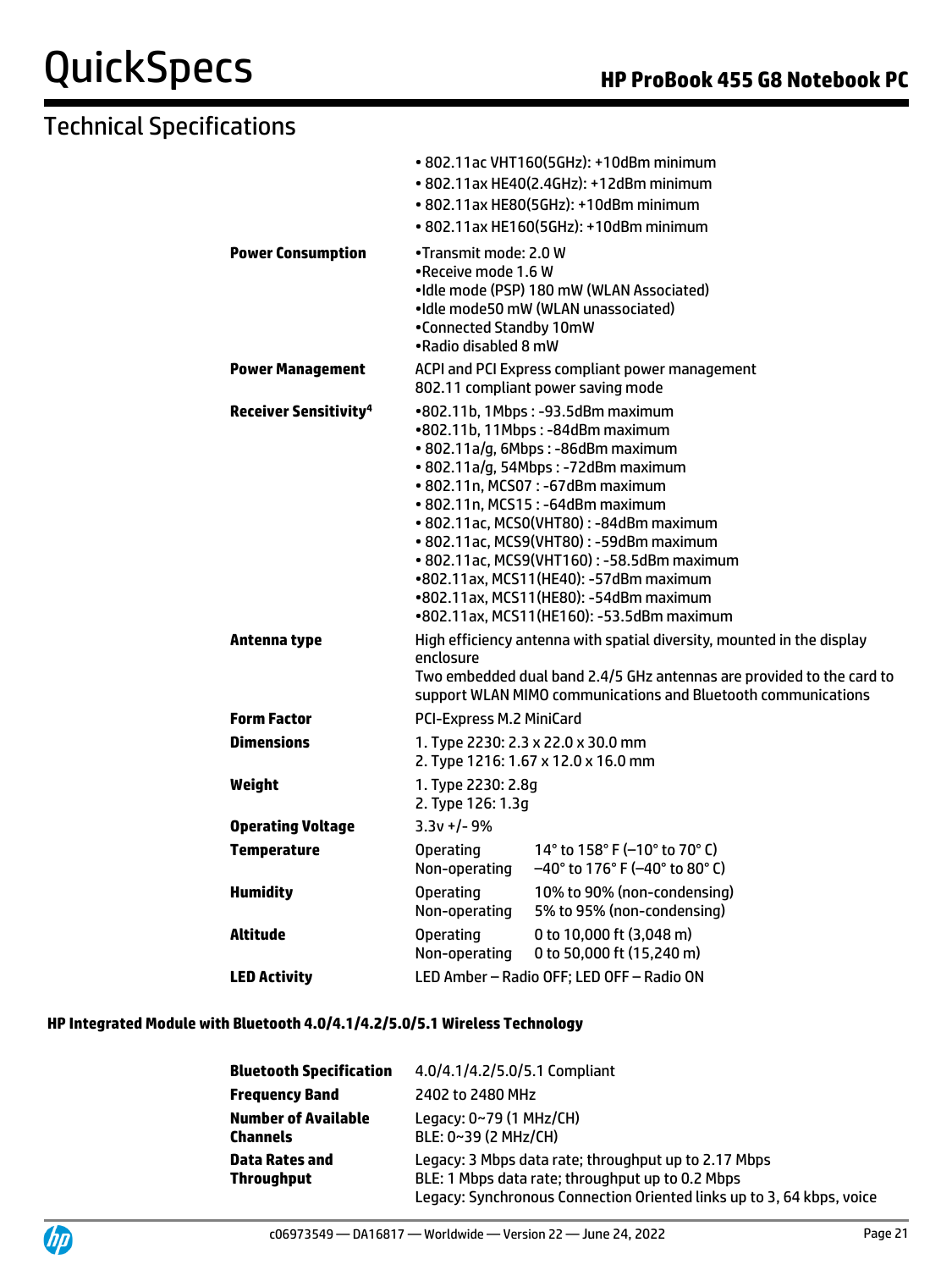## Technical Specifications

| | | |
|---|---|---|
| | • 802.11ac VHT160(5GHz): +10dBm minimum<br>• 802.11ax HE40(2.4GHz): +12dBm minimum<br>• 802.11ax HE80(5GHz): +10dBm minimum<br>• 802.11ax HE160(5GHz): +10dBm minimum | |
| **Power Consumption** | •Transmit mode: 2.0 W<br>•Receive mode 1.6 W<br>•Idle mode (PSP) 180 mW (WLAN Associated)<br>•Idle mode50 mW (WLAN unassociated)<br>•Connected Standby 10mW<br>•Radio disabled 8 mW | |
| **Power Management** | ACPI and PCI Express compliant power management<br>802.11 compliant power saving mode | |
| **Receiver Sensitivity[4]** | •802.11b, 1Mbps : -93.5dBm maximum<br>•802.11b, 11Mbps : -84dBm maximum<br>• 802.11a/g, 6Mbps : -86dBm maximum<br>• 802.11a/g, 54Mbps : -72dBm maximum<br>• 802.11n, MCS07 : -67dBm maximum<br>• 802.11n, MCS15 : -64dBm maximum<br>• 802.11ac, MCS0(VHT80) : -84dBm maximum<br>• 802.11ac, MCS9(VHT80) : -59dBm maximum<br>• 802.11ac, MCS9(VHT160) : -58.5dBm maximum<br>•802.11ax, MCS11(HE40): -57dBm maximum<br>•802.11ax, MCS11(HE80): -54dBm maximum<br>•802.11ax, MCS11(HE160): -53.5dBm maximum | |
| **Antenna type** | High efficiency antenna with spatial diversity, mounted in the display enclosure<br>Two embedded dual band 2.4/5 GHz antennas are provided to the card to support WLAN MIMO communications and Bluetooth communications | |
| **Form Factor** | PCI-Express M.2 MiniCard | |
| **Dimensions** | 1. Type 2230: 2.3 x 22.0 x 30.0 mm<br>2. Type 1216: 1.67 x 12.0 x 16.0 mm | |
| **Weight** | 1. Type 2230: 2.8g<br>2. Type 126: 1.3g | |
| **Operating Voltage** | 3.3v +/- 9% | |
| **Temperature** | Operating<br>Non-operating | 14° to 158° F (–10° to 70° C)<br>–40° to 176° F (–40° to 80° C) |
| **Humidity** | Operating<br>Non-operating | 10% to 90% (non-condensing)<br>5% to 95% (non-condensing) |
| **Altitude** | Operating<br>Non-operating | 0 to 10,000 ft (3,048 m)<br>0 to 50,000 ft (15,240 m) |
| **LED Activity** | LED Amber – Radio OFF; LED OFF – Radio ON | |

**HP Integrated Module with Bluetooth 4.0/4.1/4.2/5.0/5.1 Wireless Technology**

| | |
|---|---|
| **Bluetooth Specification** | 4.0/4.1/4.2/5.0/5.1 Compliant |
| **Frequency Band** | 2402 to 2480 MHz |
| **Number of Available Channels** | Legacy: 0~79 (1 MHz/CH)<br>BLE: 0~39 (2 MHz/CH) |
| **Data Rates and Throughput** | Legacy: 3 Mbps data rate; throughput up to 2.17 Mbps<br>BLE: 1 Mbps data rate; throughput up to 0.2 Mbps<br>Legacy: Synchronous Connection Oriented links up to 3, 64 kbps, voice |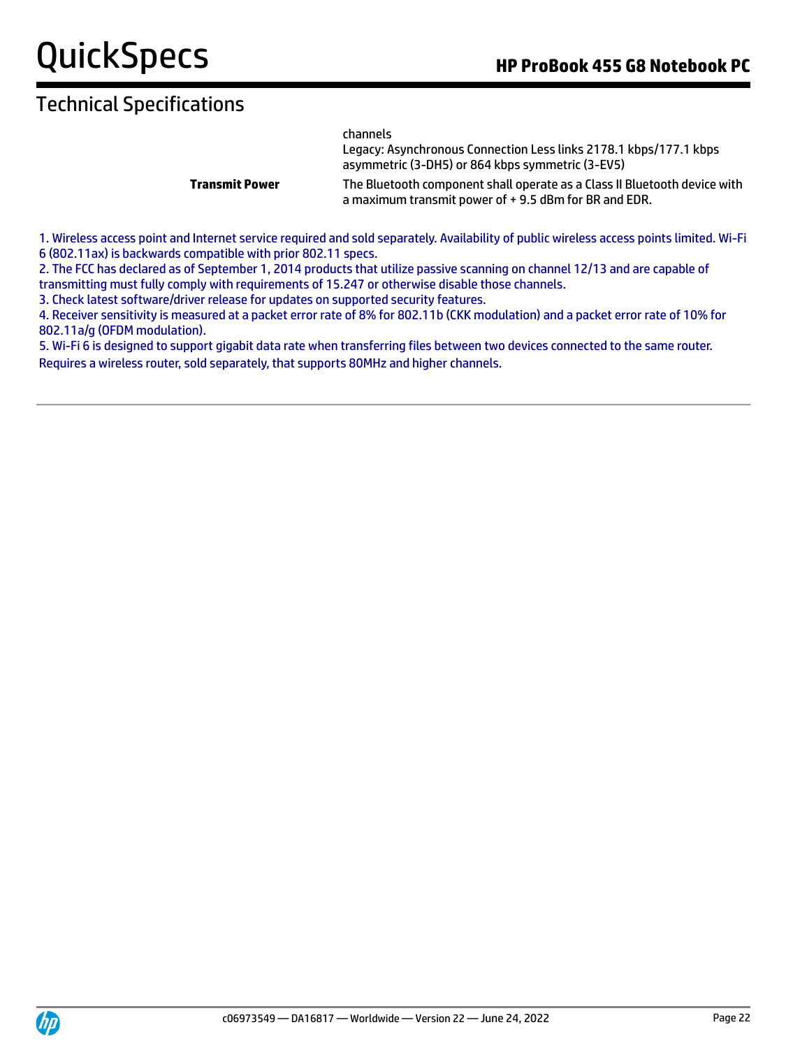## Technical Specifications

| | |
|---|---|
| | channels<br>Legacy: Asynchronous Connection Less links 2178.1 kbps/177.1 kbps asymmetric (3-DH5) or 864 kbps symmetric (3-EV5) |
| **Transmit Power** | The Bluetooth component shall operate as a Class II Bluetooth device with a maximum transmit power of + 9.5 dBm for BR and EDR. |

1. Wireless access point and Internet service required and sold separately. Availability of public wireless access points limited. Wi-Fi 6 (802.11ax) is backwards compatible with prior 802.11 specs.
2. The FCC has declared as of September 1, 2014 products that utilize passive scanning on channel 12/13 and are capable of transmitting must fully comply with requirements of 15.247 or otherwise disable those channels.
3. Check latest software/driver release for updates on supported security features.
4. Receiver sensitivity is measured at a packet error rate of 8% for 802.11b (CKK modulation) and a packet error rate of 10% for 802.11a/g (OFDM modulation).
5. Wi-Fi 6 is designed to support gigabit data rate when transferring files between two devices connected to the same router. Requires a wireless router, sold separately, that supports 80MHz and higher channels.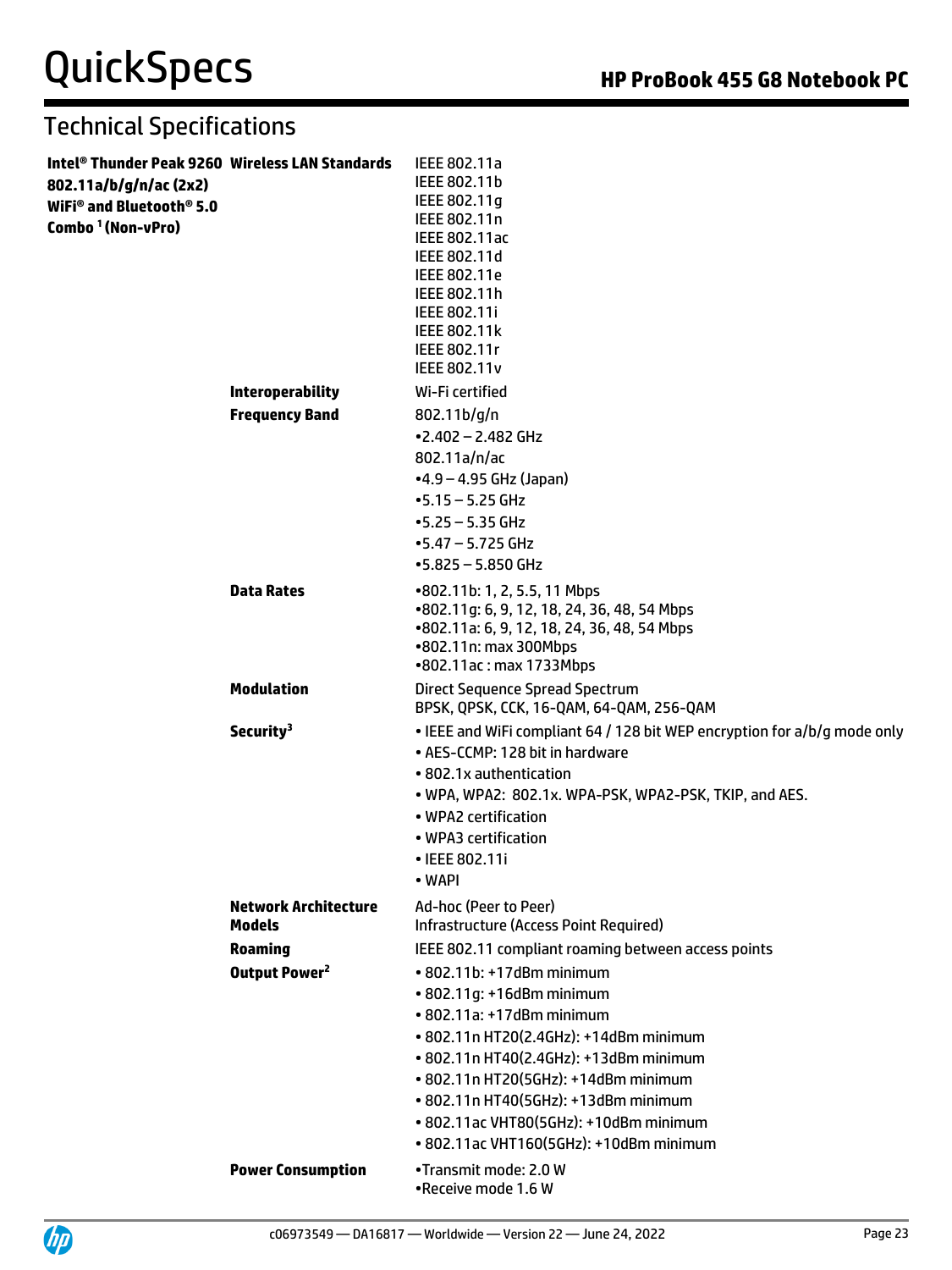## Technical Specifications

| | | |
|---|---|---|
| **Intel® Thunder Peak 9260 802.11a/b/g/n/ac (2x2) WiFi® and Bluetooth® 5.0 Combo [1] (Non-vPro)** | **Wireless LAN Standards** | IEEE 802.11a<br>IEEE 802.11b<br>IEEE 802.11g<br>IEEE 802.11n<br>IEEE 802.11ac<br>IEEE 802.11d<br>IEEE 802.11e<br>IEEE 802.11h<br>IEEE 802.11i<br>IEEE 802.11k<br>IEEE 802.11r<br>IEEE 802.11v |
| | **Interoperability** | Wi-Fi certified |
| | **Frequency Band** | 802.11b/g/n<br>•2.402 – 2.482 GHz<br>802.11a/n/ac<br>•4.9 – 4.95 GHz (Japan)<br>•5.15 – 5.25 GHz<br>•5.25 – 5.35 GHz<br>•5.47 – 5.725 GHz<br>•5.825 – 5.850 GHz |
| | **Data Rates** | •802.11b: 1, 2, 5.5, 11 Mbps<br>•802.11g: 6, 9, 12, 18, 24, 36, 48, 54 Mbps<br>•802.11a: 6, 9, 12, 18, 24, 36, 48, 54 Mbps<br>•802.11n: max 300Mbps<br>•802.11ac : max 1733Mbps |
| | **Modulation** | Direct Sequence Spread Spectrum<br>BPSK, QPSK, CCK, 16-QAM, 64-QAM, 256-QAM |
| | **Security[3]** | • IEEE and WiFi compliant 64 / 128 bit WEP encryption for a/b/g mode only<br>• AES-CCMP: 128 bit in hardware<br>• 802.1x authentication<br>• WPA, WPA2: 802.1x. WPA-PSK, WPA2-PSK, TKIP, and AES.<br>• WPA2 certification<br>• WPA3 certification<br>• IEEE 802.11i<br>• WAPI |
| | **Network Architecture Models** | Ad-hoc (Peer to Peer)<br>Infrastructure (Access Point Required) |
| | **Roaming** | IEEE 802.11 compliant roaming between access points |
| | **Output Power[2]** | • 802.11b: +17dBm minimum<br>• 802.11g: +16dBm minimum<br>• 802.11a: +17dBm minimum<br>• 802.11n HT20(2.4GHz): +14dBm minimum<br>• 802.11n HT40(2.4GHz): +13dBm minimum<br>• 802.11n HT20(5GHz): +14dBm minimum<br>• 802.11n HT40(5GHz): +13dBm minimum<br>• 802.11ac VHT80(5GHz): +10dBm minimum<br>• 802.11ac VHT160(5GHz): +10dBm minimum |
| | **Power Consumption** | •Transmit mode: 2.0 W<br>•Receive mode 1.6 W |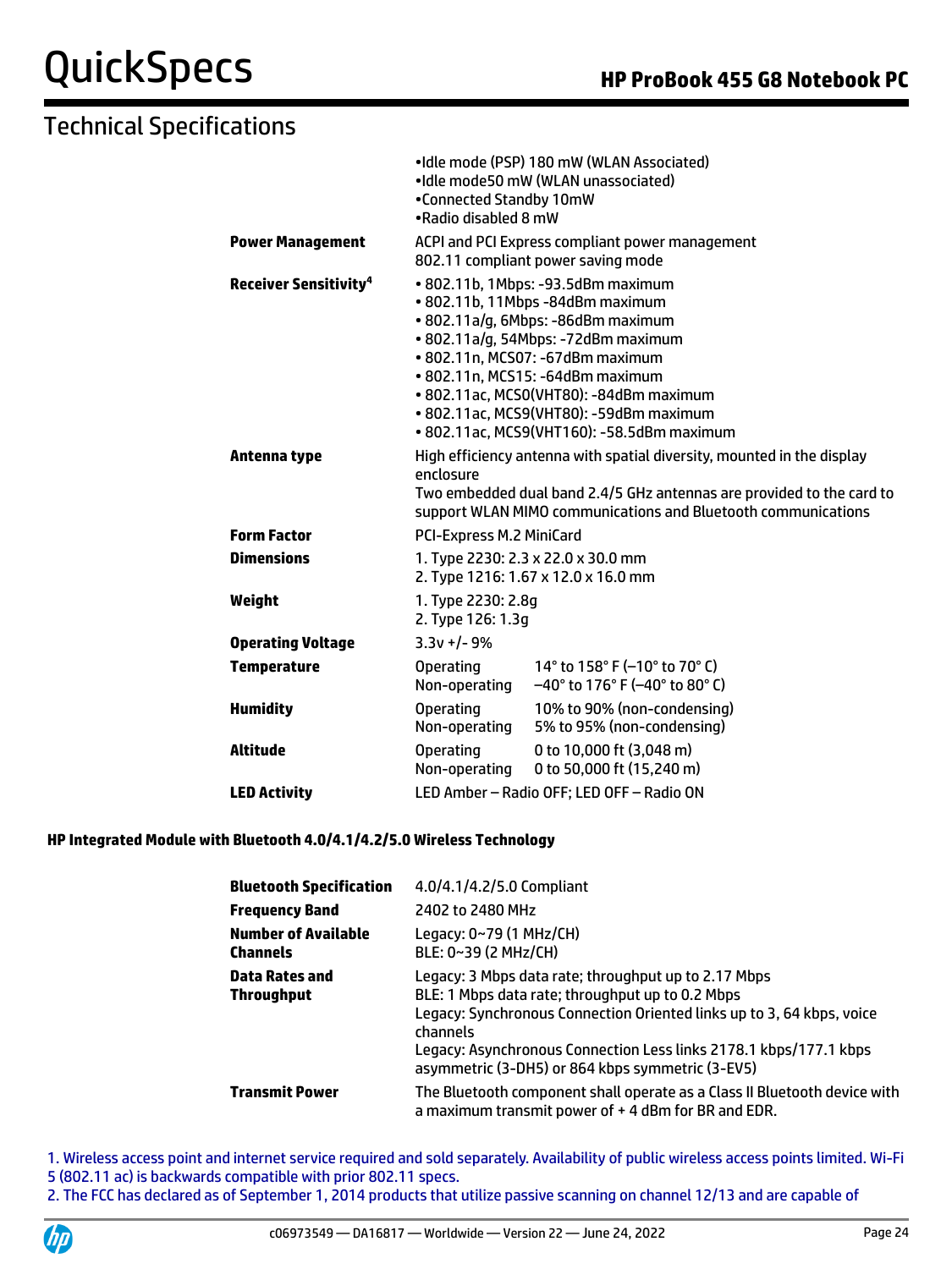## Technical Specifications

| | | |
|---|---|---|
| | •Idle mode (PSP) 180 mW (WLAN Associated)<br>•Idle mode50 mW (WLAN unassociated)<br>•Connected Standby 10mW<br>•Radio disabled 8 mW | |
| **Power Management** | ACPI and PCI Express compliant power management<br>802.11 compliant power saving mode | |
| **Receiver Sensitivity[4]** | • 802.11b, 1Mbps: -93.5dBm maximum<br>• 802.11b, 11Mbps -84dBm maximum<br>• 802.11a/g, 6Mbps: -86dBm maximum<br>• 802.11a/g, 54Mbps: -72dBm maximum<br>• 802.11n, MCS07: -67dBm maximum<br>• 802.11n, MCS15: -64dBm maximum<br>• 802.11ac, MCS0(VHT80): -84dBm maximum<br>• 802.11ac, MCS9(VHT80): -59dBm maximum<br>• 802.11ac, MCS9(VHT160): -58.5dBm maximum | |
| **Antenna type** | High efficiency antenna with spatial diversity, mounted in the display enclosure<br>Two embedded dual band 2.4/5 GHz antennas are provided to the card to support WLAN MIMO communications and Bluetooth communications | |
| **Form Factor** | PCI-Express M.2 MiniCard | |
| **Dimensions** | 1. Type 2230: 2.3 x 22.0 x 30.0 mm<br>2. Type 1216: 1.67 x 12.0 x 16.0 mm | |
| **Weight** | 1. Type 2230: 2.8g<br>2. Type 126: 1.3g | |
| **Operating Voltage** | 3.3v +/- 9% | |
| **Temperature** | Operating<br>Non-operating | 14° to 158° F (–10° to 70° C)<br>–40° to 176° F (–40° to 80° C) |
| **Humidity** | Operating<br>Non-operating | 10% to 90% (non-condensing)<br>5% to 95% (non-condensing) |
| **Altitude** | Operating<br>Non-operating | 0 to 10,000 ft (3,048 m)<br>0 to 50,000 ft (15,240 m) |
| **LED Activity** | LED Amber – Radio OFF; LED OFF – Radio ON | |

### HP Integrated Module with Bluetooth 4.0/4.1/4.2/5.0 Wireless Technology

| | |
|---|---|
| **Bluetooth Specification** | 4.0/4.1/4.2/5.0 Compliant |
| **Frequency Band** | 2402 to 2480 MHz |
| **Number of Available Channels** | Legacy: 0~79 (1 MHz/CH)<br>BLE: 0~39 (2 MHz/CH) |
| **Data Rates and Throughput** | Legacy: 3 Mbps data rate; throughput up to 2.17 Mbps<br>BLE: 1 Mbps data rate; throughput up to 0.2 Mbps<br>Legacy: Synchronous Connection Oriented links up to 3, 64 kbps, voice channels<br>Legacy: Asynchronous Connection Less links 2178.1 kbps/177.1 kbps asymmetric (3-DH5) or 864 kbps symmetric (3-EV5) |
| **Transmit Power** | The Bluetooth component shall operate as a Class II Bluetooth device with a maximum transmit power of + 4 dBm for BR and EDR. |

1. Wireless access point and internet service required and sold separately. Availability of public wireless access points limited. Wi-Fi 5 (802.11 ac) is backwards compatible with prior 802.11 specs.
2. The FCC has declared as of September 1, 2014 products that utilize passive scanning on channel 12/13 and are capable of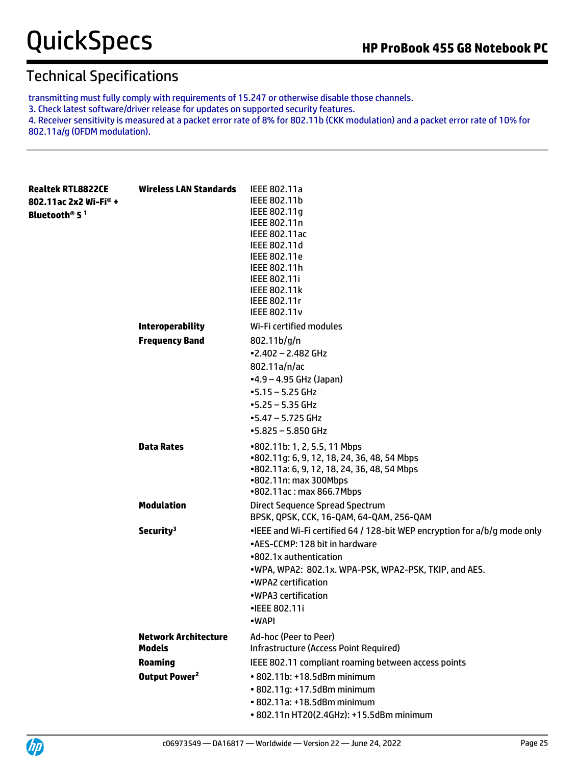## Technical Specifications

transmitting must fully comply with requirements of 15.247 or otherwise disable those channels.
3. Check latest software/driver release for updates on supported security features.
4. Receiver sensitivity is measured at a packet error rate of 8% for 802.11b (CKK modulation) and a packet error rate of 10% for 802.11a/g (OFDM modulation).

---

| | | |
|---|---|---|
| **Realtek RTL8822CE 802.11ac 2x2 Wi-Fi® + Bluetooth® 5** [1] | **Wireless LAN Standards** | IEEE 802.11a<br>IEEE 802.11b<br>IEEE 802.11g<br>IEEE 802.11n<br>IEEE 802.11ac<br>IEEE 802.11d<br>IEEE 802.11e<br>IEEE 802.11h<br>IEEE 802.11i<br>IEEE 802.11k<br>IEEE 802.11r<br>IEEE 802.11v |
| | **Interoperability** | Wi-Fi certified modules |
| | **Frequency Band** | 802.11b/g/n<br>•2.402 – 2.482 GHz<br>802.11a/n/ac<br>•4.9 – 4.95 GHz (Japan)<br>•5.15 – 5.25 GHz<br>•5.25 – 5.35 GHz<br>•5.47 – 5.725 GHz<br>•5.825 – 5.850 GHz |
| | **Data Rates** | •802.11b: 1, 2, 5.5, 11 Mbps<br>•802.11g: 6, 9, 12, 18, 24, 36, 48, 54 Mbps<br>•802.11a: 6, 9, 12, 18, 24, 36, 48, 54 Mbps<br>•802.11n: max 300Mbps<br>•802.11ac : max 866.7Mbps |
| | **Modulation** | Direct Sequence Spread Spectrum<br>BPSK, QPSK, CCK, 16-QAM, 64-QAM, 256-QAM |
| | **Security**[3] | •IEEE and Wi-Fi certified 64 / 128-bit WEP encryption for a/b/g mode only<br>•AES-CCMP: 128 bit in hardware<br>•802.1x authentication<br>•WPA, WPA2: 802.1x. WPA-PSK, WPA2-PSK, TKIP, and AES.<br>•WPA2 certification<br>•WPA3 certification<br>•IEEE 802.11i<br>•WAPI |
| | **Network Architecture Models** | Ad-hoc (Peer to Peer)<br>Infrastructure (Access Point Required) |
| | **Roaming** | IEEE 802.11 compliant roaming between access points |
| | **Output Power**[2] | • 802.11b: +18.5dBm minimum<br>• 802.11g: +17.5dBm minimum<br>• 802.11a: +18.5dBm minimum<br>• 802.11n HT20(2.4GHz): +15.5dBm minimum |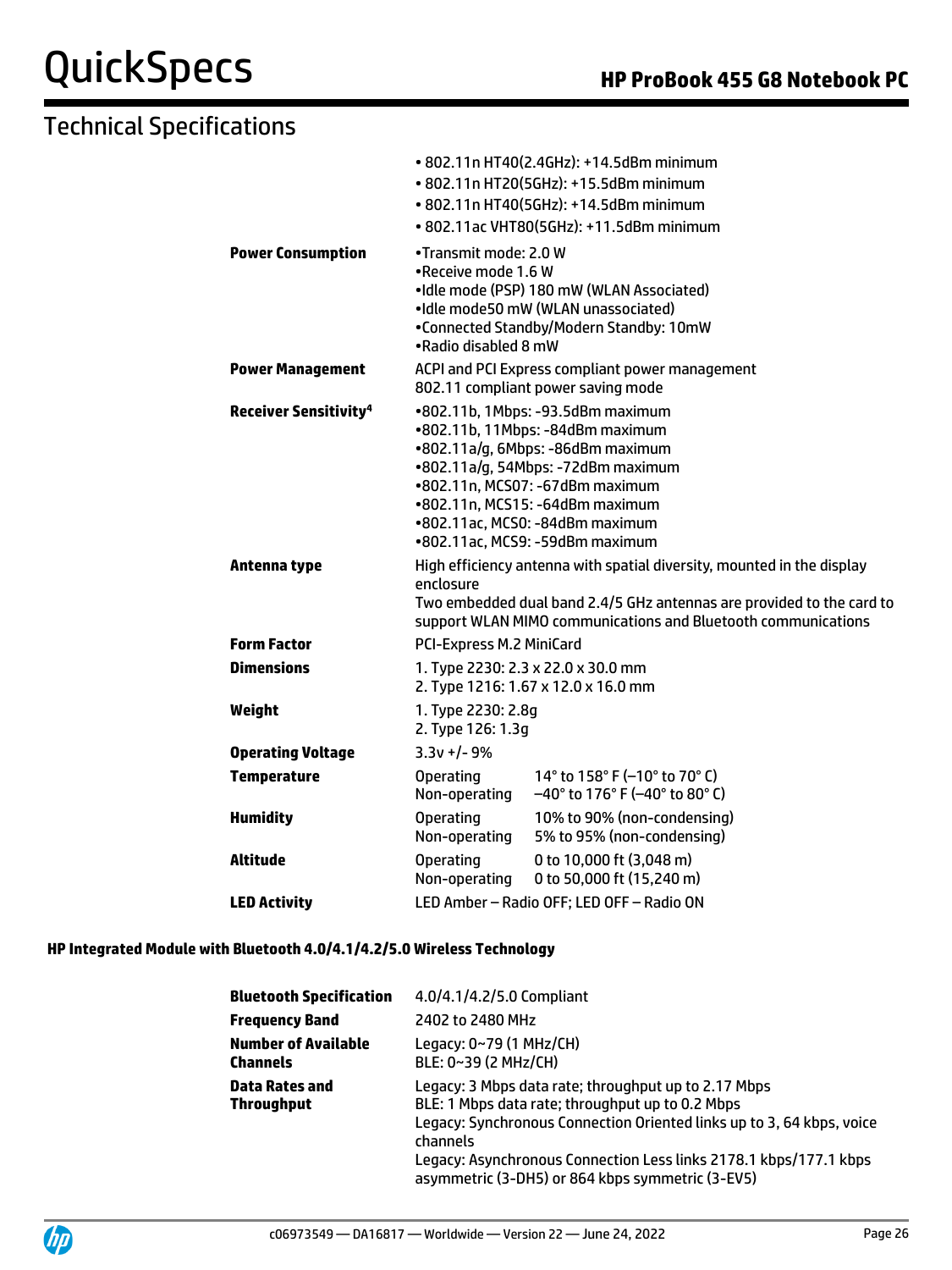## Technical Specifications

| | | |
|---|---|---|
| | • 802.11n HT40(2.4GHz): +14.5dBm minimum<br>• 802.11n HT20(5GHz): +15.5dBm minimum<br>• 802.11n HT40(5GHz): +14.5dBm minimum<br>• 802.11ac VHT80(5GHz): +11.5dBm minimum | |
| **Power Consumption** | •Transmit mode: 2.0 W<br>•Receive mode 1.6 W<br>•Idle mode (PSP) 180 mW (WLAN Associated)<br>•Idle mode50 mW (WLAN unassociated)<br>•Connected Standby/Modern Standby: 10mW<br>•Radio disabled 8 mW | |
| **Power Management** | ACPI and PCI Express compliant power management<br>802.11 compliant power saving mode | |
| **Receiver Sensitivity[4]** | •802.11b, 1Mbps: -93.5dBm maximum<br>•802.11b, 11Mbps: -84dBm maximum<br>•802.11a/g, 6Mbps: -86dBm maximum<br>•802.11a/g, 54Mbps: -72dBm maximum<br>•802.11n, MCS07: -67dBm maximum<br>•802.11n, MCS15: -64dBm maximum<br>•802.11ac, MCS0: -84dBm maximum<br>•802.11ac, MCS9: -59dBm maximum | |
| **Antenna type** | High efficiency antenna with spatial diversity, mounted in the display enclosure<br>Two embedded dual band 2.4/5 GHz antennas are provided to the card to support WLAN MIMO communications and Bluetooth communications | |
| **Form Factor** | PCI-Express M.2 MiniCard | |
| **Dimensions** | 1. Type 2230: 2.3 x 22.0 x 30.0 mm<br>2. Type 1216: 1.67 x 12.0 x 16.0 mm | |
| **Weight** | 1. Type 2230: 2.8g<br>2. Type 126: 1.3g | |
| **Operating Voltage** | 3.3v +/- 9% | |
| **Temperature** | Operating<br>Non-operating | 14° to 158° F (–10° to 70° C)<br>–40° to 176° F (–40° to 80° C) |
| **Humidity** | Operating<br>Non-operating | 10% to 90% (non-condensing)<br>5% to 95% (non-condensing) |
| **Altitude** | Operating<br>Non-operating | 0 to 10,000 ft (3,048 m)<br>0 to 50,000 ft (15,240 m) |
| **LED Activity** | LED Amber – Radio OFF; LED OFF – Radio ON | |

**HP Integrated Module with Bluetooth 4.0/4.1/4.2/5.0 Wireless Technology**

| | |
|---|---|
| **Bluetooth Specification** | 4.0/4.1/4.2/5.0 Compliant |
| **Frequency Band** | 2402 to 2480 MHz |
| **Number of Available Channels** | Legacy: 0~79 (1 MHz/CH)<br>BLE: 0~39 (2 MHz/CH) |
| **Data Rates and Throughput** | Legacy: 3 Mbps data rate; throughput up to 2.17 Mbps<br>BLE: 1 Mbps data rate; throughput up to 0.2 Mbps<br>Legacy: Synchronous Connection Oriented links up to 3, 64 kbps, voice channels<br>Legacy: Asynchronous Connection Less links 2178.1 kbps/177.1 kbps asymmetric (3-DH5) or 864 kbps symmetric (3-EV5) |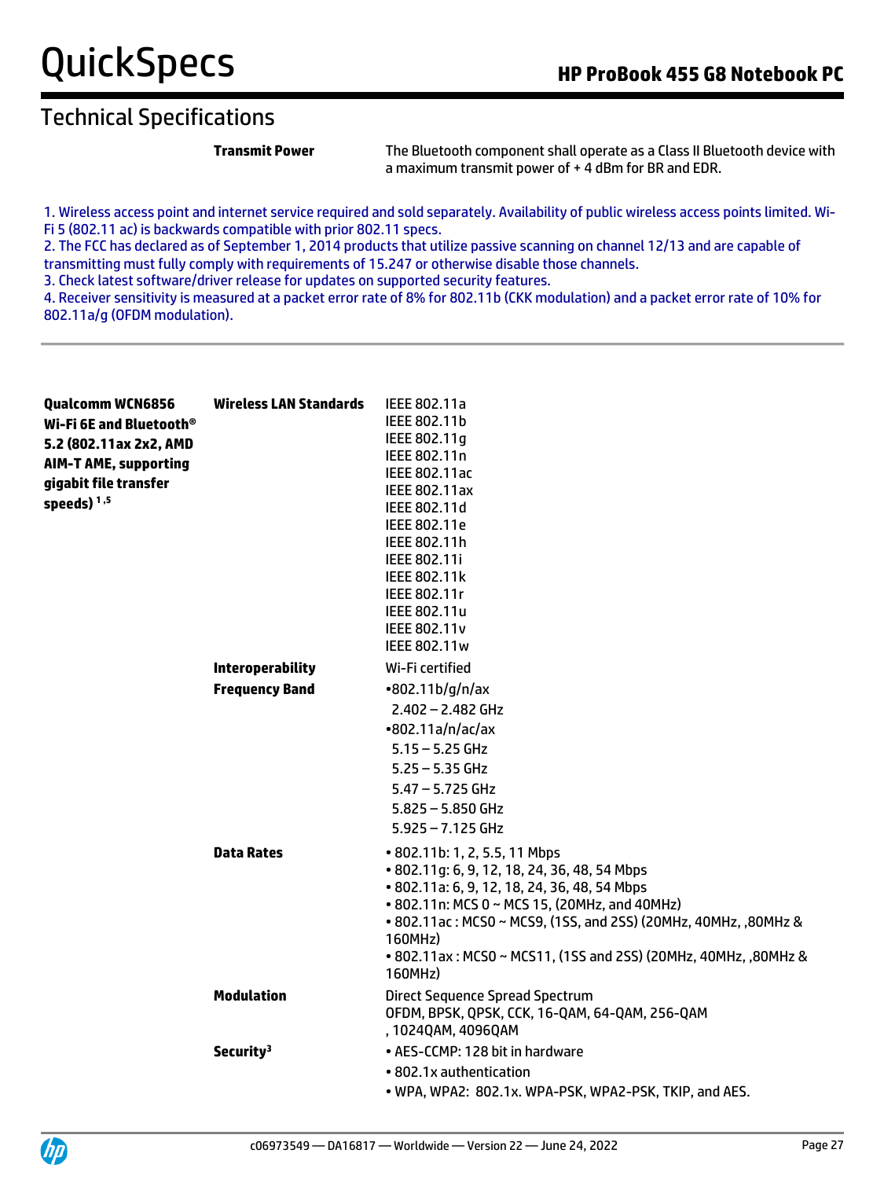## Technical Specifications

| | | |
|---|---|---|
| | **Transmit Power** | The Bluetooth component shall operate as a Class II Bluetooth device with a maximum transmit power of + 4 dBm for BR and EDR. |

1. Wireless access point and internet service required and sold separately. Availability of public wireless access points limited. Wi-Fi 5 (802.11 ac) is backwards compatible with prior 802.11 specs.
2. The FCC has declared as of September 1, 2014 products that utilize passive scanning on channel 12/13 and are capable of transmitting must fully comply with requirements of 15.247 or otherwise disable those channels.
3. Check latest software/driver release for updates on supported security features.
4. Receiver sensitivity is measured at a packet error rate of 8% for 802.11b (CKK modulation) and a packet error rate of 10% for 802.11a/g (OFDM modulation).

---

| | | |
|---|---|---|
| **Qualcomm WCN6856 Wi-Fi 6E and Bluetooth® 5.2 (802.11ax 2x2, AMD AIM-T AME, supporting gigabit file transfer speeds)** [1,5] | **Wireless LAN Standards** | IEEE 802.11a<br>IEEE 802.11b<br>IEEE 802.11g<br>IEEE 802.11n<br>IEEE 802.11ac<br>IEEE 802.11ax<br>IEEE 802.11d<br>IEEE 802.11e<br>IEEE 802.11h<br>IEEE 802.11i<br>IEEE 802.11k<br>IEEE 802.11r<br>IEEE 802.11u<br>IEEE 802.11v<br>IEEE 802.11w |
| | **Interoperability** | Wi-Fi certified |
| | **Frequency Band** | •802.11b/g/n/ax<br>2.402 – 2.482 GHz<br>•802.11a/n/ac/ax<br>5.15 – 5.25 GHz<br>5.25 – 5.35 GHz<br>5.47 – 5.725 GHz<br>5.825 – 5.850 GHz<br>5.925 – 7.125 GHz |
| | **Data Rates** | • 802.11b: 1, 2, 5.5, 11 Mbps<br>• 802.11g: 6, 9, 12, 18, 24, 36, 48, 54 Mbps<br>• 802.11a: 6, 9, 12, 18, 24, 36, 48, 54 Mbps<br>• 802.11n: MCS 0 ~ MCS 15, (20MHz, and 40MHz)<br>• 802.11ac : MCS0 ~ MCS9, (1SS, and 2SS) (20MHz, 40MHz, ,80MHz & 160MHz)<br>• 802.11ax : MCS0 ~ MCS11, (1SS and 2SS) (20MHz, 40MHz, ,80MHz & 160MHz) |
| | **Modulation** | Direct Sequence Spread Spectrum<br>OFDM, BPSK, QPSK, CCK, 16-QAM, 64-QAM, 256-QAM<br>, 1024QAM, 4096QAM |
| | **Security**[3] | • AES-CCMP: 128 bit in hardware<br>• 802.1x authentication<br>• WPA, WPA2: 802.1x. WPA-PSK, WPA2-PSK, TKIP, and AES. |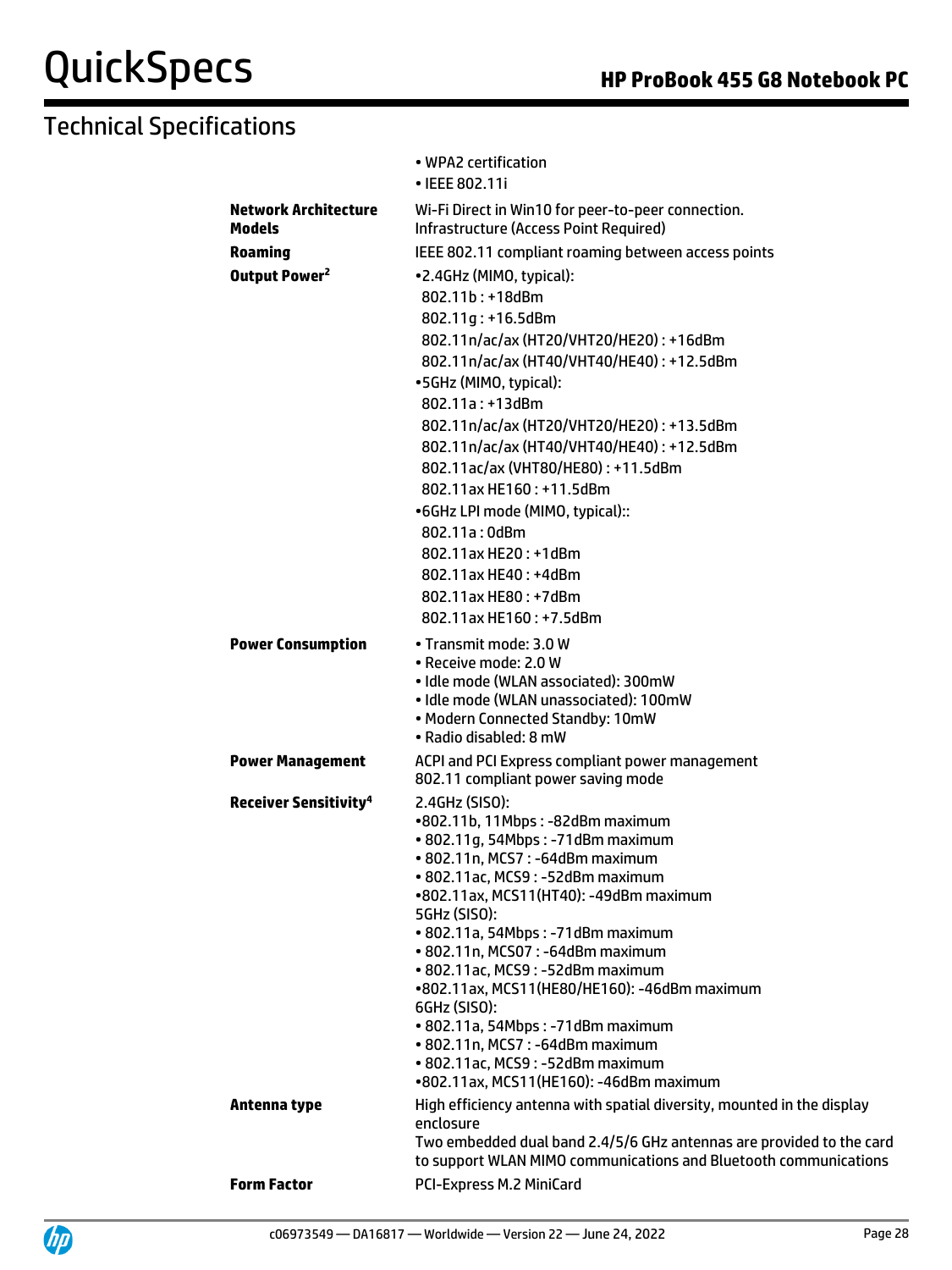## Technical Specifications

| | |
|---|---|
| | • WPA2 certification<br>• IEEE 802.11i |
| **Network Architecture Models** | Wi-Fi Direct in Win10 for peer-to-peer connection.<br>Infrastructure (Access Point Required) |
| **Roaming** | IEEE 802.11 compliant roaming between access points |
| **Output Power[2]** | •2.4GHz (MIMO, typical):<br>802.11b : +18dBm<br>802.11g : +16.5dBm<br>802.11n/ac/ax (HT20/VHT20/HE20) : +16dBm<br>802.11n/ac/ax (HT40/VHT40/HE40) : +12.5dBm<br>•5GHz (MIMO, typical):<br>802.11a : +13dBm<br>802.11n/ac/ax (HT20/VHT20/HE20) : +13.5dBm<br>802.11n/ac/ax (HT40/VHT40/HE40) : +12.5dBm<br>802.11ac/ax (VHT80/HE80) : +11.5dBm<br>802.11ax HE160 : +11.5dBm<br>•6GHz LPI mode (MIMO, typical)::<br>802.11a : 0dBm<br>802.11ax HE20 : +1dBm<br>802.11ax HE40 : +4dBm<br>802.11ax HE80 : +7dBm<br>802.11ax HE160 : +7.5dBm |
| **Power Consumption** | • Transmit mode: 3.0 W<br>• Receive mode: 2.0 W<br>• Idle mode (WLAN associated): 300mW<br>• Idle mode (WLAN unassociated): 100mW<br>• Modern Connected Standby: 10mW<br>• Radio disabled: 8 mW |
| **Power Management** | ACPI and PCI Express compliant power management<br>802.11 compliant power saving mode |
| **Receiver Sensitivity[4]** | 2.4GHz (SISO):<br>•802.11b, 11Mbps : -82dBm maximum<br>• 802.11g, 54Mbps : -71dBm maximum<br>• 802.11n, MCS7 : -64dBm maximum<br>• 802.11ac, MCS9 : -52dBm maximum<br>•802.11ax, MCS11(HT40): -49dBm maximum<br>5GHz (SISO):<br>• 802.11a, 54Mbps : -71dBm maximum<br>• 802.11n, MCS07 : -64dBm maximum<br>• 802.11ac, MCS9 : -52dBm maximum<br>•802.11ax, MCS11(HE80/HE160): -46dBm maximum<br>6GHz (SISO):<br>• 802.11a, 54Mbps : -71dBm maximum<br>• 802.11n, MCS7 : -64dBm maximum<br>• 802.11ac, MCS9 : -52dBm maximum<br>•802.11ax, MCS11(HE160): -46dBm maximum |
| **Antenna type** | High efficiency antenna with spatial diversity, mounted in the display enclosure<br>Two embedded dual band 2.4/5/6 GHz antennas are provided to the card to support WLAN MIMO communications and Bluetooth communications |
| **Form Factor** | PCI-Express M.2 MiniCard |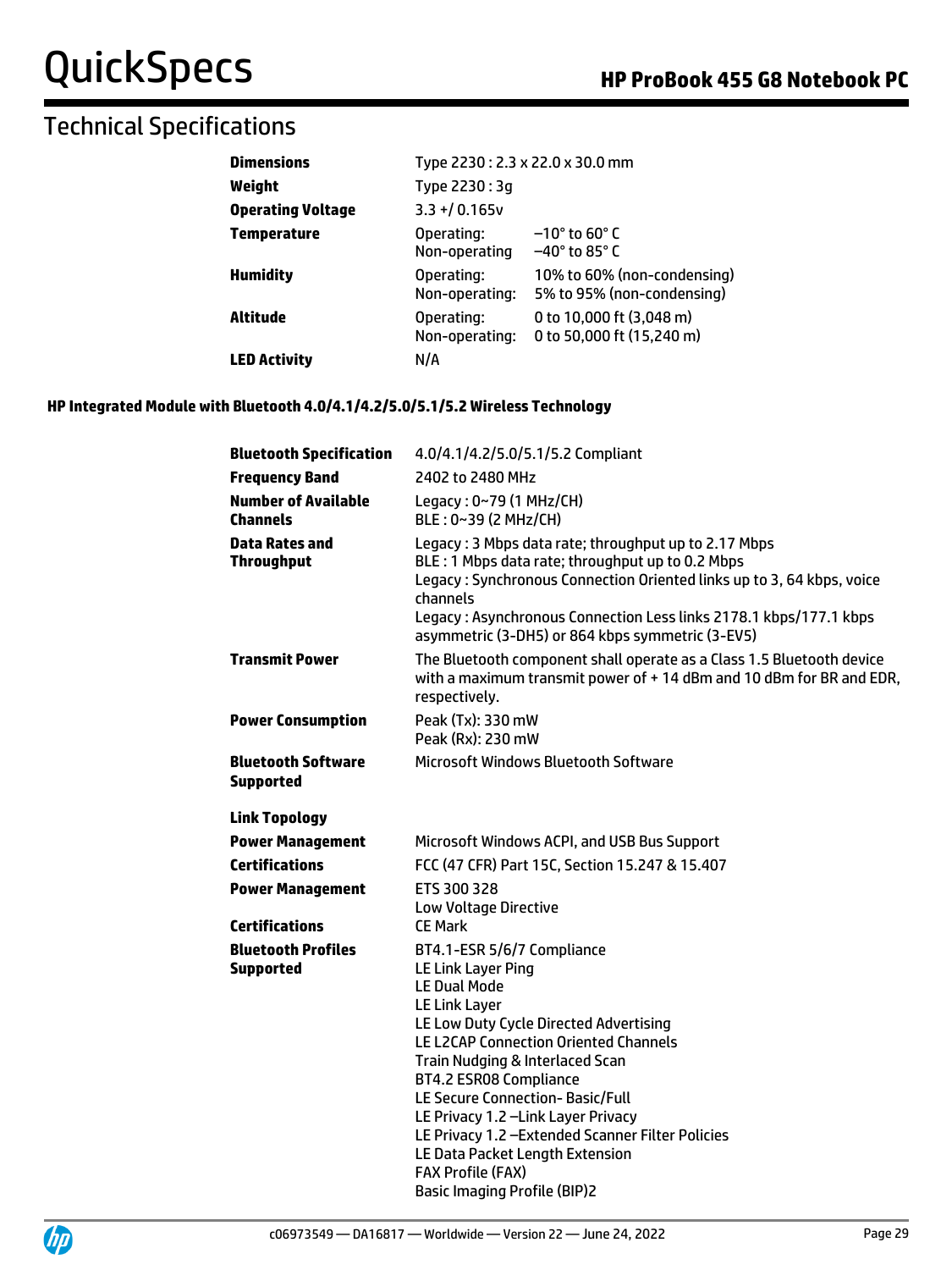## Technical Specifications

| | | |
|---|---|---|
| **Dimensions** | Type 2230 : 2.3 x 22.0 x 30.0 mm | |
| **Weight** | Type 2230 : 3g | |
| **Operating Voltage** | 3.3 +/ 0.165v | |
| **Temperature** | Operating:<br>Non-operating | –10° to 60° C<br>–40° to 85° C |
| **Humidity** | Operating:<br>Non-operating: | 10% to 60% (non-condensing)<br>5% to 95% (non-condensing) |
| **Altitude** | Operating:<br>Non-operating: | 0 to 10,000 ft (3,048 m)<br>0 to 50,000 ft (15,240 m) |
| **LED Activity** | N/A | |

### HP Integrated Module with Bluetooth 4.0/4.1/4.2/5.0/5.1/5.2 Wireless Technology

| | |
|---|---|
| **Bluetooth Specification** | 4.0/4.1/4.2/5.0/5.1/5.2 Compliant |
| **Frequency Band** | 2402 to 2480 MHz |
| **Number of Available Channels** | Legacy : 0~79 (1 MHz/CH)<br>BLE : 0~39 (2 MHz/CH) |
| **Data Rates and Throughput** | Legacy : 3 Mbps data rate; throughput up to 2.17 Mbps<br>BLE : 1 Mbps data rate; throughput up to 0.2 Mbps<br>Legacy : Synchronous Connection Oriented links up to 3, 64 kbps, voice channels<br>Legacy : Asynchronous Connection Less links 2178.1 kbps/177.1 kbps asymmetric (3-DH5) or 864 kbps symmetric (3-EV5) |
| **Transmit Power** | The Bluetooth component shall operate as a Class 1.5 Bluetooth device with a maximum transmit power of + 14 dBm and 10 dBm for BR and EDR, respectively. |
| **Power Consumption** | Peak (Tx): 330 mW<br>Peak (Rx): 230 mW |
| **Bluetooth Software Supported** | Microsoft Windows Bluetooth Software |
| **Link Topology** | |
| **Power Management** | Microsoft Windows ACPI, and USB Bus Support |
| **Certifications** | FCC (47 CFR) Part 15C, Section 15.247 & 15.407 |
| **Power Management** | ETS 300 328<br>Low Voltage Directive |
| **Certifications** | CE Mark |
| **Bluetooth Profiles Supported** | BT4.1-ESR 5/6/7 Compliance<br>LE Link Layer Ping<br>LE Dual Mode<br>LE Link Layer<br>LE Low Duty Cycle Directed Advertising<br>LE L2CAP Connection Oriented Channels<br>Train Nudging & Interlaced Scan<br>BT4.2 ESR08 Compliance<br>LE Secure Connection- Basic/Full<br>LE Privacy 1.2 –Link Layer Privacy<br>LE Privacy 1.2 –Extended Scanner Filter Policies<br>LE Data Packet Length Extension<br>FAX Profile (FAX)<br>Basic Imaging Profile (BIP)2 |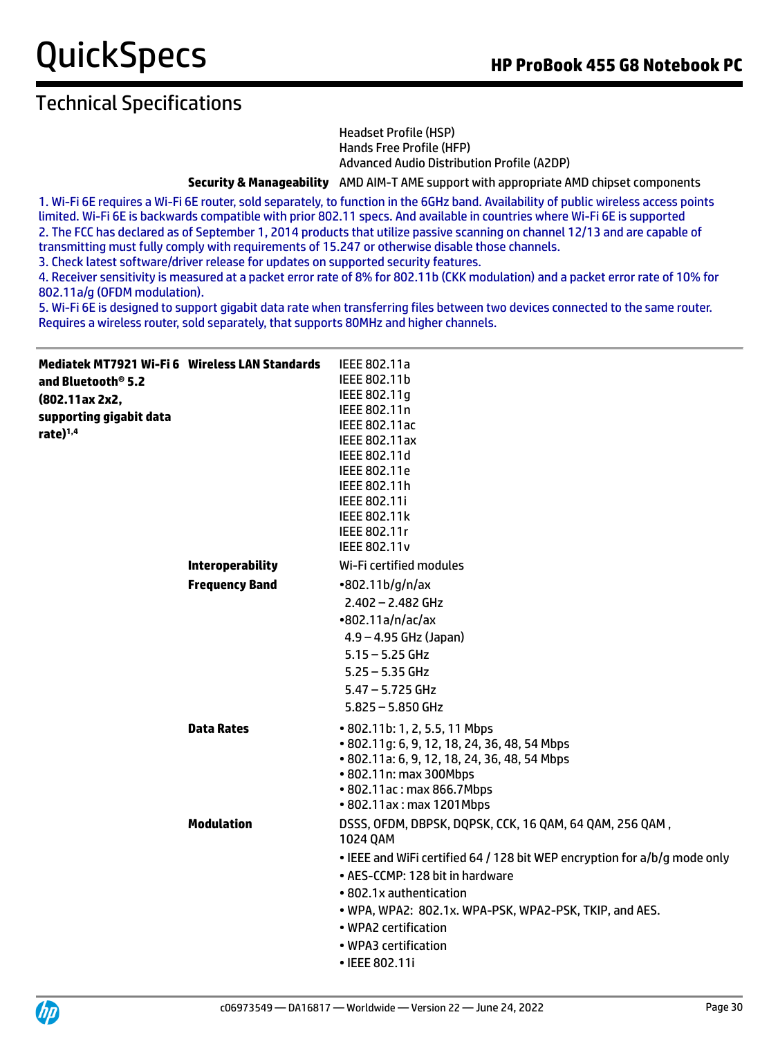## Technical Specifications

| | | |
|---|---|---|
| | | Headset Profile (HSP)<br>Hands Free Profile (HFP)<br>Advanced Audio Distribution Profile (A2DP) |
| | **Security & Manageability** | AMD AIM-T AME support with appropriate AMD chipset components |

1. Wi-Fi 6E requires a Wi-Fi 6E router, sold separately, to function in the 6GHz band. Availability of public wireless access points limited. Wi-Fi 6E is backwards compatible with prior 802.11 specs. And available in countries where Wi-Fi 6E is supported
2. The FCC has declared as of September 1, 2014 products that utilize passive scanning on channel 12/13 and are capable of transmitting must fully comply with requirements of 15.247 or otherwise disable those channels.
3. Check latest software/driver release for updates on supported security features.
4. Receiver sensitivity is measured at a packet error rate of 8% for 802.11b (CKK modulation) and a packet error rate of 10% for 802.11a/g (OFDM modulation).
5. Wi-Fi 6E is designed to support gigabit data rate when transferring files between two devices connected to the same router. Requires a wireless router, sold separately, that supports 80MHz and higher channels.

| | | |
|---|---|---|
| **Mediatek MT7921 Wi-Fi 6 and Bluetooth® 5.2 (802.11ax 2x2, supporting gigabit data rate)[1,4]** | **Wireless LAN Standards** | IEEE 802.11a<br>IEEE 802.11b<br>IEEE 802.11g<br>IEEE 802.11n<br>IEEE 802.11ac<br>IEEE 802.11ax<br>IEEE 802.11d<br>IEEE 802.11e<br>IEEE 802.11h<br>IEEE 802.11i<br>IEEE 802.11k<br>IEEE 802.11r<br>IEEE 802.11v |
| | **Interoperability** | Wi-Fi certified modules |
| | **Frequency Band** | •802.11b/g/n/ax<br>2.402 – 2.482 GHz<br>•802.11a/n/ac/ax<br>4.9 – 4.95 GHz (Japan)<br>5.15 – 5.25 GHz<br>5.25 – 5.35 GHz<br>5.47 – 5.725 GHz<br>5.825 – 5.850 GHz |
| | **Data Rates** | • 802.11b: 1, 2, 5.5, 11 Mbps<br>• 802.11g: 6, 9, 12, 18, 24, 36, 48, 54 Mbps<br>• 802.11a: 6, 9, 12, 18, 24, 36, 48, 54 Mbps<br>• 802.11n: max 300Mbps<br>• 802.11ac : max 866.7Mbps<br>• 802.11ax : max 1201Mbps |
| | **Modulation** | DSSS, OFDM, DBPSK, DQPSK, CCK, 16 QAM, 64 QAM, 256 QAM , 1024 QAM<br>• IEEE and WiFi certified 64 / 128 bit WEP encryption for a/b/g mode only<br>• AES-CCMP: 128 bit in hardware<br>• 802.1x authentication<br>• WPA, WPA2: 802.1x. WPA-PSK, WPA2-PSK, TKIP, and AES.<br>• WPA2 certification<br>• WPA3 certification<br>• IEEE 802.11i |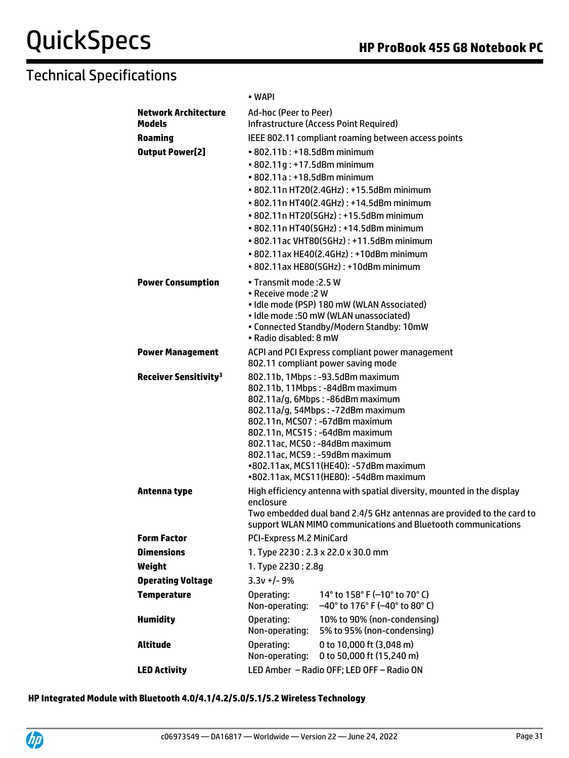## Technical Specifications

| | |
|---|---|
| | • WAPI |
| **Network Architecture Models** | Ad-hoc (Peer to Peer)<br>Infrastructure (Access Point Required) |
| **Roaming** | IEEE 802.11 compliant roaming between access points |
| **Output Power[2]** | • 802.11b : +18.5dBm minimum<br>• 802.11g : +17.5dBm minimum<br>• 802.11a : +18.5dBm minimum<br>• 802.11n HT20(2.4GHz) : +15.5dBm minimum<br>• 802.11n HT40(2.4GHz) : +14.5dBm minimum<br>• 802.11n HT20(5GHz) : +15.5dBm minimum<br>• 802.11n HT40(5GHz) : +14.5dBm minimum<br>• 802.11ac VHT80(5GHz) : +11.5dBm minimum<br>• 802.11ax HE40(2.4GHz) : +10dBm minimum<br>• 802.11ax HE80(5GHz) : +10dBm minimum |
| **Power Consumption** | • Transmit mode :2.5 W<br>• Receive mode :2 W<br>• Idle mode (PSP) 180 mW (WLAN Associated)<br>• Idle mode :50 mW (WLAN unassociated)<br>• Connected Standby/Modern Standby: 10mW<br>• Radio disabled: 8 mW |
| **Power Management** | ACPI and PCI Express compliant power management<br>802.11 compliant power saving mode |
| **Receiver Sensitivity[3]** | 802.11b, 1Mbps : -93.5dBm maximum<br>802.11b, 11Mbps : -84dBm maximum<br>802.11a/g, 6Mbps : -86dBm maximum<br>802.11a/g, 54Mbps : -72dBm maximum<br>802.11n, MCS07 : -67dBm maximum<br>802.11n, MCS15 : -64dBm maximum<br>802.11ac, MCS0 : -84dBm maximum<br>802.11ac, MCS9 : -59dBm maximum<br>•802.11ax, MCS11(HE40): -57dBm maximum<br>•802.11ax, MCS11(HE80): -54dBm maximum |
| **Antenna type** | High efficiency antenna with spatial diversity, mounted in the display enclosure<br>Two embedded dual band 2.4/5 GHz antennas are provided to the card to support WLAN MIMO communications and Bluetooth communications |
| **Form Factor** | PCI-Express M.2 MiniCard |
| **Dimensions** | 1. Type 2230 : 2.3 x 22.0 x 30.0 mm |
| **Weight** | 1. Type 2230 : 2.8g |
| **Operating Voltage** | 3.3v +/- 9% |
| **Temperature** | Operating: 14° to 158° F (–10° to 70° C)<br>Non-operating: –40° to 176° F (–40° to 80° C) |
| **Humidity** | Operating: 10% to 90% (non-condensing)<br>Non-operating: 5% to 95% (non-condensing) |
| **Altitude** | Operating: 0 to 10,000 ft (3,048 m)<br>Non-operating: 0 to 50,000 ft (15,240 m) |
| **LED Activity** | LED Amber – Radio OFF; LED OFF – Radio ON |

**HP Integrated Module with Bluetooth 4.0/4.1/4.2/5.0/5.1/5.2 Wireless Technology**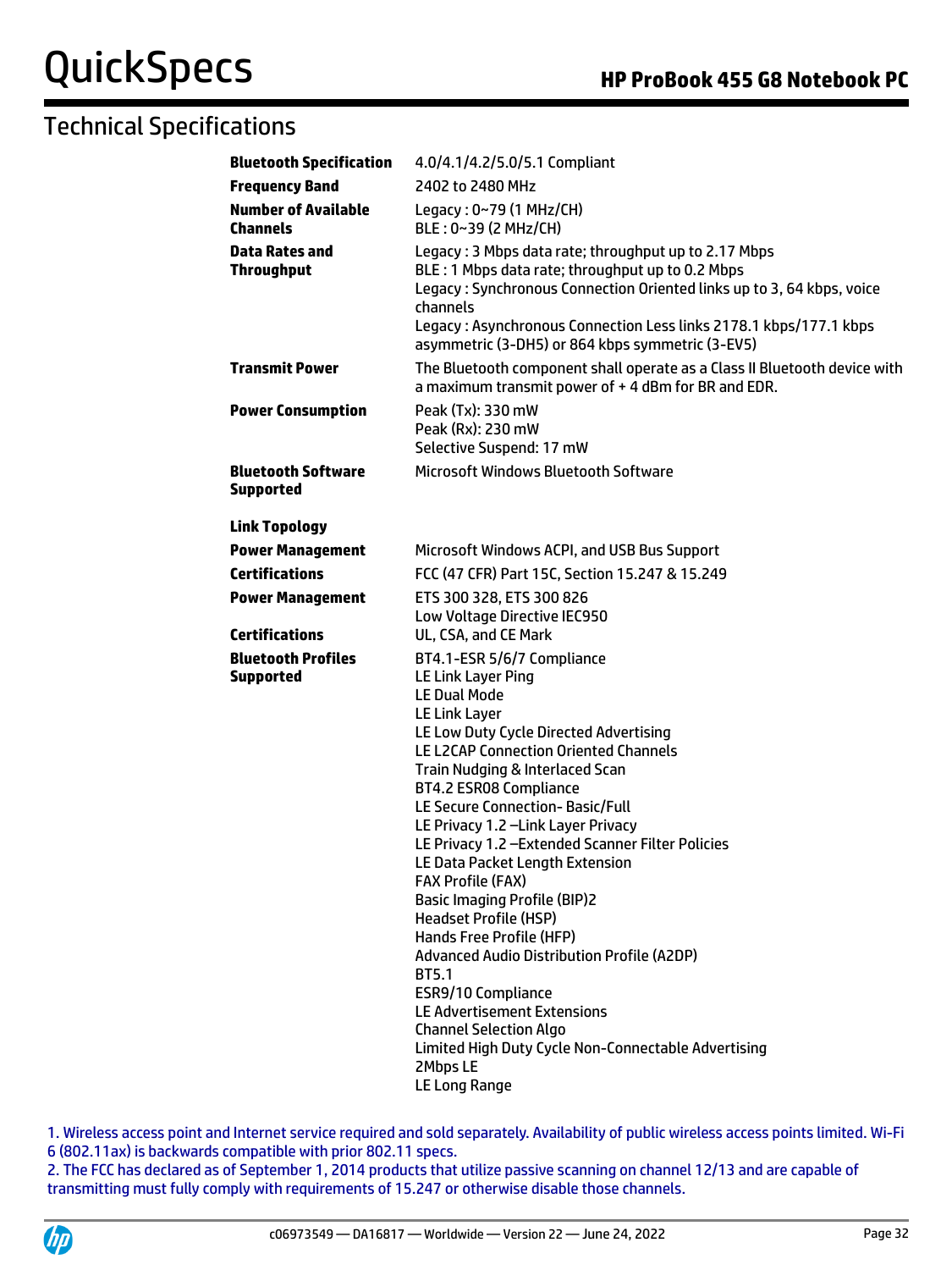## Technical Specifications

| | |
|---|---|
| **Bluetooth Specification** | 4.0/4.1/4.2/5.0/5.1 Compliant |
| **Frequency Band** | 2402 to 2480 MHz |
| **Number of Available Channels** | Legacy : 0~79 (1 MHz/CH)<br>BLE : 0~39 (2 MHz/CH) |
| **Data Rates and Throughput** | Legacy : 3 Mbps data rate; throughput up to 2.17 Mbps<br>BLE : 1 Mbps data rate; throughput up to 0.2 Mbps<br>Legacy : Synchronous Connection Oriented links up to 3, 64 kbps, voice channels<br>Legacy : Asynchronous Connection Less links 2178.1 kbps/177.1 kbps asymmetric (3-DH5) or 864 kbps symmetric (3-EV5) |
| **Transmit Power** | The Bluetooth component shall operate as a Class II Bluetooth device with a maximum transmit power of + 4 dBm for BR and EDR. |
| **Power Consumption** | Peak (Tx): 330 mW<br>Peak (Rx): 230 mW<br>Selective Suspend: 17 mW |
| **Bluetooth Software Supported** | Microsoft Windows Bluetooth Software |
| **Link Topology** | |
| **Power Management** | Microsoft Windows ACPI, and USB Bus Support |
| **Certifications** | FCC (47 CFR) Part 15C, Section 15.247 & 15.249 |
| **Power Management** | ETS 300 328, ETS 300 826<br>Low Voltage Directive IEC950 |
| **Certifications** | UL, CSA, and CE Mark |
| **Bluetooth Profiles Supported** | BT4.1-ESR 5/6/7 Compliance<br>LE Link Layer Ping<br>LE Dual Mode<br>LE Link Layer<br>LE Low Duty Cycle Directed Advertising<br>LE L2CAP Connection Oriented Channels<br>Train Nudging & Interlaced Scan<br>BT4.2 ESR08 Compliance<br>LE Secure Connection- Basic/Full<br>LE Privacy 1.2 –Link Layer Privacy<br>LE Privacy 1.2 –Extended Scanner Filter Policies<br>LE Data Packet Length Extension<br>FAX Profile (FAX)<br>Basic Imaging Profile (BIP)2<br>Headset Profile (HSP)<br>Hands Free Profile (HFP)<br>Advanced Audio Distribution Profile (A2DP)<br>BT5.1<br>ESR9/10 Compliance<br>LE Advertisement Extensions<br>Channel Selection Algo<br>Limited High Duty Cycle Non-Connectable Advertising<br>2Mbps LE<br>LE Long Range |

1. Wireless access point and Internet service required and sold separately. Availability of public wireless access points limited. Wi-Fi 6 (802.11ax) is backwards compatible with prior 802.11 specs.
2. The FCC has declared as of September 1, 2014 products that utilize passive scanning on channel 12/13 and are capable of transmitting must fully comply with requirements of 15.247 or otherwise disable those channels.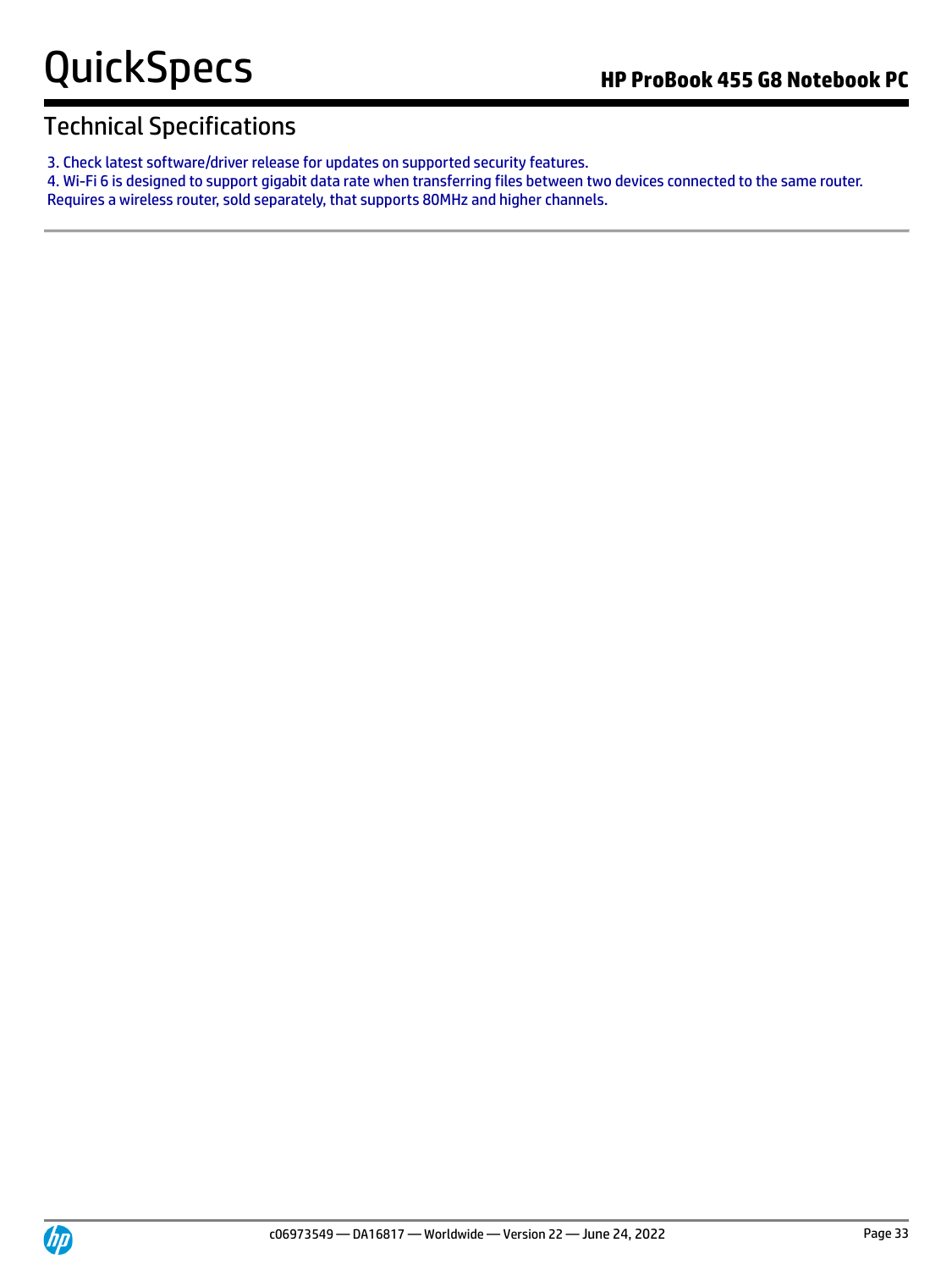## Technical Specifications

3. Check latest software/driver release for updates on supported security features.
4. Wi-Fi 6 is designed to support gigabit data rate when transferring files between two devices connected to the same router. Requires a wireless router, sold separately, that supports 80MHz and higher channels.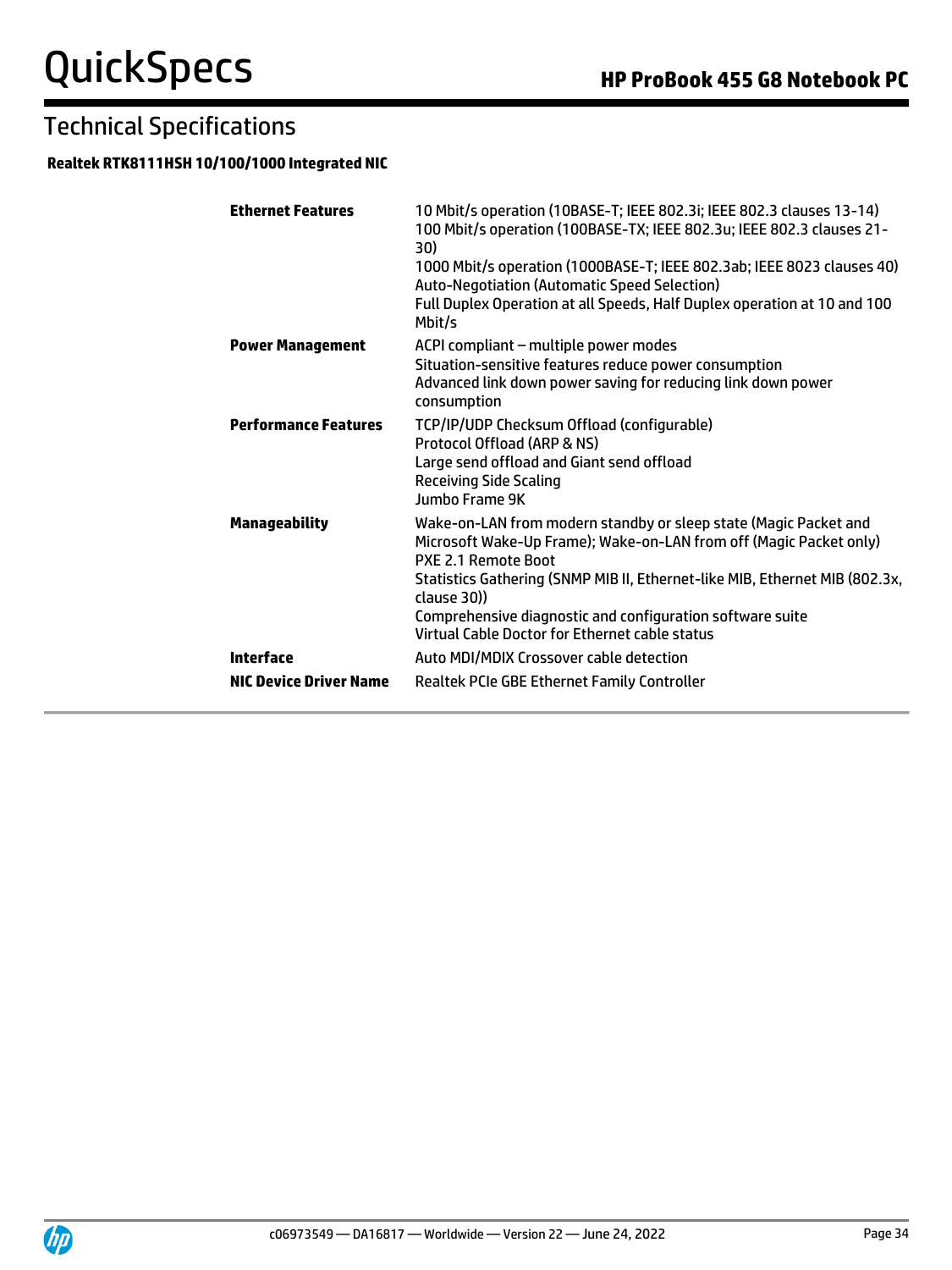## Technical Specifications

### Realtek RTK8111HSH 10/100/1000 Integrated NIC

| | |
|---|---|
| **Ethernet Features** | 10 Mbit/s operation (10BASE-T; IEEE 802.3i; IEEE 802.3 clauses 13-14)<br>100 Mbit/s operation (100BASE-TX; IEEE 802.3u; IEEE 802.3 clauses 21-30)<br>1000 Mbit/s operation (1000BASE-T; IEEE 802.3ab; IEEE 8023 clauses 40)<br>Auto-Negotiation (Automatic Speed Selection)<br>Full Duplex Operation at all Speeds, Half Duplex operation at 10 and 100 Mbit/s |
| **Power Management** | ACPI compliant – multiple power modes<br>Situation-sensitive features reduce power consumption<br>Advanced link down power saving for reducing link down power consumption |
| **Performance Features** | TCP/IP/UDP Checksum Offload (configurable)<br>Protocol Offload (ARP & NS)<br>Large send offload and Giant send offload<br>Receiving Side Scaling<br>Jumbo Frame 9K |
| **Manageability** | Wake-on-LAN from modern standby or sleep state (Magic Packet and Microsoft Wake-Up Frame); Wake-on-LAN from off (Magic Packet only)<br>PXE 2.1 Remote Boot<br>Statistics Gathering (SNMP MIB II, Ethernet-like MIB, Ethernet MIB (802.3x, clause 30))<br>Comprehensive diagnostic and configuration software suite<br>Virtual Cable Doctor for Ethernet cable status |
| **Interface** | Auto MDI/MDIX Crossover cable detection |
| **NIC Device Driver Name** | Realtek PCIe GBE Ethernet Family Controller |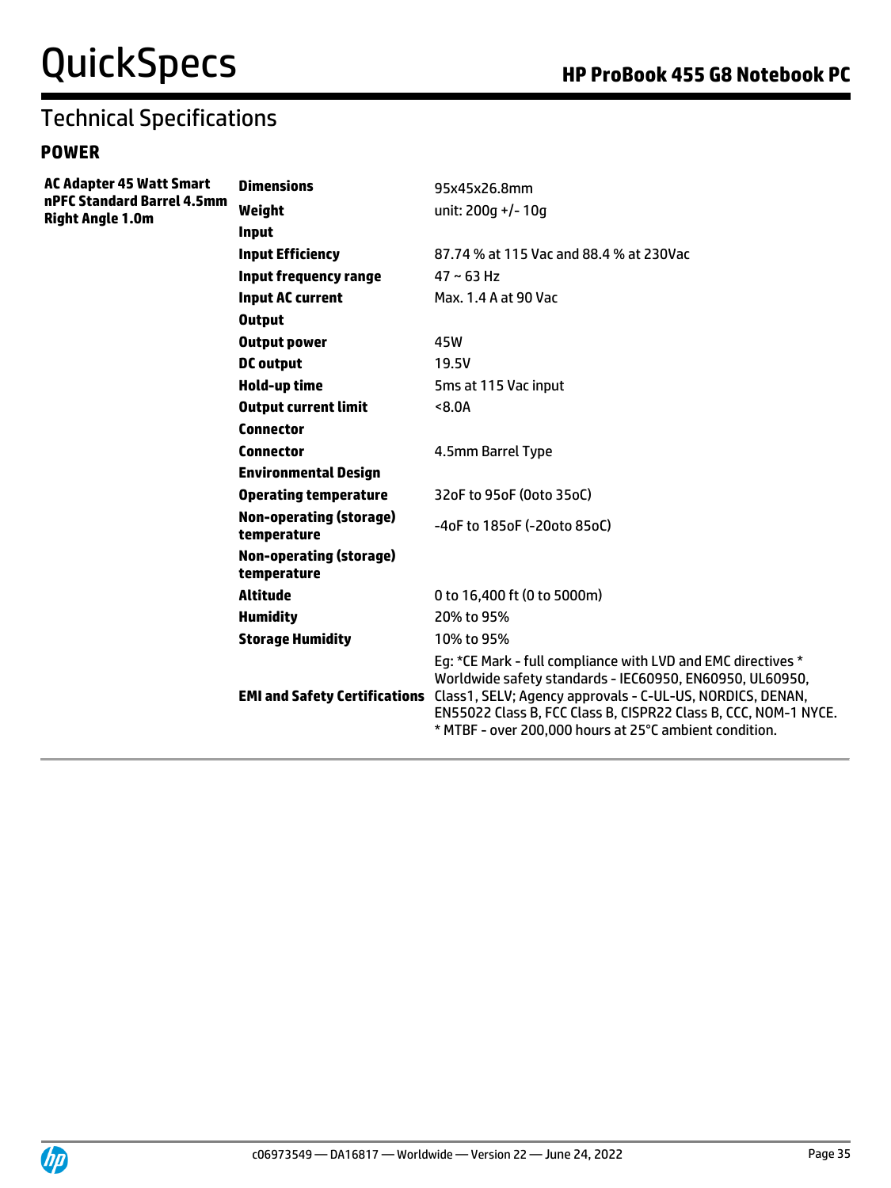# Technical Specifications

## POWER

| | | |
|---|---|---|
| **AC Adapter 45 Watt Smart nPFC Standard Barrel 4.5mm Right Angle 1.0m** | **Dimensions** | 95x45x26.8mm |
| | **Weight** | unit: 200g +/- 10g |
| | **Input** | |
| | **Input Efficiency** | 87.74 % at 115 Vac and 88.4 % at 230Vac |
| | **Input frequency range** | 47 ~ 63 Hz |
| | **Input AC current** | Max. 1.4 A at 90 Vac |
| | **Output** | |
| | **Output power** | 45W |
| | **DC output** | 19.5V |
| | **Hold-up time** | 5ms at 115 Vac input |
| | **Output current limit** | <8.0A |
| | **Connector** | |
| | **Connector** | 4.5mm Barrel Type |
| | **Environmental Design** | |
| | **Operating temperature** | 32oF to 95oF (0oto 35oC) |
| | **Non-operating (storage) temperature** | -4oF to 185oF (-20oto 85oC) |
| | **Non-operating (storage) temperature** | |
| | **Altitude** | 0 to 16,400 ft (0 to 5000m) |
| | **Humidity** | 20% to 95% |
| | **Storage Humidity** | 10% to 95% |
| | **EMI and Safety Certifications** | Eg: *CE Mark - full compliance with LVD and EMC directives * Worldwide safety standards - IEC60950, EN60950, UL60950, Class1, SELV; Agency approvals - C-UL-US, NORDICS, DENAN, EN55022 Class B, FCC Class B, CISPR22 Class B, CCC, NOM-1 NYCE. * MTBF - over 200,000 hours at 25°C ambient condition. |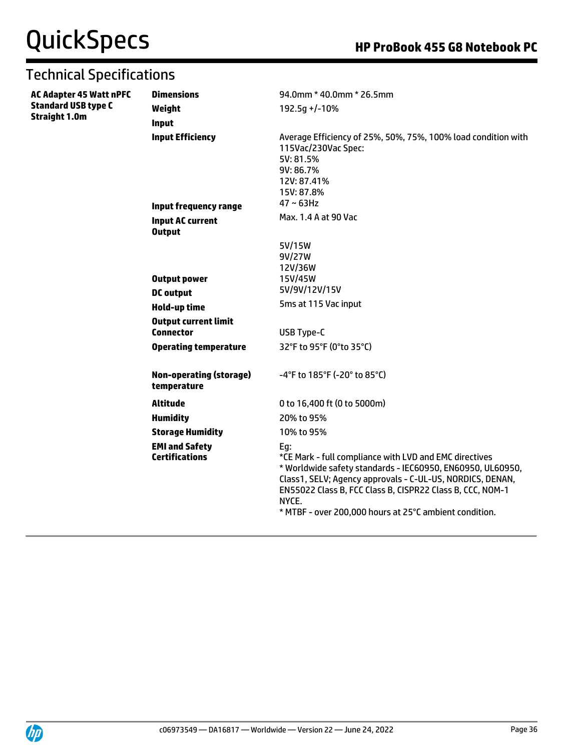## Technical Specifications

| | | |
|---|---|---|
| **AC Adapter 45 Watt nPFC Standard USB type C Straight 1.0m** | **Dimensions** | 94.0mm * 40.0mm * 26.5mm |
| | **Weight** | 192.5g +/-10% |
| | **Input** | |
| | **Input Efficiency** | Average Efficiency of 25%, 50%, 75%, 100% load condition with 115Vac/230Vac Spec:<br>5V: 81.5%<br>9V: 86.7%<br>12V: 87.41%<br>15V: 87.8% |
| | **Input frequency range** | 47 ~ 63Hz |
| | **Input AC current** | Max. 1.4 A at 90 Vac |
| | **Output** | |
| | **Output power** | 5V/15W<br>9V/27W<br>12V/36W<br>15V/45W |
| | **DC output** | 5V/9V/12V/15V |
| | **Hold-up time** | 5ms at 115 Vac input |
| | **Output current limit** | |
| | **Connector** | USB Type-C |
| | **Operating temperature** | 32°F to 95°F (0°to 35°C) |
| | **Non-operating (storage) temperature** | -4°F to 185°F (-20° to 85°C) |
| | **Altitude** | 0 to 16,400 ft (0 to 5000m) |
| | **Humidity** | 20% to 95% |
| | **Storage Humidity** | 10% to 95% |
| | **EMI and Safety Certifications** | Eg:<br>*CE Mark - full compliance with LVD and EMC directives<br>* Worldwide safety standards - IEC60950, EN60950, UL60950, Class1, SELV; Agency approvals - C-UL-US, NORDICS, DENAN, EN55022 Class B, FCC Class B, CISPR22 Class B, CCC, NOM-1 NYCE.<br>* MTBF - over 200,000 hours at 25°C ambient condition. |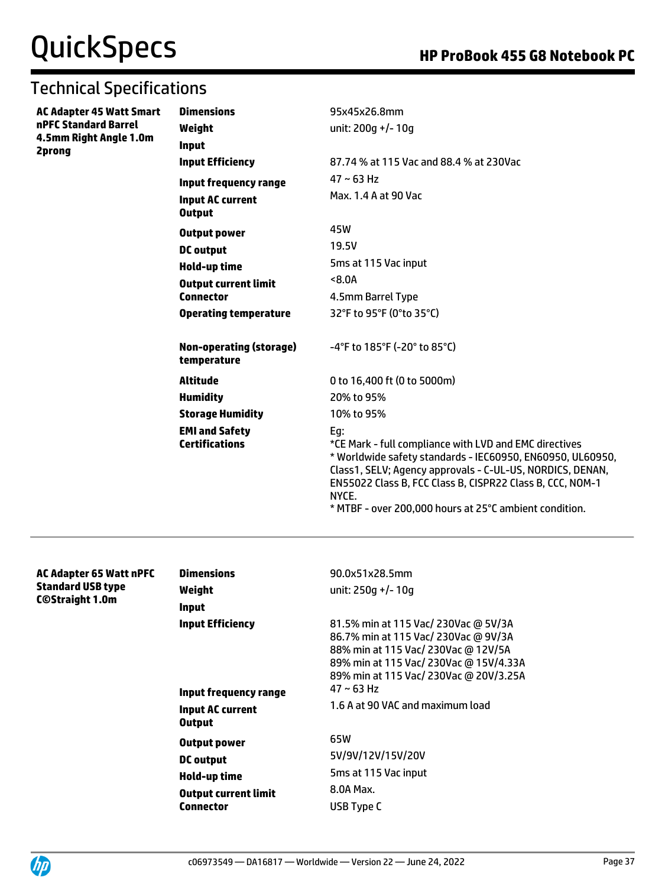## Technical Specifications

| | | |
|---|---|---|
| **AC Adapter 45 Watt Smart nPFC Standard Barrel 4.5mm Right Angle 1.0m 2prong** | **Dimensions** | 95x45x26.8mm |
| | **Weight** | unit: 200g +/- 10g |
| | **Input** | |
| | **Input Efficiency** | 87.74 % at 115 Vac and 88.4 % at 230Vac |
| | **Input frequency range** | 47 ~ 63 Hz |
| | **Input AC current** | Max. 1.4 A at 90 Vac |
| | **Output** | |
| | **Output power** | 45W |
| | **DC output** | 19.5V |
| | **Hold-up time** | 5ms at 115 Vac input |
| | **Output current limit** | <8.0A |
| | **Connector** | 4.5mm Barrel Type |
| | **Operating temperature** | 32°F to 95°F (0°to 35°C) |
| | **Non-operating (storage) temperature** | -4°F to 185°F (-20° to 85°C) |
| | **Altitude** | 0 to 16,400 ft (0 to 5000m) |
| | **Humidity** | 20% to 95% |
| | **Storage Humidity** | 10% to 95% |
| | **EMI and Safety Certifications** | Eg:<br>*CE Mark - full compliance with LVD and EMC directives<br>* Worldwide safety standards - IEC60950, EN60950, UL60950, Class1, SELV; Agency approvals - C-UL-US, NORDICS, DENAN, EN55022 Class B, FCC Class B, CISPR22 Class B, CCC, NOM-1 NYCE.<br>* MTBF - over 200,000 hours at 25°C ambient condition. |

| | | |
|---|---|---|
| **AC Adapter 65 Watt nPFC Standard USB type C©Straight 1.0m** | **Dimensions** | 90.0x51x28.5mm |
| | **Weight** | unit: 250g +/- 10g |
| | **Input** | |
| | **Input Efficiency** | 81.5% min at 115 Vac/ 230Vac @ 5V/3A<br>86.7% min at 115 Vac/ 230Vac @ 9V/3A<br>88% min at 115 Vac/ 230Vac @ 12V/5A<br>89% min at 115 Vac/ 230Vac @ 15V/4.33A<br>89% min at 115 Vac/ 230Vac @ 20V/3.25A |
| | **Input frequency range** | 47 ~ 63 Hz |
| | **Input AC current** | 1.6 A at 90 VAC and maximum load |
| | **Output** | |
| | **Output power** | 65W |
| | **DC output** | 5V/9V/12V/15V/20V |
| | **Hold-up time** | 5ms at 115 Vac input |
| | **Output current limit** | 8.0A Max. |
| | **Connector** | USB Type C |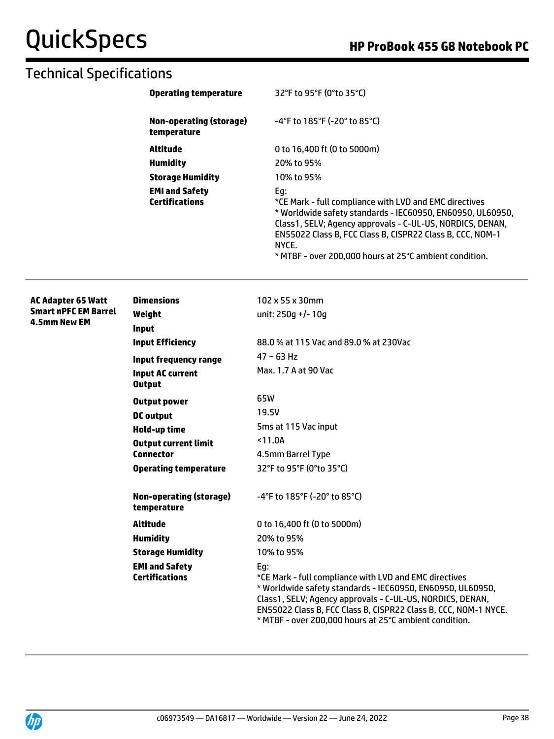## Technical Specifications

| | | |
|---|---|---|
| | **Operating temperature** | 32°F to 95°F (0°to 35°C) |
| | **Non-operating (storage) temperature** | -4°F to 185°F (-20° to 85°C) |
| | **Altitude** | 0 to 16,400 ft (0 to 5000m) |
| | **Humidity** | 20% to 95% |
| | **Storage Humidity** | 10% to 95% |
| | **EMI and Safety Certifications** | Eg:<br>*CE Mark - full compliance with LVD and EMC directives<br>* Worldwide safety standards - IEC60950, EN60950, UL60950, Class1, SELV; Agency approvals - C-UL-US, NORDICS, DENAN, EN55022 Class B, FCC Class B, CISPR22 Class B, CCC, NOM-1 NYCE.<br>* MTBF - over 200,000 hours at 25°C ambient condition. |

| | | |
|---|---|---|
| **AC Adapter 65 Watt Smart nPFC EM Barrel 4.5mm New EM** | **Dimensions** | 102 x 55 x 30mm |
| | **Weight** | unit: 250g +/- 10g |
| | **Input** | |
| | **Input Efficiency** | 88.0 % at 115 Vac and 89.0 % at 230Vac |
| | **Input frequency range** | 47 ~ 63 Hz |
| | **Input AC current** | Max. 1.7 A at 90 Vac |
| | **Output** | |
| | **Output power** | 65W |
| | **DC output** | 19.5V |
| | **Hold-up time** | 5ms at 115 Vac input |
| | **Output current limit** | <11.0A |
| | **Connector** | 4.5mm Barrel Type |
| | **Operating temperature** | 32°F to 95°F (0°to 35°C) |
| | **Non-operating (storage) temperature** | -4°F to 185°F (-20° to 85°C) |
| | **Altitude** | 0 to 16,400 ft (0 to 5000m) |
| | **Humidity** | 20% to 95% |
| | **Storage Humidity** | 10% to 95% |
| | **EMI and Safety Certifications** | Eg:<br>*CE Mark - full compliance with LVD and EMC directives<br>* Worldwide safety standards - IEC60950, EN60950, UL60950, Class1, SELV; Agency approvals - C-UL-US, NORDICS, DENAN, EN55022 Class B, FCC Class B, CISPR22 Class B, CCC, NOM-1 NYCE.<br>* MTBF - over 200,000 hours at 25°C ambient condition. |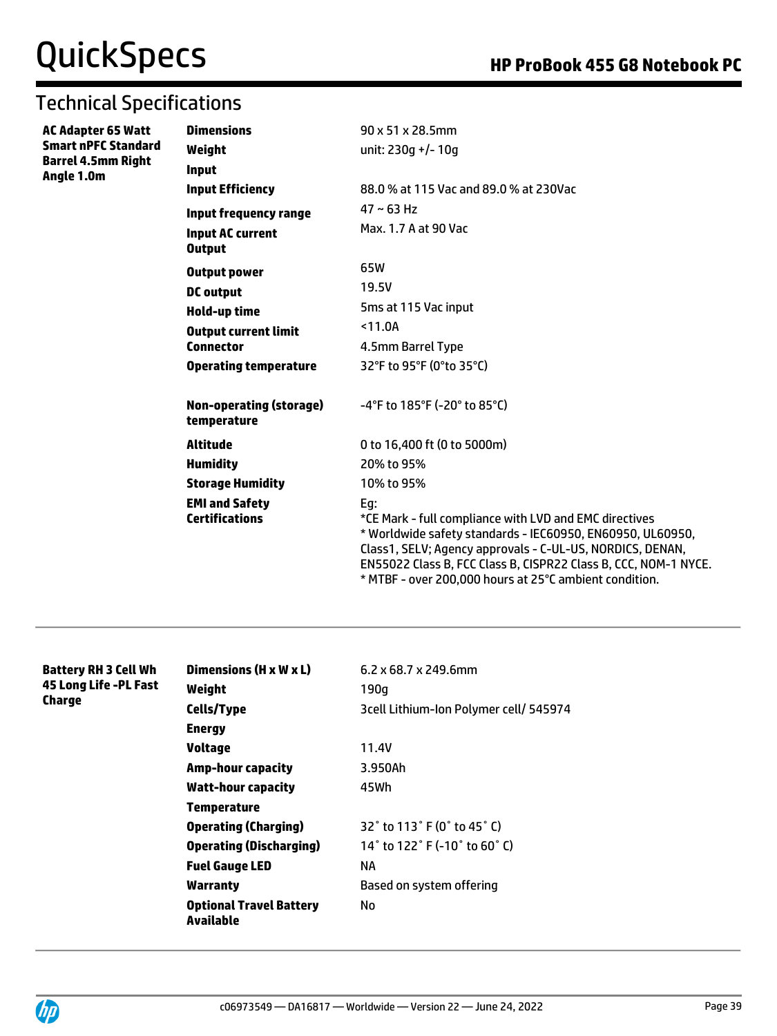## Technical Specifications

| | | |
|---|---|---|
| **AC Adapter 65 Watt Smart nPFC Standard Barrel 4.5mm Right Angle 1.0m** | **Dimensions** | 90 x 51 x 28.5mm |
| | **Weight** | unit: 230g +/- 10g |
| | **Input** | |
| | **Input Efficiency** | 88.0 % at 115 Vac and 89.0 % at 230Vac |
| | **Input frequency range** | 47 ~ 63 Hz |
| | **Input AC current** | Max. 1.7 A at 90 Vac |
| | **Output** | |
| | **Output power** | 65W |
| | **DC output** | 19.5V |
| | **Hold-up time** | 5ms at 115 Vac input |
| | **Output current limit** | <11.0A |
| | **Connector** | 4.5mm Barrel Type |
| | **Operating temperature** | 32°F to 95°F (0°to 35°C) |
| | **Non-operating (storage) temperature** | -4°F to 185°F (-20° to 85°C) |
| | **Altitude** | 0 to 16,400 ft (0 to 5000m) |
| | **Humidity** | 20% to 95% |
| | **Storage Humidity** | 10% to 95% |
| | **EMI and Safety Certifications** | Eg:<br>*CE Mark - full compliance with LVD and EMC directives<br>* Worldwide safety standards - IEC60950, EN60950, UL60950, Class1, SELV; Agency approvals - C-UL-US, NORDICS, DENAN, EN55022 Class B, FCC Class B, CISPR22 Class B, CCC, NOM-1 NYCE.<br>* MTBF - over 200,000 hours at 25°C ambient condition. |

| | | |
|---|---|---|
| **Battery RH 3 Cell Wh 45 Long Life -PL Fast Charge** | **Dimensions (H x W x L)** | 6.2 x 68.7 x 249.6mm |
| | **Weight** | 190g |
| | **Cells/Type** | 3cell Lithium-Ion Polymer cell/ 545974 |
| | **Energy** | |
| | **Voltage** | 11.4V |
| | **Amp-hour capacity** | 3.950Ah |
| | **Watt-hour capacity** | 45Wh |
| | **Temperature** | |
| | **Operating (Charging)** | 32° to 113° F (0° to 45° C) |
| | **Operating (Discharging)** | 14° to 122° F (-10° to 60° C) |
| | **Fuel Gauge LED** | NA |
| | **Warranty** | Based on system offering |
| | **Optional Travel Battery Available** | No |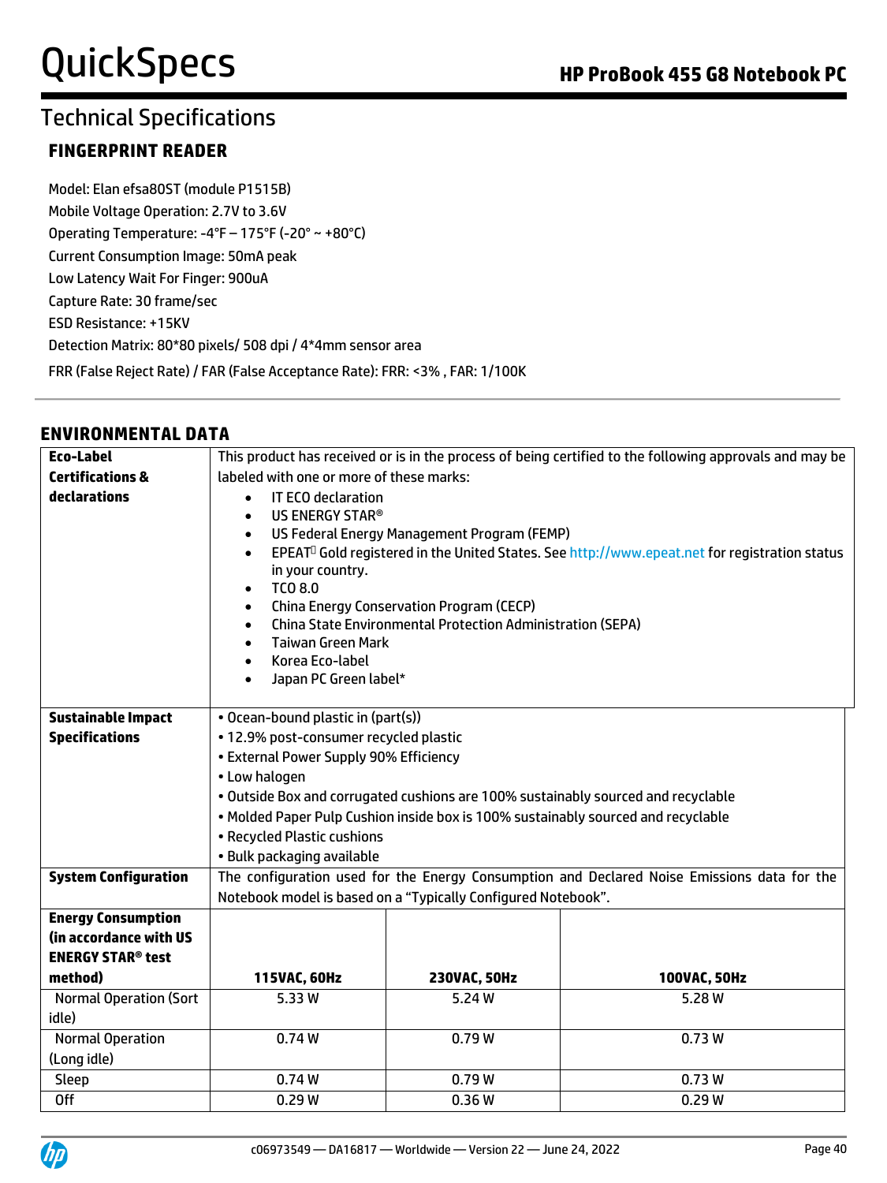# Technical Specifications

## FINGERPRINT READER

Model: Elan efsa80ST (module P1515B)
Mobile Voltage Operation: 2.7V to 3.6V
Operating Temperature: -4°F – 175°F (-20° ~ +80°C)
Current Consumption Image: 50mA peak
Low Latency Wait For Finger: 900uA
Capture Rate: 30 frame/sec
ESD Resistance: +15KV
Detection Matrix: 80*80 pixels/ 508 dpi / 4*4mm sensor area
FRR (False Reject Rate) / FAR (False Acceptance Rate): FRR: <3% , FAR: 1/100K

## ENVIRONMENTAL DATA

| | | | |
|---|---|---|---|
| **Eco-Label Certifications & declarations** | This product has received or is in the process of being certified to the following approvals and may be labeled with one or more of these marks:<br>• IT ECO declaration<br>• US ENERGY STAR®<br>• US Federal Energy Management Program (FEMP)<br>• EPEAT Gold registered in the United States. See http://www.epeat.net for registration status in your country.<br>• TCO 8.0<br>• China Energy Conservation Program (CECP)<br>• China State Environmental Protection Administration (SEPA)<br>• Taiwan Green Mark<br>• Korea Eco-label<br>• Japan PC Green label* | | |
| **Sustainable Impact Specifications** | • Ocean-bound plastic in (part(s))<br>• 12.9% post-consumer recycled plastic<br>• External Power Supply 90% Efficiency<br>• Low halogen<br>• Outside Box and corrugated cushions are 100% sustainably sourced and recyclable<br>• Molded Paper Pulp Cushion inside box is 100% sustainably sourced and recyclable<br>• Recycled Plastic cushions<br>• Bulk packaging available | | |
| **System Configuration** | The configuration used for the Energy Consumption and Declared Noise Emissions data for the Notebook model is based on a "Typically Configured Notebook". | | |
| **Energy Consumption (in accordance with US ENERGY STAR® test method)** | **115VAC, 60Hz** | **230VAC, 50Hz** | **100VAC, 50Hz** |
| Normal Operation (Sort idle) | 5.33 W | 5.24 W | 5.28 W |
| Normal Operation (Long idle) | 0.74 W | 0.79 W | 0.73 W |
| Sleep | 0.74 W | 0.79 W | 0.73 W |
| Off | 0.29 W | 0.36 W | 0.29 W |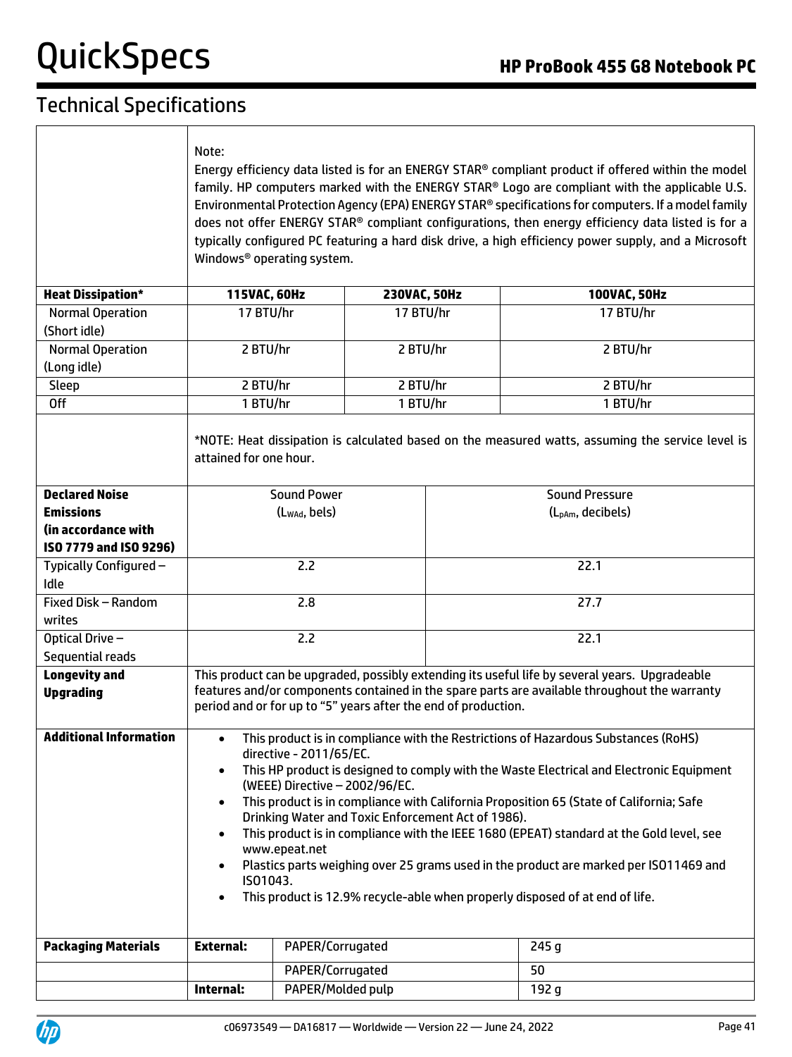## Technical Specifications

| | | | |
|---|---|---|---|
| | Note:<br>Energy efficiency data listed is for an ENERGY STAR® compliant product if offered within the model family. HP computers marked with the ENERGY STAR® Logo are compliant with the applicable U.S. Environmental Protection Agency (EPA) ENERGY STAR® specifications for computers. If a model family does not offer ENERGY STAR® compliant configurations, then energy efficiency data listed is for a typically configured PC featuring a hard disk drive, a high efficiency power supply, and a Microsoft Windows® operating system. | | |
| **Heat Dissipation*** | **115VAC, 60Hz** | **230VAC, 50Hz** | **100VAC, 50Hz** |
| Normal Operation (Short idle) | 17 BTU/hr | 17 BTU/hr | 17 BTU/hr |
| Normal Operation (Long idle) | 2 BTU/hr | 2 BTU/hr | 2 BTU/hr |
| Sleep | 2 BTU/hr | 2 BTU/hr | 2 BTU/hr |
| Off | 1 BTU/hr | 1 BTU/hr | 1 BTU/hr |
| | *NOTE: Heat dissipation is calculated based on the measured watts, assuming the service level is attained for one hour. | | |

| **Declared Noise Emissions (in accordance with ISO 7779 and ISO 9296)** | Sound Power ($L_{WAd}$, bels) | Sound Pressure ($L_{pAm}$, decibels) |
|---|---|---|
| Typically Configured – Idle | 2.2 | 22.1 |
| Fixed Disk – Random writes | 2.8 | 27.7 |
| Optical Drive – Sequential reads | 2.2 | 22.1 |

**Longevity and Upgrading**

This product can be upgraded, possibly extending its useful life by several years. Upgradeable features and/or components contained in the spare parts are available throughout the warranty period and or for up to "5" years after the end of production.

**Additional Information**

- This product is in compliance with the Restrictions of Hazardous Substances (RoHS) directive - 2011/65/EC.
- This HP product is designed to comply with the Waste Electrical and Electronic Equipment (WEEE) Directive – 2002/96/EC.
- This product is in compliance with California Proposition 65 (State of California; Safe Drinking Water and Toxic Enforcement Act of 1986).
- This product is in compliance with the IEEE 1680 (EPEAT) standard at the Gold level, see www.epeat.net
- Plastics parts weighing over 25 grams used in the product are marked per ISO11469 and ISO1043.
- This product is 12.9% recycle-able when properly disposed of at end of life.

| **Packaging Materials** | **External:** | PAPER/Corrugated | 245 g |
|---|---|---|---|
| | | PAPER/Corrugated | 50 |
| | **Internal:** | PAPER/Molded pulp | 192 g |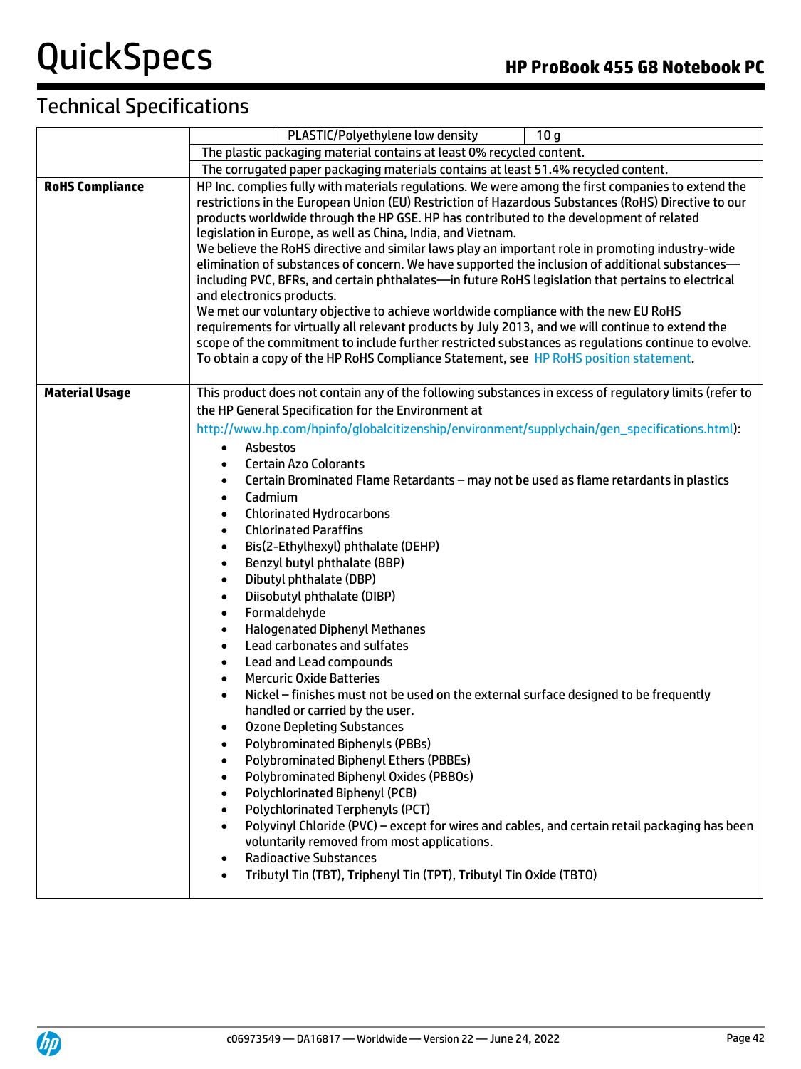## Technical Specifications

| | | |
|---|---|---|
| | PLASTIC/Polyethylene low density | 10 g |
| | The plastic packaging material contains at least 0% recycled content. | |
| | The corrugated paper packaging materials contains at least 51.4% recycled content. | |

**RoHS Compliance**

HP Inc. complies fully with materials regulations. We were among the first companies to extend the restrictions in the European Union (EU) Restriction of Hazardous Substances (RoHS) Directive to our products worldwide through the HP GSE. HP has contributed to the development of related legislation in Europe, as well as China, India, and Vietnam.
We believe the RoHS directive and similar laws play an important role in promoting industry-wide elimination of substances of concern. We have supported the inclusion of additional substances—including PVC, BFRs, and certain phthalates—in future RoHS legislation that pertains to electrical and electronics products.
We met our voluntary objective to achieve worldwide compliance with the new EU RoHS requirements for virtually all relevant products by July 2013, and we will continue to extend the scope of the commitment to include further restricted substances as regulations continue to evolve.
To obtain a copy of the HP RoHS Compliance Statement, see HP RoHS position statement.

**Material Usage**

This product does not contain any of the following substances in excess of regulatory limits (refer to the HP General Specification for the Environment at http://www.hp.com/hpinfo/globalcitizenship/environment/supplychain/gen_specifications.html):

- Asbestos
- Certain Azo Colorants
- Certain Brominated Flame Retardants – may not be used as flame retardants in plastics
- Cadmium
- Chlorinated Hydrocarbons
- Chlorinated Paraffins
- Bis(2-Ethylhexyl) phthalate (DEHP)
- Benzyl butyl phthalate (BBP)
- Dibutyl phthalate (DBP)
- Diisobutyl phthalate (DIBP)
- Formaldehyde
- Halogenated Diphenyl Methanes
- Lead carbonates and sulfates
- Lead and Lead compounds
- Mercuric Oxide Batteries
- Nickel – finishes must not be used on the external surface designed to be frequently handled or carried by the user.
- Ozone Depleting Substances
- Polybrominated Biphenyls (PBBs)
- Polybrominated Biphenyl Ethers (PBBEs)
- Polybrominated Biphenyl Oxides (PBBOs)
- Polychlorinated Biphenyl (PCB)
- Polychlorinated Terphenyls (PCT)
- Polyvinyl Chloride (PVC) – except for wires and cables, and certain retail packaging has been voluntarily removed from most applications.
- Radioactive Substances
- Tributyl Tin (TBT), Triphenyl Tin (TPT), Tributyl Tin Oxide (TBTO)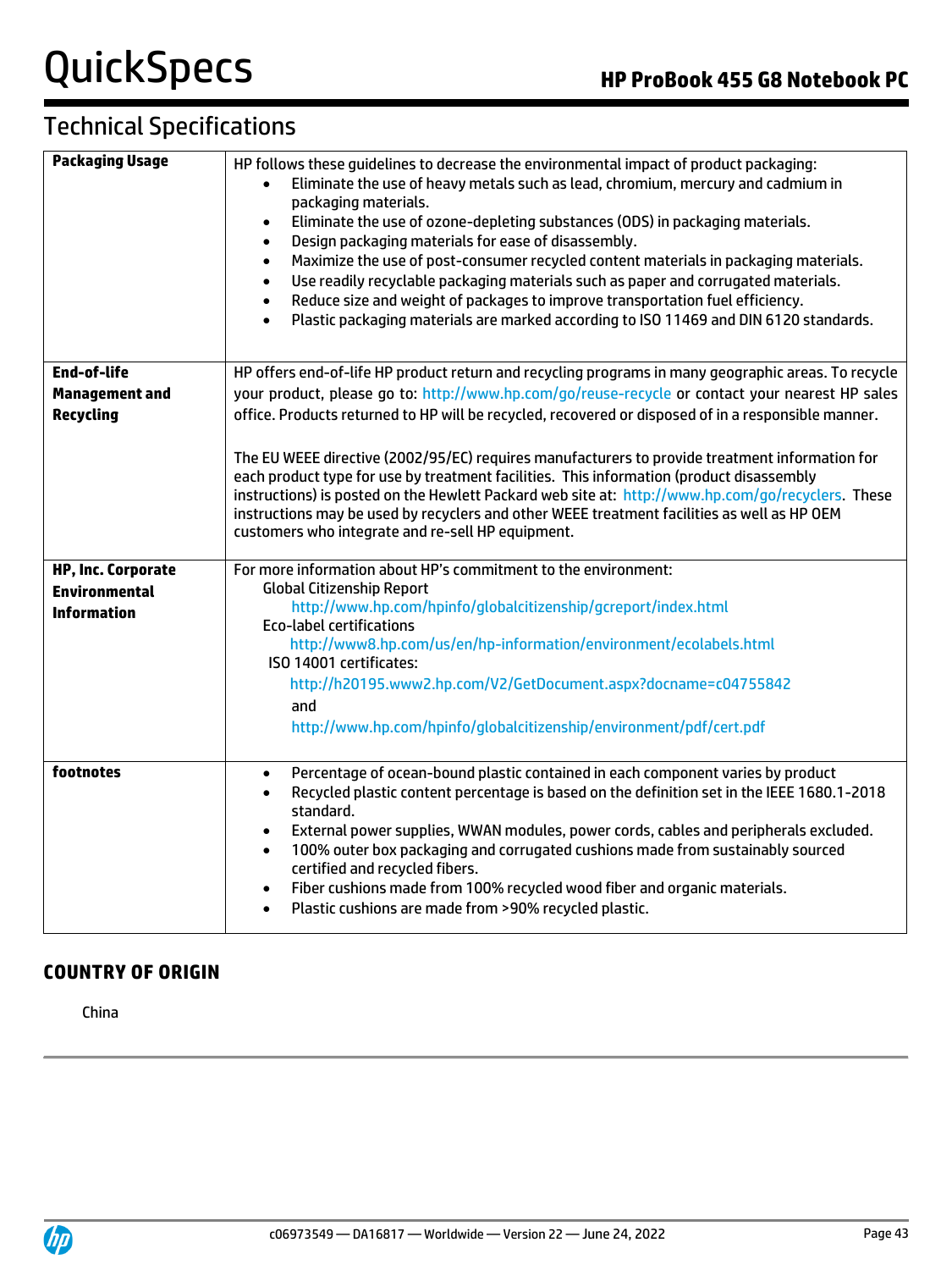## Technical Specifications

| | |
|---|---|
| **Packaging Usage** | HP follows these guidelines to decrease the environmental impact of product packaging:<br>• Eliminate the use of heavy metals such as lead, chromium, mercury and cadmium in packaging materials.<br>• Eliminate the use of ozone-depleting substances (ODS) in packaging materials.<br>• Design packaging materials for ease of disassembly.<br>• Maximize the use of post-consumer recycled content materials in packaging materials.<br>• Use readily recyclable packaging materials such as paper and corrugated materials.<br>• Reduce size and weight of packages to improve transportation fuel efficiency.<br>• Plastic packaging materials are marked according to ISO 11469 and DIN 6120 standards. |
| **End-of-life Management and Recycling** | HP offers end-of-life HP product return and recycling programs in many geographic areas. To recycle your product, please go to: http://www.hp.com/go/reuse-recycle or contact your nearest HP sales office. Products returned to HP will be recycled, recovered or disposed of in a responsible manner.<br><br>The EU WEEE directive (2002/95/EC) requires manufacturers to provide treatment information for each product type for use by treatment facilities. This information (product disassembly instructions) is posted on the Hewlett Packard web site at: http://www.hp.com/go/recyclers. These instructions may be used by recyclers and other WEEE treatment facilities as well as HP OEM customers who integrate and re-sell HP equipment. |
| **HP, Inc. Corporate Environmental Information** | For more information about HP's commitment to the environment:<br>Global Citizenship Report<br>http://www.hp.com/hpinfo/globalcitizenship/gcreport/index.html<br>Eco-label certifications<br>http://www8.hp.com/us/en/hp-information/environment/ecolabels.html<br>ISO 14001 certificates:<br>http://h20195.www2.hp.com/V2/GetDocument.aspx?docname=c04755842<br>and<br>http://www.hp.com/hpinfo/globalcitizenship/environment/pdf/cert.pdf |
| **footnotes** | • Percentage of ocean-bound plastic contained in each component varies by product<br>• Recycled plastic content percentage is based on the definition set in the IEEE 1680.1-2018 standard.<br>• External power supplies, WWAN modules, power cords, cables and peripherals excluded.<br>• 100% outer box packaging and corrugated cushions made from sustainably sourced certified and recycled fibers.<br>• Fiber cushions made from 100% recycled wood fiber and organic materials.<br>• Plastic cushions are made from >90% recycled plastic. |

## COUNTRY OF ORIGIN

China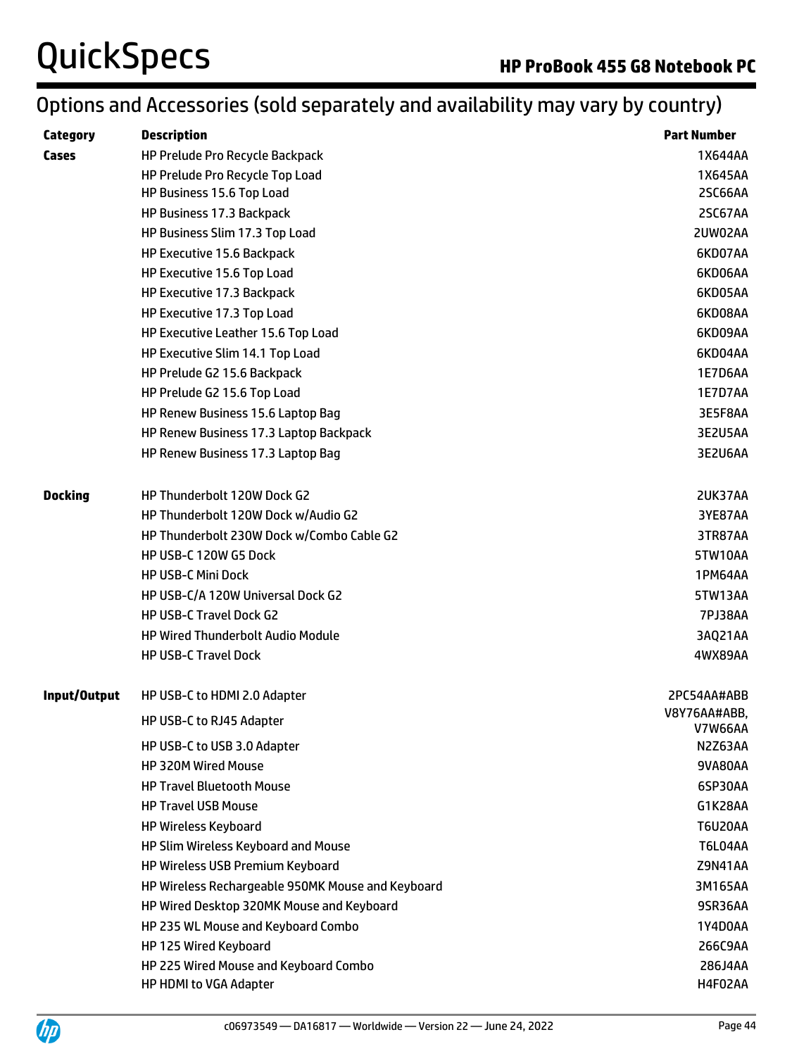## Options and Accessories (sold separately and availability may vary by country)

| Category | Description | Part Number |
|---|---|---|
| **Cases** | HP Prelude Pro Recycle Backpack | 1X644AA |
| | HP Prelude Pro Recycle Top Load | 1X645AA |
| | HP Business 15.6 Top Load | 2SC66AA |
| | HP Business 17.3 Backpack | 2SC67AA |
| | HP Business Slim 17.3 Top Load | 2UW02AA |
| | HP Executive 15.6 Backpack | 6KD07AA |
| | HP Executive 15.6 Top Load | 6KD06AA |
| | HP Executive 17.3 Backpack | 6KD05AA |
| | HP Executive 17.3 Top Load | 6KD08AA |
| | HP Executive Leather 15.6 Top Load | 6KD09AA |
| | HP Executive Slim 14.1 Top Load | 6KD04AA |
| | HP Prelude G2 15.6 Backpack | 1E7D6AA |
| | HP Prelude G2 15.6 Top Load | 1E7D7AA |
| | HP Renew Business 15.6 Laptop Bag | 3E5F8AA |
| | HP Renew Business 17.3 Laptop Backpack | 3E2U5AA |
| | HP Renew Business 17.3 Laptop Bag | 3E2U6AA |
| **Docking** | HP Thunderbolt 120W Dock G2 | 2UK37AA |
| | HP Thunderbolt 120W Dock w/Audio G2 | 3YE87AA |
| | HP Thunderbolt 230W Dock w/Combo Cable G2 | 3TR87AA |
| | HP USB-C 120W G5 Dock | 5TW10AA |
| | HP USB-C Mini Dock | 1PM64AA |
| | HP USB-C/A 120W Universal Dock G2 | 5TW13AA |
| | HP USB-C Travel Dock G2 | 7PJ38AA |
| | HP Wired Thunderbolt Audio Module | 3AQ21AA |
| | HP USB-C Travel Dock | 4WX89AA |
| **Input/Output** | HP USB-C to HDMI 2.0 Adapter | 2PC54AA#ABB |
| | HP USB-C to RJ45 Adapter | V8Y76AA#ABB, V7W66AA |
| | HP USB-C to USB 3.0 Adapter | N2Z63AA |
| | HP 320M Wired Mouse | 9VA80AA |
| | HP Travel Bluetooth Mouse | 6SP30AA |
| | HP Travel USB Mouse | G1K28AA |
| | HP Wireless Keyboard | T6U20AA |
| | HP Slim Wireless Keyboard and Mouse | T6L04AA |
| | HP Wireless USB Premium Keyboard | Z9N41AA |
| | HP Wireless Rechargeable 950MK Mouse and Keyboard | 3M165AA |
| | HP Wired Desktop 320MK Mouse and Keyboard | 9SR36AA |
| | HP 235 WL Mouse and Keyboard Combo | 1Y4D0AA |
| | HP 125 Wired Keyboard | 266C9AA |
| | HP 225 Wired Mouse and Keyboard Combo | 286J4AA |
| | HP HDMI to VGA Adapter | H4F02AA |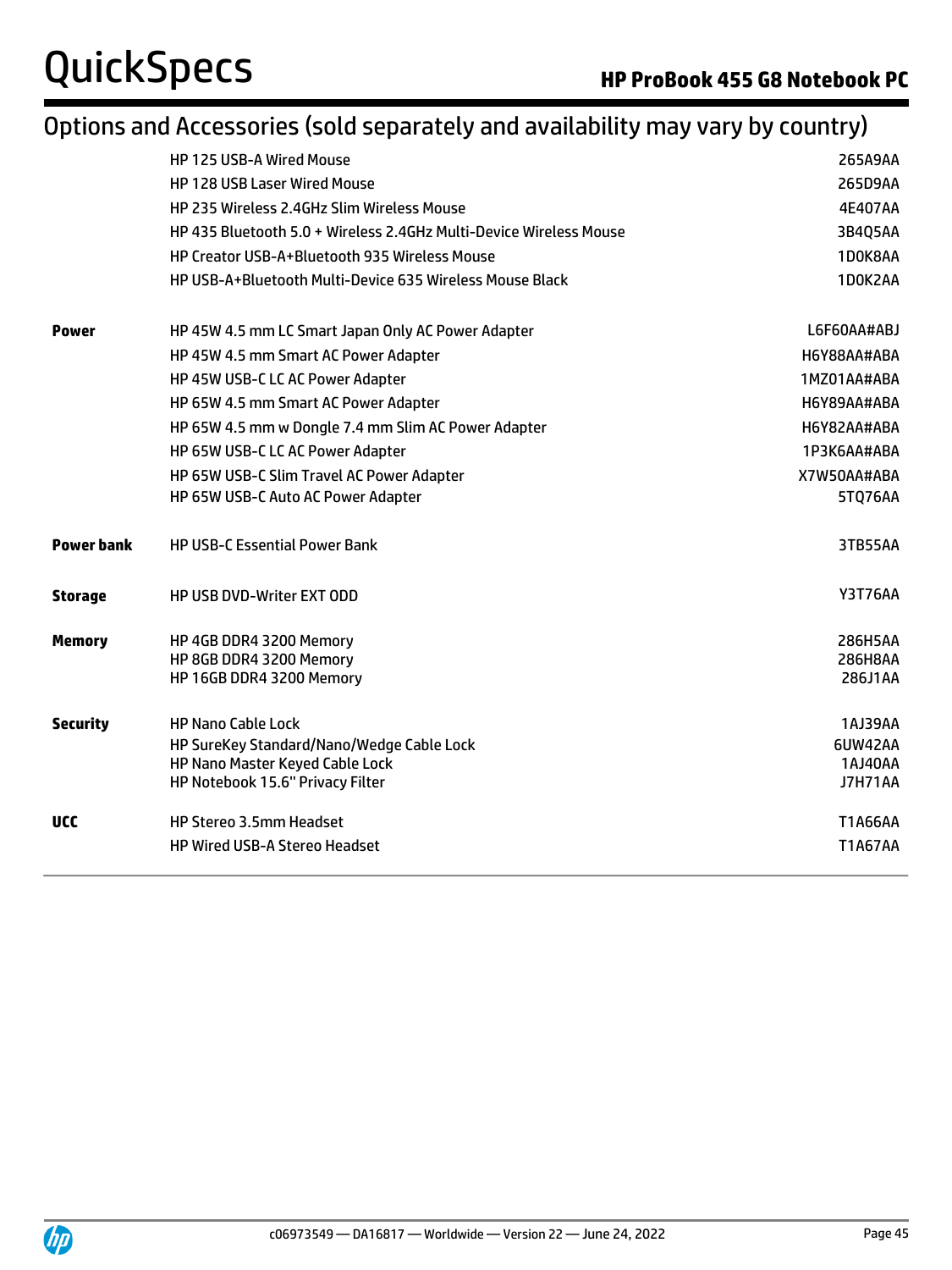## Options and Accessories (sold separately and availability may vary by country)

| | | |
|---|---|---|
| | HP 125 USB-A Wired Mouse | 265A9AA |
| | HP 128 USB Laser Wired Mouse | 265D9AA |
| | HP 235 Wireless 2.4GHz Slim Wireless Mouse | 4E407AA |
| | HP 435 Bluetooth 5.0 + Wireless 2.4GHz Multi-Device Wireless Mouse | 3B4Q5AA |
| | HP Creator USB-A+Bluetooth 935 Wireless Mouse | 1D0K8AA |
| | HP USB-A+Bluetooth Multi-Device 635 Wireless Mouse Black | 1D0K2AA |
| **Power** | HP 45W 4.5 mm LC Smart Japan Only AC Power Adapter | L6F60AA#ABJ |
| | HP 45W 4.5 mm Smart AC Power Adapter | H6Y88AA#ABA |
| | HP 45W USB-C LC AC Power Adapter | 1MZ01AA#ABA |
| | HP 65W 4.5 mm Smart AC Power Adapter | H6Y89AA#ABA |
| | HP 65W 4.5 mm w Dongle 7.4 mm Slim AC Power Adapter | H6Y82AA#ABA |
| | HP 65W USB-C LC AC Power Adapter | 1P3K6AA#ABA |
| | HP 65W USB-C Slim Travel AC Power Adapter | X7W50AA#ABA |
| | HP 65W USB-C Auto AC Power Adapter | 5TQ76AA |
| **Power bank** | HP USB-C Essential Power Bank | 3TB55AA |
| **Storage** | HP USB DVD-Writer EXT ODD | Y3T76AA |
| **Memory** | HP 4GB DDR4 3200 Memory | 286H5AA |
| | HP 8GB DDR4 3200 Memory | 286H8AA |
| | HP 16GB DDR4 3200 Memory | 286J1AA |
| **Security** | HP Nano Cable Lock | 1AJ39AA |
| | HP SureKey Standard/Nano/Wedge Cable Lock | 6UW42AA |
| | HP Nano Master Keyed Cable Lock | 1AJ40AA |
| | HP Notebook 15.6" Privacy Filter | J7H71AA |
| **UCC** | HP Stereo 3.5mm Headset | T1A66AA |
| | HP Wired USB-A Stereo Headset | T1A67AA |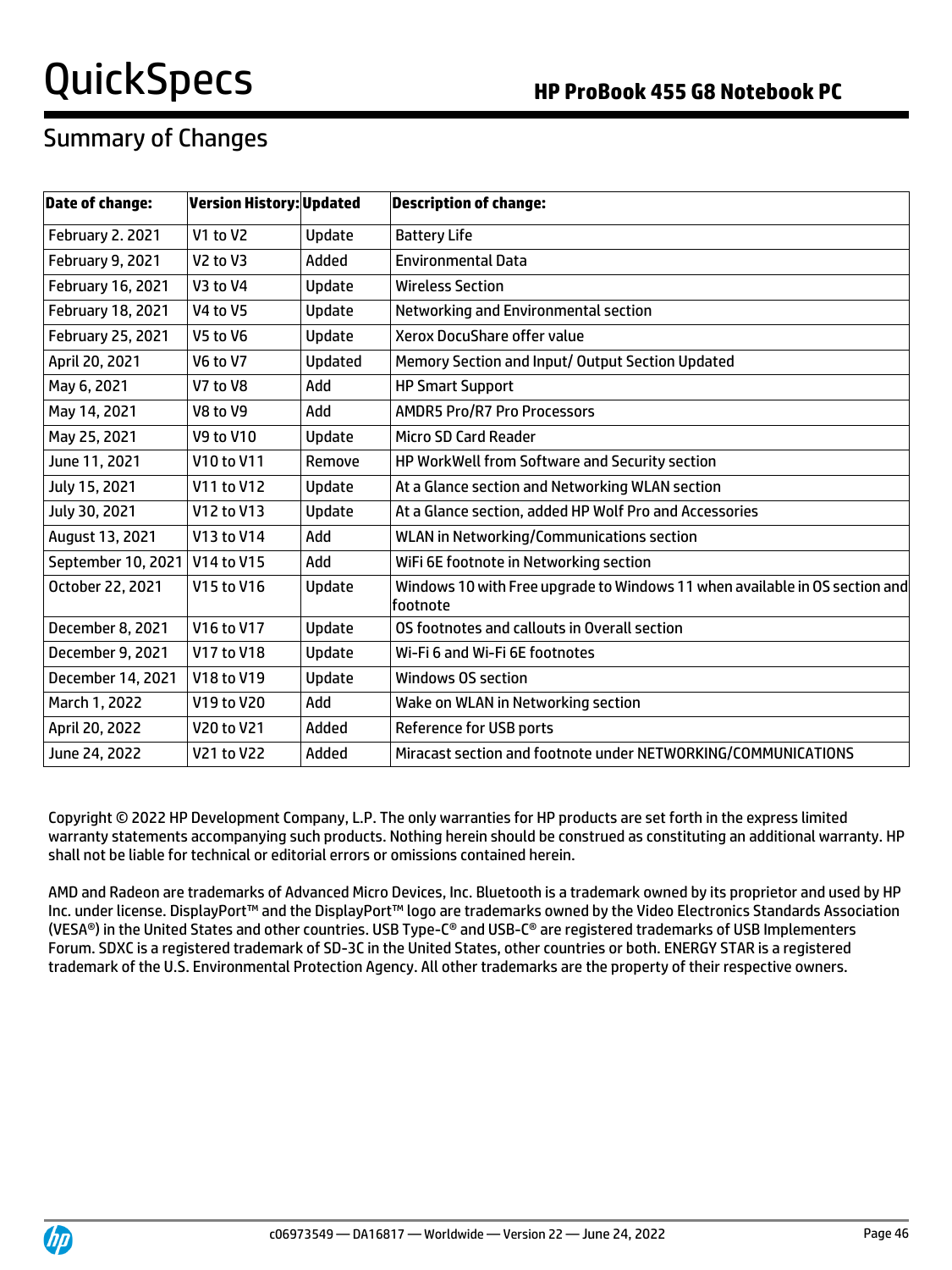## Summary of Changes

| Date of change: | Version History: | Updated | Description of change: |
|---|---|---|---|
| February 2. 2021 | V1 to V2 | Update | Battery Life |
| February 9, 2021 | V2 to V3 | Added | Environmental Data |
| February 16, 2021 | V3 to V4 | Update | Wireless Section |
| February 18, 2021 | V4 to V5 | Update | Networking and Environmental section |
| February 25, 2021 | V5 to V6 | Update | Xerox DocuShare offer value |
| April 20, 2021 | V6 to V7 | Updated | Memory Section and Input/ Output Section Updated |
| May 6, 2021 | V7 to V8 | Add | HP Smart Support |
| May 14, 2021 | V8 to V9 | Add | AMDR5 Pro/R7 Pro Processors |
| May 25, 2021 | V9 to V10 | Update | Micro SD Card Reader |
| June 11, 2021 | V10 to V11 | Remove | HP WorkWell from Software and Security section |
| July 15, 2021 | V11 to V12 | Update | At a Glance section and Networking WLAN section |
| July 30, 2021 | V12 to V13 | Update | At a Glance section, added HP Wolf Pro and Accessories |
| August 13, 2021 | V13 to V14 | Add | WLAN in Networking/Communications section |
| September 10, 2021 | V14 to V15 | Add | WiFi 6E footnote in Networking section |
| October 22, 2021 | V15 to V16 | Update | Windows 10 with Free upgrade to Windows 11 when available in OS section and footnote |
| December 8, 2021 | V16 to V17 | Update | OS footnotes and callouts in Overall section |
| December 9, 2021 | V17 to V18 | Update | Wi-Fi 6 and Wi-Fi 6E footnotes |
| December 14, 2021 | V18 to V19 | Update | Windows OS section |
| March 1, 2022 | V19 to V20 | Add | Wake on WLAN in Networking section |
| April 20, 2022 | V20 to V21 | Added | Reference for USB ports |
| June 24, 2022 | V21 to V22 | Added | Miracast section and footnote under NETWORKING/COMMUNICATIONS |

Copyright © 2022 HP Development Company, L.P. The only warranties for HP products are set forth in the express limited warranty statements accompanying such products. Nothing herein should be construed as constituting an additional warranty. HP shall not be liable for technical or editorial errors or omissions contained herein.

AMD and Radeon are trademarks of Advanced Micro Devices, Inc. Bluetooth is a trademark owned by its proprietor and used by HP Inc. under license. DisplayPort™ and the DisplayPort™ logo are trademarks owned by the Video Electronics Standards Association (VESA®) in the United States and other countries. USB Type-C® and USB-C® are registered trademarks of USB Implementers Forum. SDXC is a registered trademark of SD-3C in the United States, other countries or both. ENERGY STAR is a registered trademark of the U.S. Environmental Protection Agency. All other trademarks are the property of their respective owners.